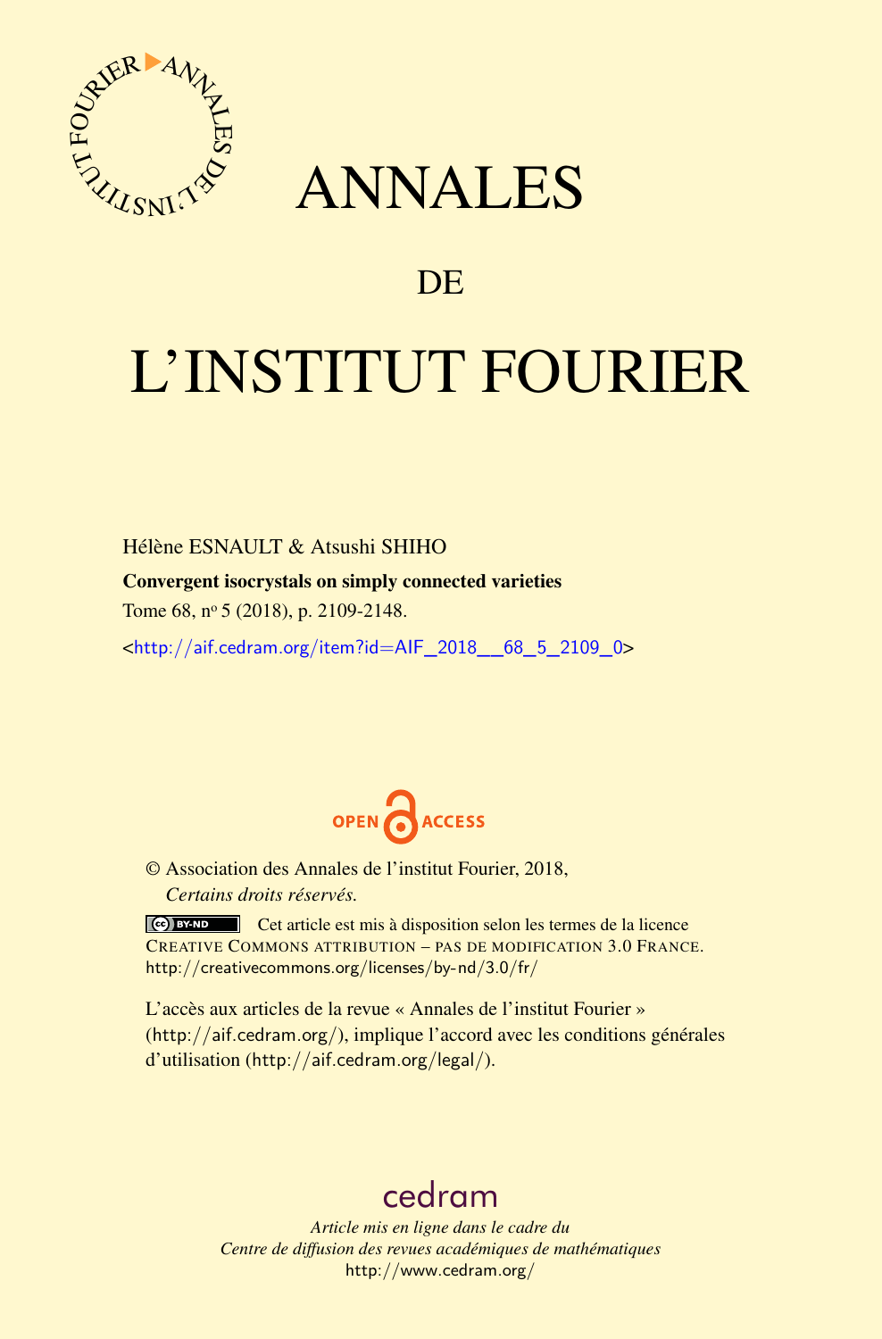# ANNALES

## DE

# L'INSTITUT FOURIER

Hélène ESNAULT & Atsushi SHIHO

**Convergent isocrystals on simply connected varieties**

Tome 68, nº 5 (2018), p. 2109-2148.

<http://aif.cedram.org/item?id=AIF_2018__68_5_2109_0>

OPEN ACCESS

© Association des Annales de l'institut Fourier, 2018,
*Certains droits réservés.*

Cet article est mis à disposition selon les termes de la licence CREATIVE COMMONS ATTRIBUTION – PAS DE MODIFICATION 3.0 FRANCE. http://creativecommons.org/licenses/by-nd/3.0/fr/

L'accès aux articles de la revue « Annales de l'institut Fourier » (http://aif.cedram.org/), implique l'accord avec les conditions générales d'utilisation (http://aif.cedram.org/legal/).

cedram

*Article mis en ligne dans le cadre du*
*Centre de diffusion des revues académiques de mathématiques*
http://www.cedram.org/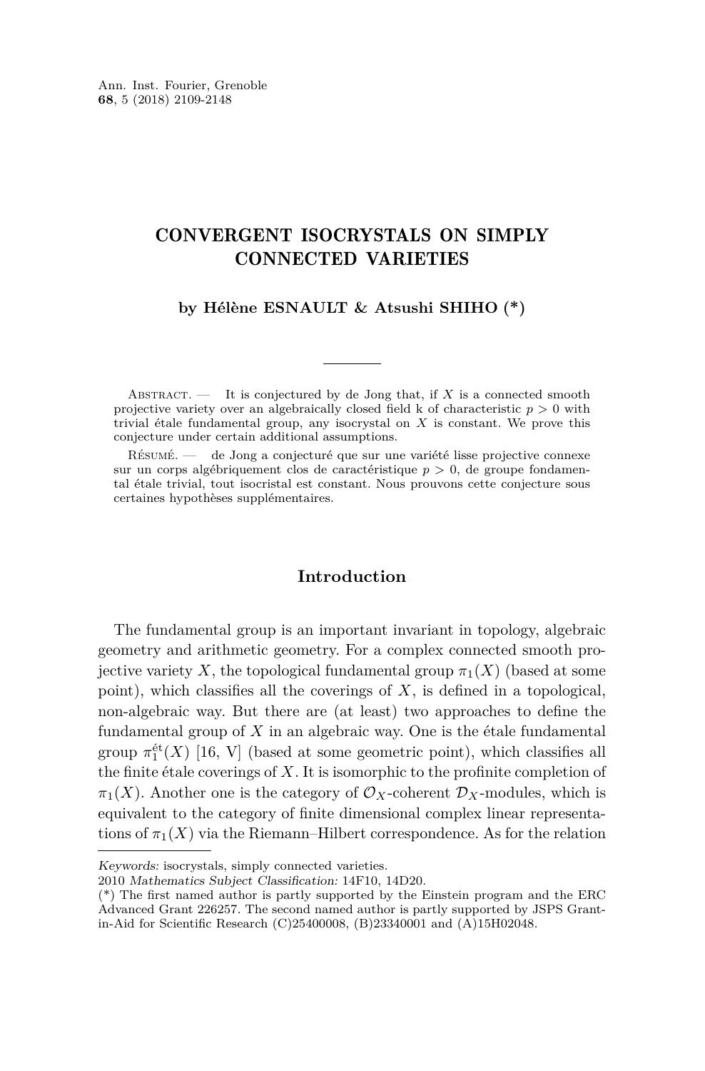# CONVERGENT ISOCRYSTALS ON SIMPLY CONNECTED VARIETIES

**by Hélène ESNAULT & Atsushi SHIHO (\*)**

Abstract. — It is conjectured by de Jong that, if $X$ is a connected smooth projective variety over an algebraically closed field k of characteristic $p > 0$ with trivial étale fundamental group, any isocrystal on $X$ is constant. We prove this conjecture under certain additional assumptions.

Résumé. — de Jong a conjecturé que sur une variété lisse projective connexe sur un corps algébriquement clos de caractéristique $p > 0$, de groupe fondamental étale trivial, tout isocristal est constant. Nous prouvons cette conjecture sous certaines hypothèses supplémentaires.

## Introduction

The fundamental group is an important invariant in topology, algebraic geometry and arithmetic geometry. For a complex connected smooth projective variety $X$, the topological fundamental group $\pi_1(X)$ (based at some point), which classifies all the coverings of $X$, is defined in a topological, non-algebraic way. But there are (at least) two approaches to define the fundamental group of $X$ in an algebraic way. One is the étale fundamental group $\pi_1^{\text{ét}}(X)$ [16, V] (based at some geometric point), which classifies all the finite étale coverings of $X$. It is isomorphic to the profinite completion of $\pi_1(X)$. Another one is the category of $\mathcal{O}_X$-coherent $\mathcal{D}_X$-modules, which is equivalent to the category of finite dimensional complex linear representations of $\pi_1(X)$ via the Riemann–Hilbert correspondence. As for the relation

*Keywords:* isocrystals, simply connected varieties.
2010 *Mathematics Subject Classification:* 14F10, 14D20.
(\*) The first named author is partly supported by the Einstein program and the ERC Advanced Grant 226257. The second named author is partly supported by JSPS Grant-in-Aid for Scientific Research (C)25400008, (B)23340001 and (A)15H02048.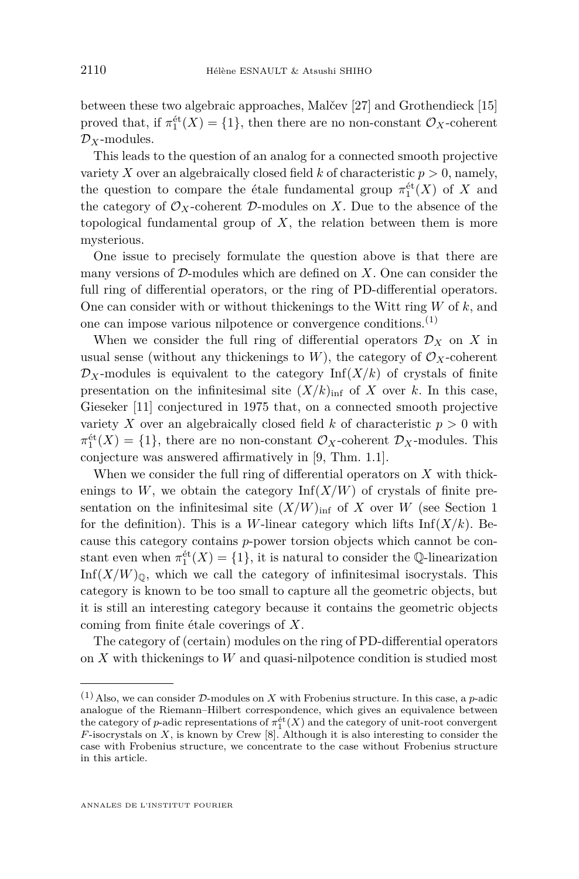between these two algebraic approaches, Malčev [27] and Grothendieck [15] proved that, if $\pi_1^{\text{ét}}(X) = \{1\}$, then there are no non-constant $\mathcal{O}_X$-coherent $\mathcal{D}_X$-modules.

This leads to the question of an analog for a connected smooth projective variety $X$ over an algebraically closed field $k$ of characteristic $p > 0$, namely, the question to compare the étale fundamental group $\pi_1^{\text{ét}}(X)$ of $X$ and the category of $\mathcal{O}_X$-coherent $\mathcal{D}$-modules on $X$. Due to the absence of the topological fundamental group of $X$, the relation between them is more mysterious.

One issue to precisely formulate the question above is that there are many versions of $\mathcal{D}$-modules which are defined on $X$. One can consider the full ring of differential operators, or the ring of PD-differential operators. One can consider with or without thickenings to the Witt ring $W$ of $k$, and one can impose various nilpotence or convergence conditions.[1]

When we consider the full ring of differential operators $\mathcal{D}_X$ on $X$ in usual sense (without any thickenings to $W$), the category of $\mathcal{O}_X$-coherent $\mathcal{D}_X$-modules is equivalent to the category $\text{Inf}(X/k)$ of crystals of finite presentation on the infinitesimal site $(X/k)_{\text{inf}}$ of $X$ over $k$. In this case, Gieseker [11] conjectured in 1975 that, on a connected smooth projective variety $X$ over an algebraically closed field $k$ of characteristic $p > 0$ with $\pi_1^{\text{ét}}(X) = \{1\}$, there are no non-constant $\mathcal{O}_X$-coherent $\mathcal{D}_X$-modules. This conjecture was answered affirmatively in [9, Thm. 1.1].

When we consider the full ring of differential operators on $X$ with thickenings to $W$, we obtain the category $\text{Inf}(X/W)$ of crystals of finite presentation on the infinitesimal site $(X/W)_{\text{inf}}$ of $X$ over $W$ (see Section 1 for the definition). This is a $W$-linear category which lifts $\text{Inf}(X/k)$. Because this category contains $p$-power torsion objects which cannot be constant even when $\pi_1^{\text{ét}}(X) = \{1\}$, it is natural to consider the $\mathbb{Q}$-linearization $\text{Inf}(X/W)_{\mathbb{Q}}$, which we call the category of infinitesimal isocrystals. This category is known to be too small to capture all the geometric objects, but it is still an interesting category because it contains the geometric objects coming from finite étale coverings of $X$.

The category of (certain) modules on the ring of PD-differential operators on $X$ with thickenings to $W$ and quasi-nilpotence condition is studied most

---

[1] Also, we can consider $\mathcal{D}$-modules on $X$ with Frobenius structure. In this case, a $p$-adic analogue of the Riemann–Hilbert correspondence, which gives an equivalence between the category of $p$-adic representations of $\pi_1^{\text{ét}}(X)$ and the category of unit-root convergent $F$-isocrystals on $X$, is known by Crew [8]. Although it is also interesting to consider the case with Frobenius structure, we concentrate to the case without Frobenius structure in this article.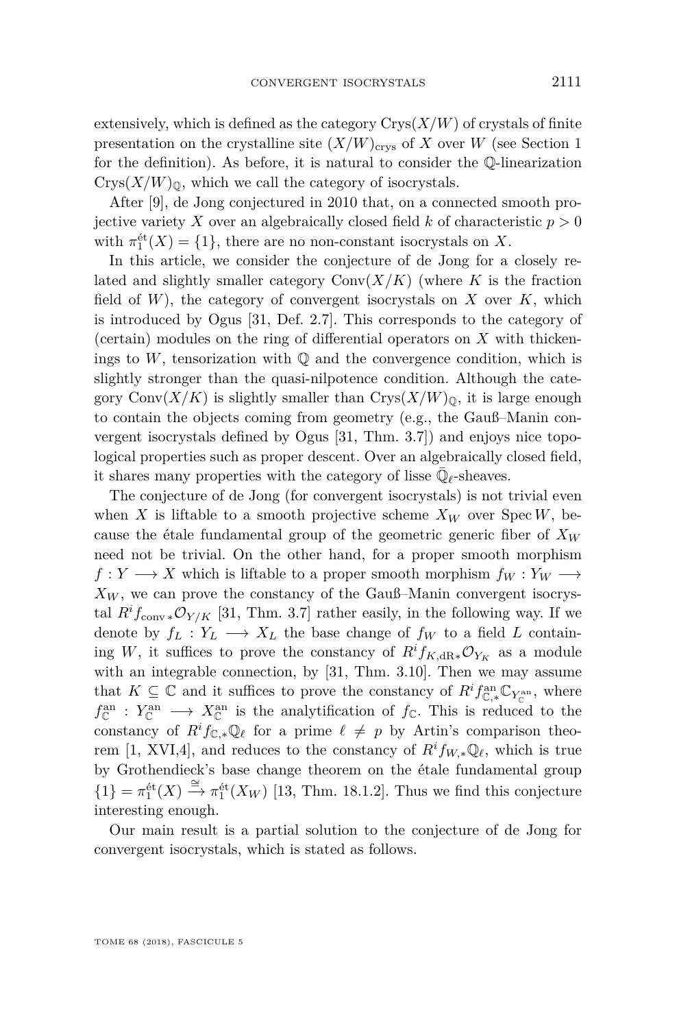extensively, which is defined as the category $\mathrm{Crys}(X/W)$ of crystals of finite presentation on the crystalline site $(X/W)_{\mathrm{crys}}$ of $X$ over $W$ (see Section 1 for the definition). As before, it is natural to consider the $\mathbb{Q}$-linearization $\mathrm{Crys}(X/W)_{\mathbb{Q}}$, which we call the category of isocrystals.

After [9], de Jong conjectured in 2010 that, on a connected smooth projective variety $X$ over an algebraically closed field $k$ of characteristic $p > 0$ with $\pi_1^{\text{ét}}(X) = \{1\}$, there are no non-constant isocrystals on $X$.

In this article, we consider the conjecture of de Jong for a closely related and slightly smaller category $\mathrm{Conv}(X/K)$ (where $K$ is the fraction field of $W$), the category of convergent isocrystals on $X$ over $K$, which is introduced by Ogus [31, Def. 2.7]. This corresponds to the category of (certain) modules on the ring of differential operators on $X$ with thickenings to $W$, tensorization with $\mathbb{Q}$ and the convergence condition, which is slightly stronger than the quasi-nilpotence condition. Although the category $\mathrm{Conv}(X/K)$ is slightly smaller than $\mathrm{Crys}(X/W)_{\mathbb{Q}}$, it is large enough to contain the objects coming from geometry (e.g., the Gauß–Manin convergent isocrystals defined by Ogus [31, Thm. 3.7]) and enjoys nice topological properties such as proper descent. Over an algebraically closed field, it shares many properties with the category of lisse $\bar{\mathbb{Q}}_\ell$-sheaves.

The conjecture of de Jong (for convergent isocrystals) is not trivial even when $X$ is liftable to a smooth projective scheme $X_W$ over $\operatorname{Spec} W$, because the étale fundamental group of the geometric generic fiber of $X_W$ need not be trivial. On the other hand, for a proper smooth morphism $f : Y \longrightarrow X$ which is liftable to a proper smooth morphism $f_W : Y_W \longrightarrow X_W$, we can prove the constancy of the Gauß–Manin convergent isocrystal $R^i f_{\mathrm{conv}\,*}\mathcal{O}_{Y/K}$ [31, Thm. 3.7] rather easily, in the following way. If we denote by $f_L : Y_L \longrightarrow X_L$ the base change of $f_W$ to a field $L$ containing $W$, it suffices to prove the constancy of $R^i f_{K,\mathrm{dR}*}\mathcal{O}_{Y_K}$ as a module with an integrable connection, by [31, Thm. 3.10]. Then we may assume that $K \subseteq \mathbb{C}$ and it suffices to prove the constancy of $R^i f^{\mathrm{an}}_{\mathbb{C},*}\mathbb{C}_{Y^{\mathrm{an}}_{\mathbb{C}}}$, where $f^{\mathrm{an}}_{\mathbb{C}} : Y^{\mathrm{an}}_{\mathbb{C}} \longrightarrow X^{\mathrm{an}}_{\mathbb{C}}$ is the analytification of $f_{\mathbb{C}}$. This is reduced to the constancy of $R^i f_{\mathbb{C},*}\mathbb{Q}_\ell$ for a prime $\ell \neq p$ by Artin's comparison theorem [1, XVI,4], and reduces to the constancy of $R^i f_{W,*}\mathbb{Q}_\ell$, which is true by Grothendieck's base change theorem on the étale fundamental group $\{1\} = \pi_1^{\text{ét}}(X) \xrightarrow{\cong} \pi_1^{\text{ét}}(X_W)$ [13, Thm. 18.1.2]. Thus we find this conjecture interesting enough.

Our main result is a partial solution to the conjecture of de Jong for convergent isocrystals, which is stated as follows.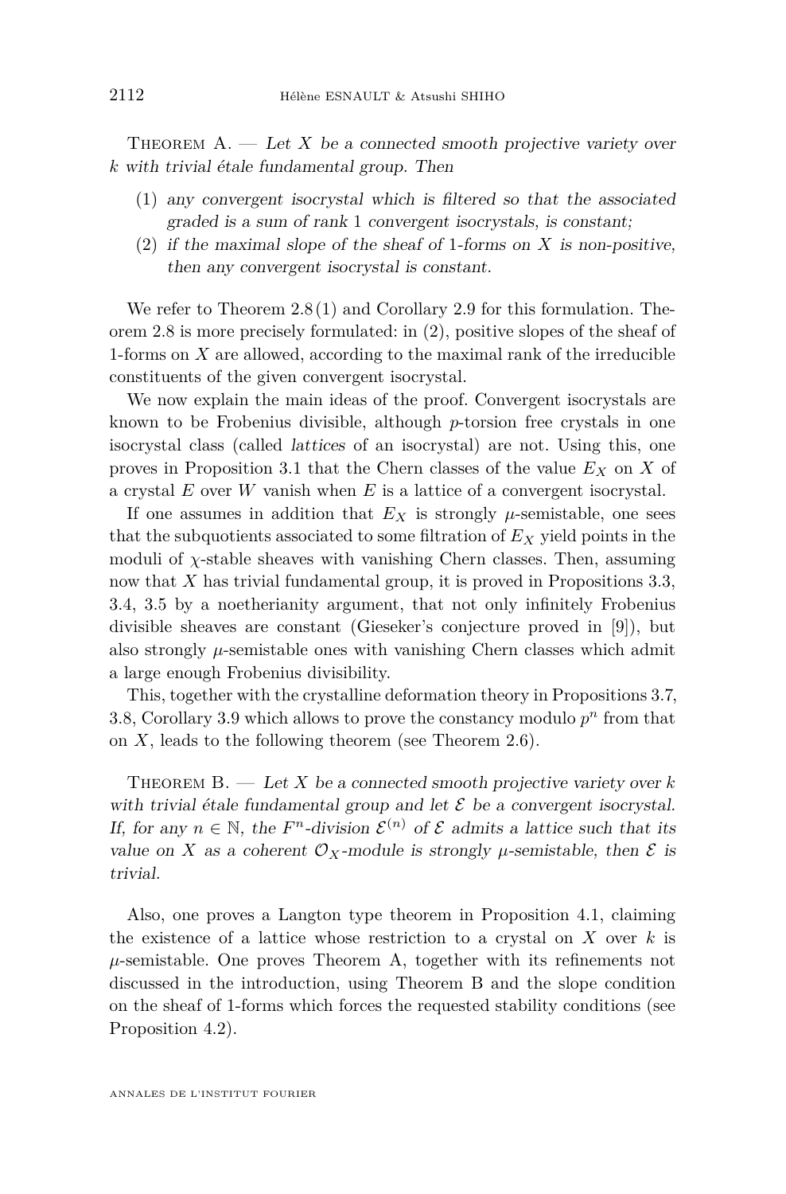Theorem A. — *Let $X$ be a connected smooth projective variety over $k$ with trivial étale fundamental group. Then*

1. *any convergent isocrystal which is filtered so that the associated graded is a sum of rank $1$ convergent isocrystals, is constant;*
2. *if the maximal slope of the sheaf of $1$-forms on $X$ is non-positive, then any convergent isocrystal is constant.*

We refer to Theorem 2.8 (1) and Corollary 2.9 for this formulation. Theorem 2.8 is more precisely formulated: in (2), positive slopes of the sheaf of 1-forms on $X$ are allowed, according to the maximal rank of the irreducible constituents of the given convergent isocrystal.

We now explain the main ideas of the proof. Convergent isocrystals are known to be Frobenius divisible, although $p$-torsion free crystals in one isocrystal class (called *lattices* of an isocrystal) are not. Using this, one proves in Proposition 3.1 that the Chern classes of the value $E_X$ on $X$ of a crystal $E$ over $W$ vanish when $E$ is a lattice of a convergent isocrystal.

If one assumes in addition that $E_X$ is strongly $\mu$-semistable, one sees that the subquotients associated to some filtration of $E_X$ yield points in the moduli of $\chi$-stable sheaves with vanishing Chern classes. Then, assuming now that $X$ has trivial fundamental group, it is proved in Propositions 3.3, 3.4, 3.5 by a noetherianity argument, that not only infinitely Frobenius divisible sheaves are constant (Gieseker's conjecture proved in [9]), but also strongly $\mu$-semistable ones with vanishing Chern classes which admit a large enough Frobenius divisibility.

This, together with the crystalline deformation theory in Propositions 3.7, 3.8, Corollary 3.9 which allows to prove the constancy modulo $p^n$ from that on $X$, leads to the following theorem (see Theorem 2.6).

Theorem B. — *Let $X$ be a connected smooth projective variety over $k$ with trivial étale fundamental group and let $\mathcal{E}$ be a convergent isocrystal. If, for any $n \in \mathbb{N}$, the $F^n$-division $\mathcal{E}^{(n)}$ of $\mathcal{E}$ admits a lattice such that its value on $X$ as a coherent $\mathcal{O}_X$-module is strongly $\mu$-semistable, then $\mathcal{E}$ is trivial.*

Also, one proves a Langton type theorem in Proposition 4.1, claiming the existence of a lattice whose restriction to a crystal on $X$ over $k$ is $\mu$-semistable. One proves Theorem A, together with its refinements not discussed in the introduction, using Theorem B and the slope condition on the sheaf of 1-forms which forces the requested stability conditions (see Proposition 4.2).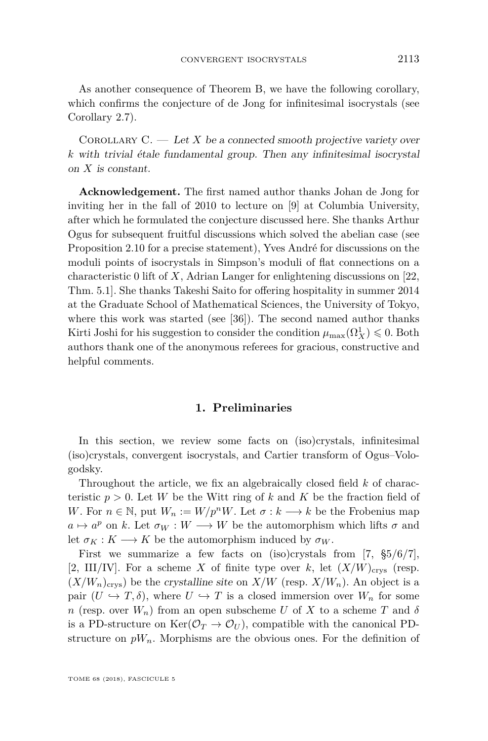As another consequence of Theorem B, we have the following corollary, which confirms the conjecture of de Jong for infinitesimal isocrystals (see Corollary 2.7).

Corollary C. — *Let $X$ be a connected smooth projective variety over $k$ with trivial étale fundamental group. Then any infinitesimal isocrystal on $X$ is constant.*

**Acknowledgement.** The first named author thanks Johan de Jong for inviting her in the fall of 2010 to lecture on [9] at Columbia University, after which he formulated the conjecture discussed here. She thanks Arthur Ogus for subsequent fruitful discussions which solved the abelian case (see Proposition 2.10 for a precise statement), Yves André for discussions on the moduli points of isocrystals in Simpson's moduli of flat connections on a characteristic 0 lift of $X$, Adrian Langer for enlightening discussions on [22, Thm. 5.1]. She thanks Takeshi Saito for offering hospitality in summer 2014 at the Graduate School of Mathematical Sciences, the University of Tokyo, where this work was started (see [36]). The second named author thanks Kirti Joshi for his suggestion to consider the condition $\mu_{\max}(\Omega^1_X) \leqslant 0$. Both authors thank one of the anonymous referees for gracious, constructive and helpful comments.

## 1. Preliminaries

In this section, we review some facts on (iso)crystals, infinitesimal (iso)crystals, convergent isocrystals, and Cartier transform of Ogus–Vologodsky.

Throughout the article, we fix an algebraically closed field $k$ of characteristic $p > 0$. Let $W$ be the Witt ring of $k$ and $K$ be the fraction field of $W$. For $n \in \mathbb{N}$, put $W_n := W/p^nW$. Let $\sigma : k \longrightarrow k$ be the Frobenius map $a \mapsto a^p$ on $k$. Let $\sigma_W : W \longrightarrow W$ be the automorphism which lifts $\sigma$ and let $\sigma_K : K \longrightarrow K$ be the automorphism induced by $\sigma_W$.

First we summarize a few facts on (iso)crystals from [7, §5/6/7], [2, III/IV]. For a scheme $X$ of finite type over $k$, let $(X/W)_{\text{crys}}$ (resp. $(X/W_n)_{\text{crys}}$) be the *crystalline site* on $X/W$ (resp. $X/W_n$). An object is a pair $(U \hookrightarrow T, \delta)$, where $U \hookrightarrow T$ is a closed immersion over $W_n$ for some $n$ (resp. over $W_n$) from an open subscheme $U$ of $X$ to a scheme $T$ and $\delta$ is a PD-structure on $\operatorname{Ker}(\mathcal{O}_T \to \mathcal{O}_U)$, compatible with the canonical PD-structure on $pW_n$. Morphisms are the obvious ones. For the definition of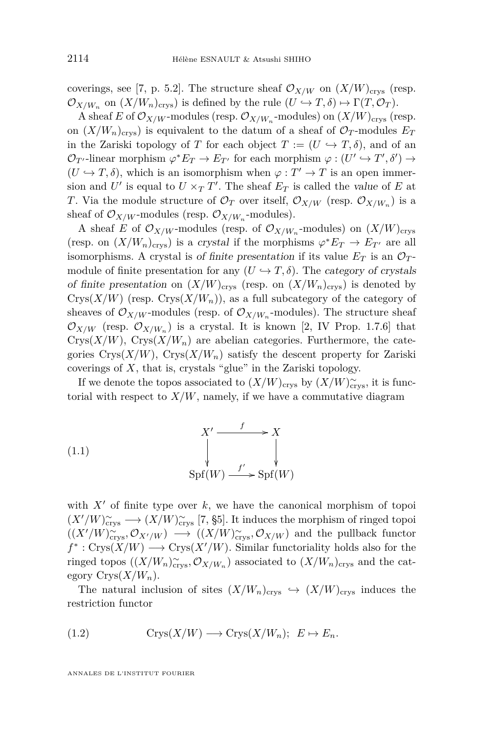coverings, see [7, p. 5.2]. The structure sheaf $\mathcal{O}_{X/W}$ on $(X/W)_{\mathrm{crys}}$ (resp. $\mathcal{O}_{X/W_n}$ on $(X/W_n)_{\mathrm{crys}}$) is defined by the rule $(U \hookrightarrow T, \delta) \mapsto \Gamma(T, \mathcal{O}_T)$.

A sheaf $E$ of $\mathcal{O}_{X/W}$-modules (resp. $\mathcal{O}_{X/W_n}$-modules) on $(X/W)_{\mathrm{crys}}$ (resp. on $(X/W_n)_{\mathrm{crys}}$) is equivalent to the datum of a sheaf of $\mathcal{O}_T$-modules $E_T$ in the Zariski topology of $T$ for each object $T := (U \hookrightarrow T, \delta)$, and of an $\mathcal{O}_{T'}$-linear morphism $\varphi^* E_T \to E_{T'}$ for each morphism $\varphi : (U' \hookrightarrow T', \delta') \to (U \hookrightarrow T, \delta)$, which is an isomorphism when $\varphi : T' \to T$ is an open immersion and $U'$ is equal to $U \times_T T'$. The sheaf $E_T$ is called the *value* of $E$ at $T$. Via the module structure of $\mathcal{O}_T$ over itself, $\mathcal{O}_{X/W}$ (resp. $\mathcal{O}_{X/W_n}$) is a sheaf of $\mathcal{O}_{X/W}$-modules (resp. $\mathcal{O}_{X/W_n}$-modules).

A sheaf $E$ of $\mathcal{O}_{X/W}$-modules (resp. of $\mathcal{O}_{X/W_n}$-modules) on $(X/W)_{\mathrm{crys}}$ (resp. on $(X/W_n)_{\mathrm{crys}}$) is a *crystal* if the morphisms $\varphi^* E_T \to E_{T'}$ are all isomorphisms. A crystal is *of finite presentation* if its value $E_T$ is an $\mathcal{O}_T$-module of finite presentation for any $(U \hookrightarrow T, \delta)$. The *category of crystals of finite presentation* on $(X/W)_{\mathrm{crys}}$ (resp. on $(X/W_n)_{\mathrm{crys}}$) is denoted by $\mathrm{Crys}(X/W)$ (resp. $\mathrm{Crys}(X/W_n)$), as a full subcategory of the category of sheaves of $\mathcal{O}_{X/W}$-modules (resp. of $\mathcal{O}_{X/W_n}$-modules). The structure sheaf $\mathcal{O}_{X/W}$ (resp. $\mathcal{O}_{X/W_n}$) is a crystal. It is known [2, IV Prop. 1.7.6] that $\mathrm{Crys}(X/W)$, $\mathrm{Crys}(X/W_n)$ are abelian categories. Furthermore, the categories $\mathrm{Crys}(X/W)$, $\mathrm{Crys}(X/W_n)$ satisfy the descent property for Zariski coverings of $X$, that is, crystals "glue" in the Zariski topology.

If we denote the topos associated to $(X/W)_{\mathrm{crys}}$ by $(X/W)^{\sim}_{\mathrm{crys}}$, it is functorial with respect to $X/W$, namely, if we have a commutative diagram

$$
\begin{array}{ccc}
X' & \xrightarrow{\;f\;} & X \\
\downarrow & & \downarrow \\
\mathrm{Spf}(W) & \xrightarrow{\;f'\;} & \mathrm{Spf}(W)
\end{array}
\tag{1.1}
$$

with $X'$ of finite type over $k$, we have the canonical morphism of topoi $(X'/W)^{\sim}_{\mathrm{crys}} \longrightarrow (X/W)^{\sim}_{\mathrm{crys}}$ [7, §5]. It induces the morphism of ringed topoi $((X'/W)^{\sim}_{\mathrm{crys}}, \mathcal{O}_{X'/W}) \longrightarrow ((X/W)^{\sim}_{\mathrm{crys}}, \mathcal{O}_{X/W})$ and the pullback functor $f^* : \mathrm{Crys}(X/W) \longrightarrow \mathrm{Crys}(X'/W)$. Similar functoriality holds also for the ringed topos $((X/W_n)^{\sim}_{\mathrm{crys}}, \mathcal{O}_{X/W_n})$ associated to $(X/W_n)_{\mathrm{crys}}$ and the category $\mathrm{Crys}(X/W_n)$.

The natural inclusion of sites $(X/W_n)_{\mathrm{crys}} \hookrightarrow (X/W)_{\mathrm{crys}}$ induces the restriction functor

$$
\mathrm{Crys}(X/W) \longrightarrow \mathrm{Crys}(X/W_n); \;\; E \mapsto E_n. \tag{1.2}
$$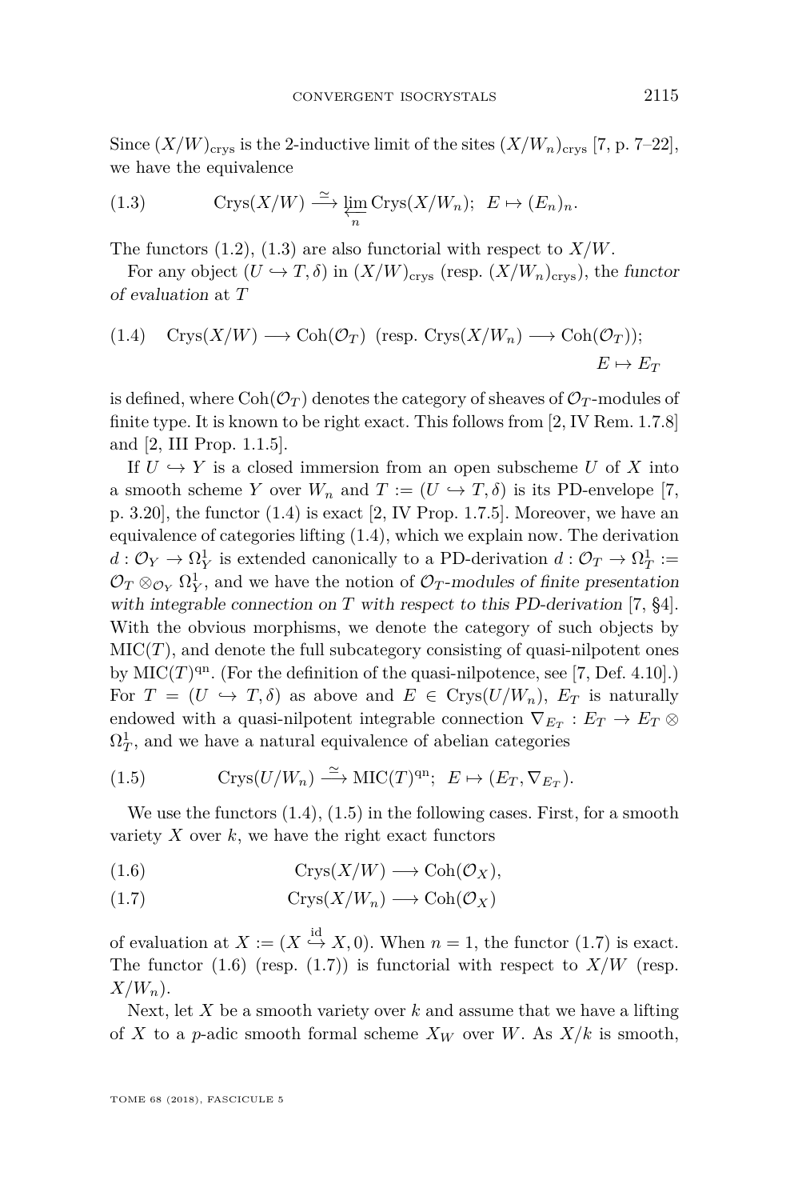Since $(X/W)_{\mathrm{crys}}$ is the 2-inductive limit of the sites $(X/W_n)_{\mathrm{crys}}$ [7, p. 7–22], we have the equivalence

$$\mathrm{Crys}(X/W) \xrightarrow{\simeq} \varprojlim_n \mathrm{Crys}(X/W_n);\ \ E \mapsto (E_n)_n. \tag{1.3}$$

The functors (1.2), (1.3) are also functorial with respect to $X/W$.

For any object $(U \hookrightarrow T, \delta)$ in $(X/W)_{\mathrm{crys}}$ (resp. $(X/W_n)_{\mathrm{crys}}$), the *functor of evaluation* at $T$

$$\mathrm{Crys}(X/W) \longrightarrow \mathrm{Coh}(\mathcal{O}_T)\ \ (\text{resp. } \mathrm{Crys}(X/W_n) \longrightarrow \mathrm{Coh}(\mathcal{O}_T));\ \ E \mapsto E_T \tag{1.4}$$

is defined, where $\mathrm{Coh}(\mathcal{O}_T)$ denotes the category of sheaves of $\mathcal{O}_T$-modules of finite type. It is known to be right exact. This follows from [2, IV Rem. 1.7.8] and [2, III Prop. 1.1.5].

If $U \hookrightarrow Y$ is a closed immersion from an open subscheme $U$ of $X$ into a smooth scheme $Y$ over $W_n$ and $T := (U \hookrightarrow T, \delta)$ is its PD-envelope [7, p. 3.20], the functor (1.4) is exact [2, IV Prop. 1.7.5]. Moreover, we have an equivalence of categories lifting (1.4), which we explain now. The derivation $d : \mathcal{O}_Y \to \Omega^1_Y$ is extended canonically to a PD-derivation $d : \mathcal{O}_T \to \Omega^1_T := \mathcal{O}_T \otimes_{\mathcal{O}_Y} \Omega^1_Y$, and we have the notion of *$\mathcal{O}_T$-modules of finite presentation with integrable connection on $T$ with respect to this PD-derivation* [7, §4]. With the obvious morphisms, we denote the category of such objects by $\mathrm{MIC}(T)$, and denote the full subcategory consisting of quasi-nilpotent ones by $\mathrm{MIC}(T)^{\mathrm{qn}}$. (For the definition of the quasi-nilpotence, see [7, Def. 4.10].) For $T = (U \hookrightarrow T, \delta)$ as above and $E \in \mathrm{Crys}(U/W_n)$, $E_T$ is naturally endowed with a quasi-nilpotent integrable connection $\nabla_{E_T} : E_T \to E_T \otimes \Omega^1_T$, and we have a natural equivalence of abelian categories

$$\mathrm{Crys}(U/W_n) \xrightarrow{\simeq} \mathrm{MIC}(T)^{\mathrm{qn}};\ \ E \mapsto (E_T, \nabla_{E_T}). \tag{1.5}$$

We use the functors (1.4), (1.5) in the following cases. First, for a smooth variety $X$ over $k$, we have the right exact functors

$$\mathrm{Crys}(X/W) \longrightarrow \mathrm{Coh}(\mathcal{O}_X), \tag{1.6}$$

$$\mathrm{Crys}(X/W_n) \longrightarrow \mathrm{Coh}(\mathcal{O}_X) \tag{1.7}$$

of evaluation at $X := (X \overset{\mathrm{id}}{\hookrightarrow} X, 0)$. When $n = 1$, the functor (1.7) is exact. The functor (1.6) (resp. (1.7)) is functorial with respect to $X/W$ (resp. $X/W_n$).

Next, let $X$ be a smooth variety over $k$ and assume that we have a lifting of $X$ to a $p$-adic smooth formal scheme $X_W$ over $W$. As $X/k$ is smooth,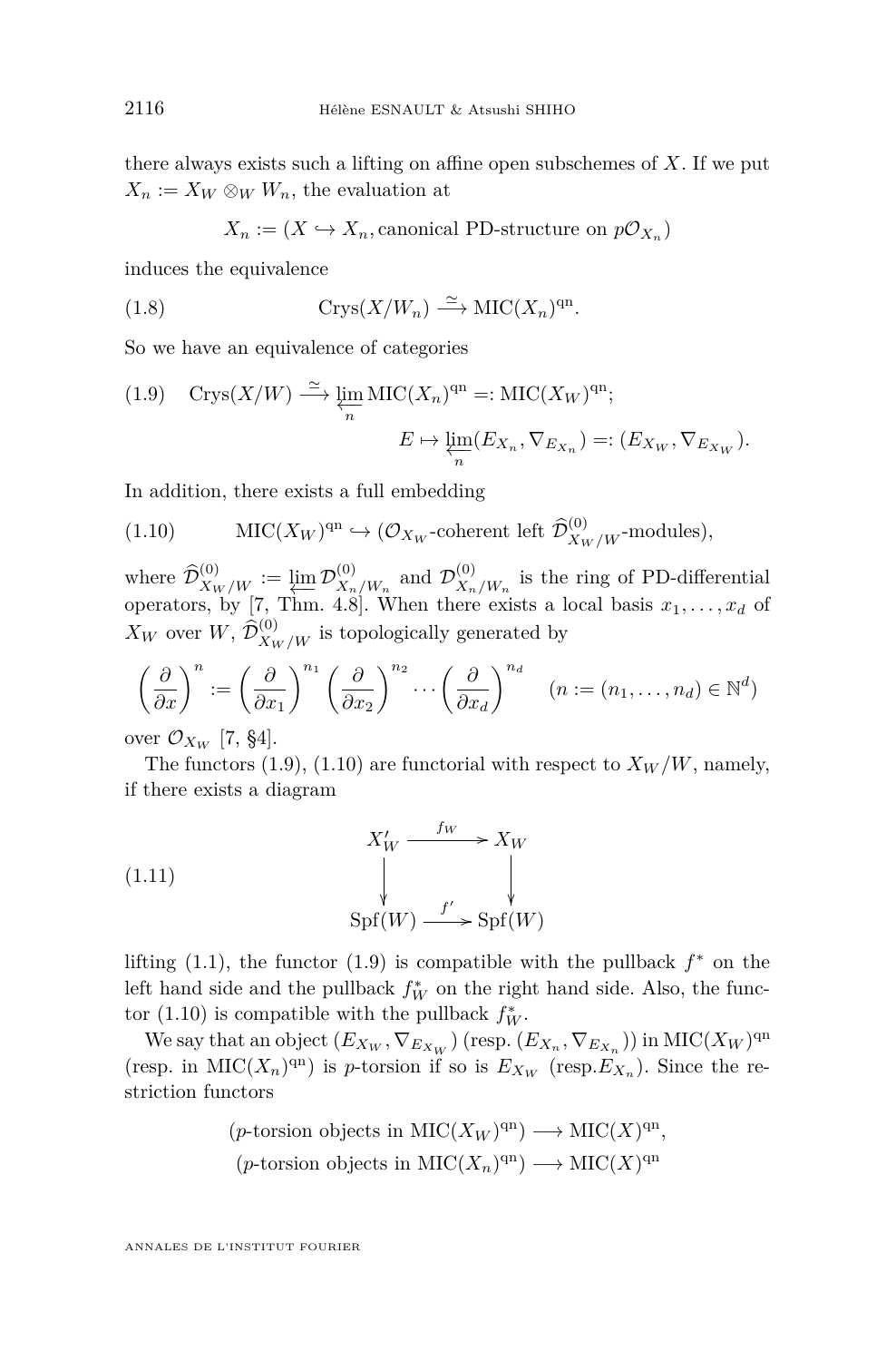there always exists such a lifting on affine open subschemes of $X$. If we put $X_n := X_W \otimes_W W_n$, the evaluation at

$$X_n := (X \hookrightarrow X_n, \text{canonical PD-structure on } p\mathcal{O}_{X_n})$$

induces the equivalence

$$\text{(1.8)} \qquad \mathrm{Crys}(X/W_n) \xrightarrow{\simeq} \mathrm{MIC}(X_n)^{\mathrm{qn}}.$$

So we have an equivalence of categories

$$\text{(1.9)} \quad \mathrm{Crys}(X/W) \xrightarrow{\simeq} \varprojlim_n \mathrm{MIC}(X_n)^{\mathrm{qn}} =: \mathrm{MIC}(X_W)^{\mathrm{qn}};$$
$$E \mapsto \varprojlim_n (E_{X_n}, \nabla_{E_{X_n}}) =: (E_{X_W}, \nabla_{E_{X_W}}).$$

In addition, there exists a full embedding

$$\text{(1.10)} \qquad \mathrm{MIC}(X_W)^{\mathrm{qn}} \hookrightarrow (\mathcal{O}_{X_W}\text{-coherent left } \widehat{\mathcal{D}}^{(0)}_{X_W/W}\text{-modules}),$$

where $\widehat{\mathcal{D}}^{(0)}_{X_W/W} := \varprojlim \mathcal{D}^{(0)}_{X_n/W_n}$ and $\mathcal{D}^{(0)}_{X_n/W_n}$ is the ring of PD-differential operators, by [7, Thm. 4.8]. When there exists a local basis $x_1, \dots, x_d$ of $X_W$ over $W$, $\widehat{\mathcal{D}}^{(0)}_{X_W/W}$ is topologically generated by

$$\left(\frac{\partial}{\partial x}\right)^n := \left(\frac{\partial}{\partial x_1}\right)^{n_1} \left(\frac{\partial}{\partial x_2}\right)^{n_2} \cdots \left(\frac{\partial}{\partial x_d}\right)^{n_d} \quad (n := (n_1, \dots, n_d) \in \mathbb{N}^d)$$

over $\mathcal{O}_{X_W}$ [7, §4].

The functors (1.9), (1.10) are functorial with respect to $X_W/W$, namely, if there exists a diagram

$$\text{(1.11)} \qquad \begin{array}{ccc} X'_W & \xrightarrow{f_W} & X_W \\ \downarrow & & \downarrow \\ \mathrm{Spf}(W) & \xrightarrow{f'} & \mathrm{Spf}(W) \end{array}$$

lifting (1.1), the functor (1.9) is compatible with the pullback $f^*$ on the left hand side and the pullback $f_W^*$ on the right hand side. Also, the functor (1.10) is compatible with the pullback $f_W^*$.

We say that an object $(E_{X_W}, \nabla_{E_{X_W}})$ (resp. $(E_{X_n}, \nabla_{E_{X_n}})$) in $\mathrm{MIC}(X_W)^{\mathrm{qn}}$ (resp. in $\mathrm{MIC}(X_n)^{\mathrm{qn}}$) is $p$-torsion if so is $E_{X_W}$ (resp.$E_{X_n}$). Since the restriction functors

$$(p\text{-torsion objects in } \mathrm{MIC}(X_W)^{\mathrm{qn}}) \longrightarrow \mathrm{MIC}(X)^{\mathrm{qn}},$$
$$(p\text{-torsion objects in } \mathrm{MIC}(X_n)^{\mathrm{qn}}) \longrightarrow \mathrm{MIC}(X)^{\mathrm{qn}}$$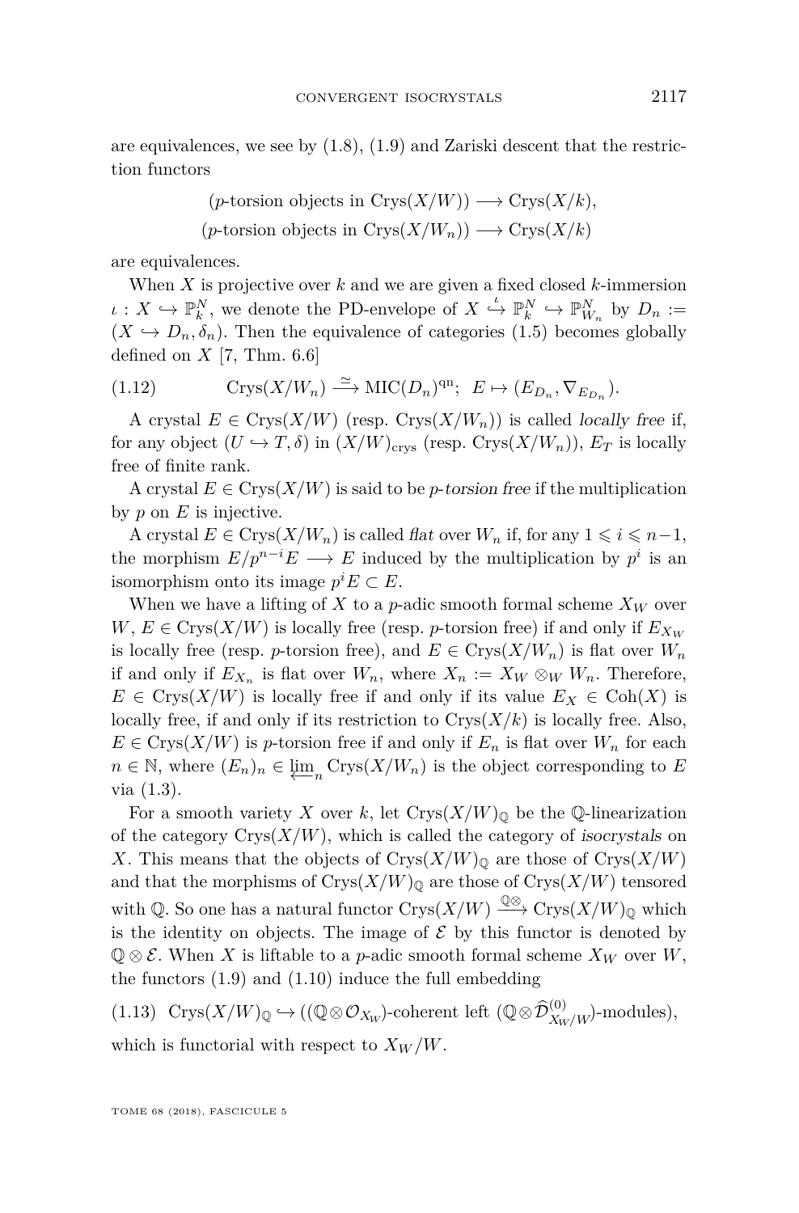are equivalences, we see by (1.8), (1.9) and Zariski descent that the restriction functors

$$(p\text{-torsion objects in } \mathrm{Crys}(X/W)) \longrightarrow \mathrm{Crys}(X/k),$$
$$(p\text{-torsion objects in } \mathrm{Crys}(X/W_n)) \longrightarrow \mathrm{Crys}(X/k)$$

are equivalences.

When $X$ is projective over $k$ and we are given a fixed closed $k$-immersion $\iota : X \hookrightarrow \mathbb{P}^N_k$, we denote the PD-envelope of $X \overset{\iota}{\hookrightarrow} \mathbb{P}^N_k \hookrightarrow \mathbb{P}^N_{W_n}$ by $D_n := (X \hookrightarrow D_n, \delta_n)$. Then the equivalence of categories (1.5) becomes globally defined on $X$ [7, Thm. 6.6]

$$\mathrm{Crys}(X/W_n) \xrightarrow{\simeq} \mathrm{MIC}(D_n)^{\mathrm{qn}};\ \ E \mapsto (E_{D_n}, \nabla_{E_{D_n}}). \tag{1.12}$$

A crystal $E \in \mathrm{Crys}(X/W)$ (resp. $\mathrm{Crys}(X/W_n)$) is called *locally free* if, for any object $(U \hookrightarrow T, \delta)$ in $(X/W)_{\mathrm{crys}}$ (resp. $\mathrm{Crys}(X/W_n)$), $E_T$ is locally free of finite rank.

A crystal $E \in \mathrm{Crys}(X/W)$ is said to be *p-torsion free* if the multiplication by $p$ on $E$ is injective.

A crystal $E \in \mathrm{Crys}(X/W_n)$ is called *flat* over $W_n$ if, for any $1 \leqslant i \leqslant n-1$, the morphism $E/p^{n-i}E \longrightarrow E$ induced by the multiplication by $p^i$ is an isomorphism onto its image $p^iE \subset E$.

When we have a lifting of $X$ to a $p$-adic smooth formal scheme $X_W$ over $W$, $E \in \mathrm{Crys}(X/W)$ is locally free (resp. $p$-torsion free) if and only if $E_{X_W}$ is locally free (resp. $p$-torsion free), and $E \in \mathrm{Crys}(X/W_n)$ is flat over $W_n$ if and only if $E_{X_n}$ is flat over $W_n$, where $X_n := X_W \otimes_W W_n$. Therefore, $E \in \mathrm{Crys}(X/W)$ is locally free if and only if its value $E_X \in \mathrm{Coh}(X)$ is locally free, if and only if its restriction to $\mathrm{Crys}(X/k)$ is locally free. Also, $E \in \mathrm{Crys}(X/W)$ is $p$-torsion free if and only if $E_n$ is flat over $W_n$ for each $n \in \mathbb{N}$, where $(E_n)_n \in \varprojlim_n \mathrm{Crys}(X/W_n)$ is the object corresponding to $E$ via (1.3).

For a smooth variety $X$ over $k$, let $\mathrm{Crys}(X/W)_{\mathbb{Q}}$ be the $\mathbb{Q}$-linearization of the category $\mathrm{Crys}(X/W)$, which is called the category of *isocrystals* on $X$. This means that the objects of $\mathrm{Crys}(X/W)_{\mathbb{Q}}$ are those of $\mathrm{Crys}(X/W)$ and that the morphisms of $\mathrm{Crys}(X/W)_{\mathbb{Q}}$ are those of $\mathrm{Crys}(X/W)$ tensored with $\mathbb{Q}$. So one has a natural functor $\mathrm{Crys}(X/W) \xrightarrow{\mathbb{Q}\otimes} \mathrm{Crys}(X/W)_{\mathbb{Q}}$ which is the identity on objects. The image of $\mathcal{E}$ by this functor is denoted by $\mathbb{Q} \otimes \mathcal{E}$. When $X$ is liftable to a $p$-adic smooth formal scheme $X_W$ over $W$, the functors (1.9) and (1.10) induce the full embedding

$$\mathrm{Crys}(X/W)_{\mathbb{Q}} \hookrightarrow ((\mathbb{Q}\otimes\mathcal{O}_{X_W})\text{-coherent left } (\mathbb{Q}\otimes\widehat{\mathcal{D}}^{(0)}_{X_W/W})\text{-modules}), \tag{1.13}$$

which is functorial with respect to $X_W/W$.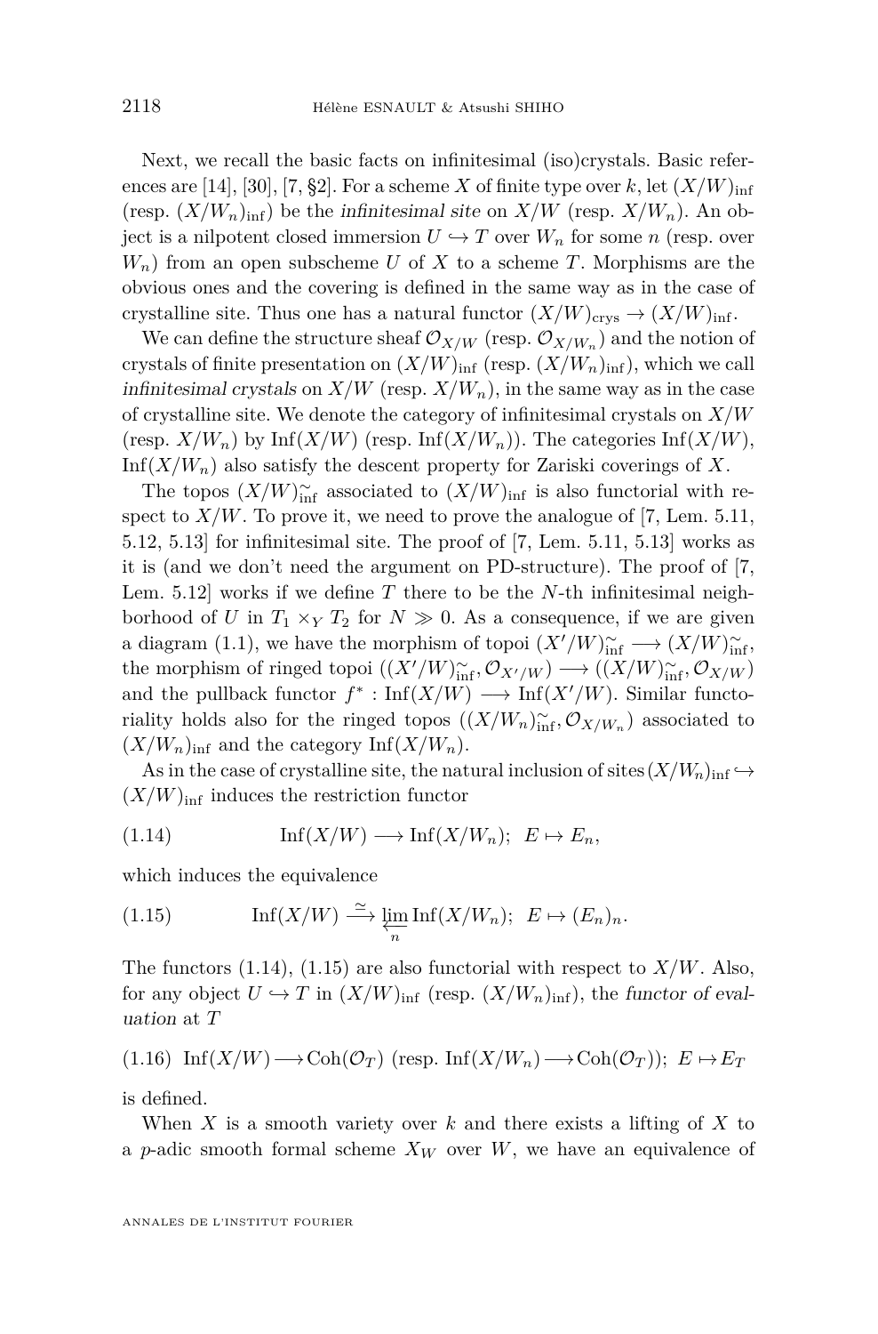Next, we recall the basic facts on infinitesimal (iso)crystals. Basic references are [14], [30], [7, §2]. For a scheme $X$ of finite type over $k$, let $(X/W)_{\mathrm{inf}}$ (resp. $(X/W_n)_{\mathrm{inf}}$) be the *infinitesimal site* on $X/W$ (resp. $X/W_n$). An object is a nilpotent closed immersion $U \hookrightarrow T$ over $W_n$ for some $n$ (resp. over $W_n$) from an open subscheme $U$ of $X$ to a scheme $T$. Morphisms are the obvious ones and the covering is defined in the same way as in the case of crystalline site. Thus one has a natural functor $(X/W)_{\mathrm{crys}} \to (X/W)_{\mathrm{inf}}$.

We can define the structure sheaf $\mathcal{O}_{X/W}$ (resp. $\mathcal{O}_{X/W_n}$) and the notion of crystals of finite presentation on $(X/W)_{\mathrm{inf}}$ (resp. $(X/W_n)_{\mathrm{inf}}$), which we call *infinitesimal crystals* on $X/W$ (resp. $X/W_n$), in the same way as in the case of crystalline site. We denote the category of infinitesimal crystals on $X/W$ (resp. $X/W_n$) by $\mathrm{Inf}(X/W)$ (resp. $\mathrm{Inf}(X/W_n)$). The categories $\mathrm{Inf}(X/W)$, $\mathrm{Inf}(X/W_n)$ also satisfy the descent property for Zariski coverings of $X$.

The topos $(X/W)^{\sim}_{\mathrm{inf}}$ associated to $(X/W)_{\mathrm{inf}}$ is also functorial with respect to $X/W$. To prove it, we need to prove the analogue of [7, Lem. 5.11, 5.12, 5.13] for infinitesimal site. The proof of [7, Lem. 5.11, 5.13] works as it is (and we don't need the argument on PD-structure). The proof of [7, Lem. 5.12] works if we define $T$ there to be the $N$-th infinitesimal neighborhood of $U$ in $T_1 \times_Y T_2$ for $N \gg 0$. As a consequence, if we are given a diagram (1.1), we have the morphism of topoi $(X'/W)^{\sim}_{\mathrm{inf}} \longrightarrow (X/W)^{\sim}_{\mathrm{inf}}$, the morphism of ringed topoi $((X'/W)^{\sim}_{\mathrm{inf}}, \mathcal{O}_{X'/W}) \longrightarrow ((X/W)^{\sim}_{\mathrm{inf}}, \mathcal{O}_{X/W})$ and the pullback functor $f^* : \mathrm{Inf}(X/W) \longrightarrow \mathrm{Inf}(X'/W)$. Similar functoriality holds also for the ringed topos $((X/W_n)^{\sim}_{\mathrm{inf}}, \mathcal{O}_{X/W_n})$ associated to $(X/W_n)_{\mathrm{inf}}$ and the category $\mathrm{Inf}(X/W_n)$.

As in the case of crystalline site, the natural inclusion of sites $(X/W_n)_{\mathrm{inf}} \hookrightarrow (X/W)_{\mathrm{inf}}$ induces the restriction functor

$$\mathrm{Inf}(X/W) \longrightarrow \mathrm{Inf}(X/W_n);\ \ E \mapsto E_n, \tag{1.14}$$

which induces the equivalence

$$\mathrm{Inf}(X/W) \xrightarrow{\simeq} \varprojlim_n \mathrm{Inf}(X/W_n);\ \ E \mapsto (E_n)_n. \tag{1.15}$$

The functors (1.14), (1.15) are also functorial with respect to $X/W$. Also, for any object $U \hookrightarrow T$ in $(X/W)_{\mathrm{inf}}$ (resp. $(X/W_n)_{\mathrm{inf}}$), the *functor of evaluation* at $T$

$$\mathrm{Inf}(X/W) \longrightarrow \mathrm{Coh}(\mathcal{O}_T)\ (\text{resp. } \mathrm{Inf}(X/W_n) \longrightarrow \mathrm{Coh}(\mathcal{O}_T));\ E \mapsto E_T \tag{1.16}$$

is defined.

When $X$ is a smooth variety over $k$ and there exists a lifting of $X$ to a $p$-adic smooth formal scheme $X_W$ over $W$, we have an equivalence of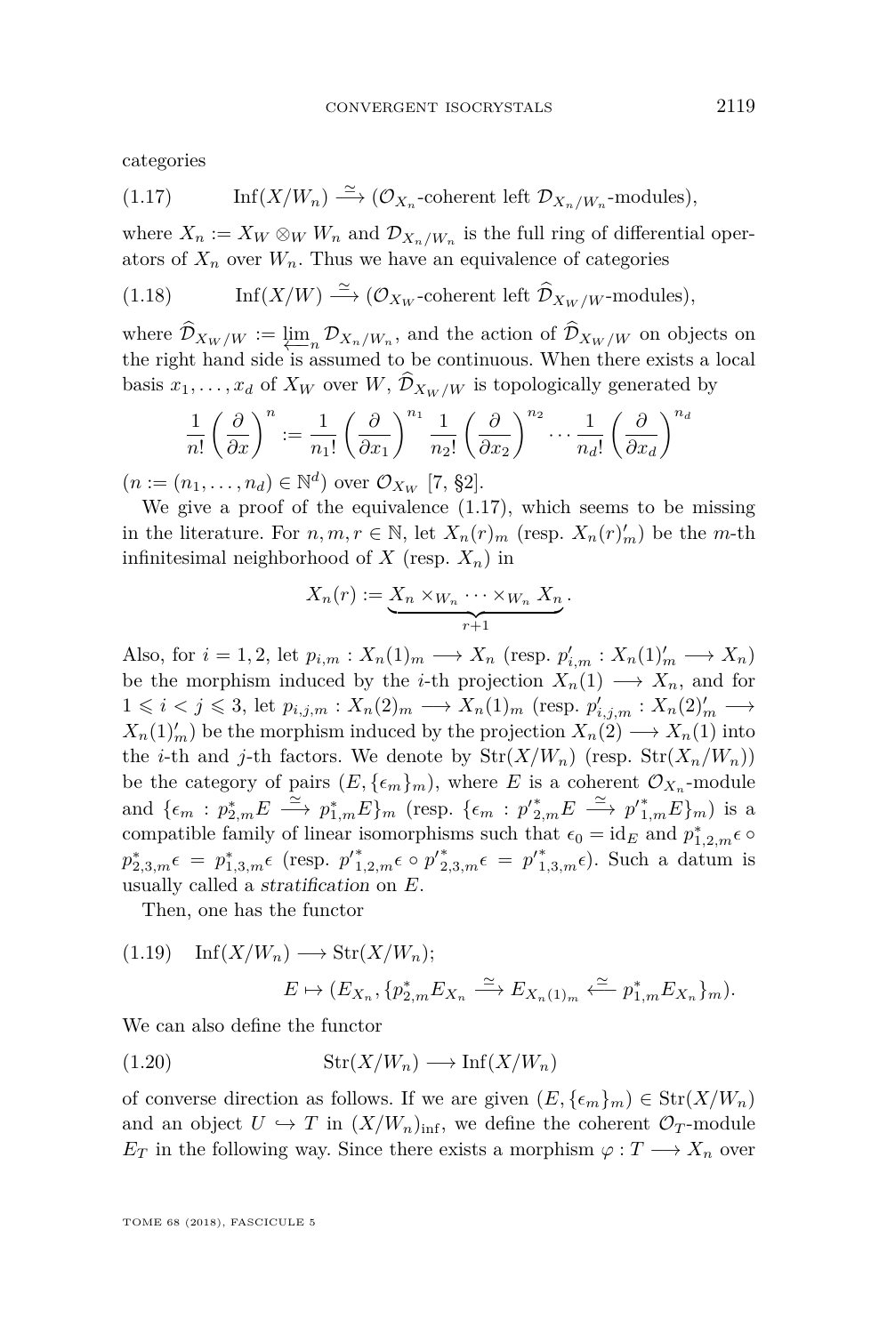categories

$$\mathrm{Inf}(X/W_n) \xrightarrow{\simeq} (\mathcal{O}_{X_n}\text{-coherent left } \mathcal{D}_{X_n/W_n}\text{-modules}), \tag{1.17}$$

where $X_n := X_W \otimes_W W_n$ and $\mathcal{D}_{X_n/W_n}$ is the full ring of differential operators of $X_n$ over $W_n$. Thus we have an equivalence of categories

$$\mathrm{Inf}(X/W) \xrightarrow{\simeq} (\mathcal{O}_{X_W}\text{-coherent left } \widehat{\mathcal{D}}_{X_W/W}\text{-modules}), \tag{1.18}$$

where $\widehat{\mathcal{D}}_{X_W/W} := \varprojlim_n \mathcal{D}_{X_n/W_n}$, and the action of $\widehat{\mathcal{D}}_{X_W/W}$ on objects on the right hand side is assumed to be continuous. When there exists a local basis $x_1, \ldots, x_d$ of $X_W$ over $W$, $\widehat{\mathcal{D}}_{X_W/W}$ is topologically generated by

$$\frac{1}{n!}\left(\frac{\partial}{\partial x}\right)^n := \frac{1}{n_1!}\left(\frac{\partial}{\partial x_1}\right)^{n_1} \frac{1}{n_2!}\left(\frac{\partial}{\partial x_2}\right)^{n_2} \cdots \frac{1}{n_d!}\left(\frac{\partial}{\partial x_d}\right)^{n_d}$$

($n := (n_1, \ldots, n_d) \in \mathbb{N}^d$) over $\mathcal{O}_{X_W}$ [7, §2].

We give a proof of the equivalence (1.17), which seems to be missing in the literature. For $n, m, r \in \mathbb{N}$, let $X_n(r)_m$ (resp. $X_n(r)'_m$) be the $m$-th infinitesimal neighborhood of $X$ (resp. $X_n$) in

$$X_n(r) := \underbrace{X_n \times_{W_n} \cdots \times_{W_n} X_n}_{r+1}.$$

Also, for $i = 1, 2$, let $p_{i,m} : X_n(1)_m \longrightarrow X_n$ (resp. $p'_{i,m} : X_n(1)'_m \longrightarrow X_n$) be the morphism induced by the $i$-th projection $X_n(1) \longrightarrow X_n$, and for $1 \leqslant i < j \leqslant 3$, let $p_{i,j,m} : X_n(2)_m \longrightarrow X_n(1)_m$ (resp. $p'_{i,j,m} : X_n(2)'_m \longrightarrow X_n(1)'_m$) be the morphism induced by the projection $X_n(2) \longrightarrow X_n(1)$ into the $i$-th and $j$-th factors. We denote by $\mathrm{Str}(X/W_n)$ (resp. $\mathrm{Str}(X_n/W_n)$) be the category of pairs $(E, \{\epsilon_m\}_m)$, where $E$ is a coherent $\mathcal{O}_{X_n}$-module and $\{\epsilon_m : p_{2,m}^* E \xrightarrow{\simeq} p_{1,m}^* E\}_m$ (resp. $\{\epsilon_m : {p'}_{2,m}^* E \xrightarrow{\simeq} {p'}_{1,m}^* E\}_m$) is a compatible family of linear isomorphisms such that $\epsilon_0 = \mathrm{id}_E$ and $p_{1,2,m}^* \epsilon \circ p_{2,3,m}^* \epsilon = p_{1,3,m}^* \epsilon$ (resp. ${p'}_{1,2,m}^* \epsilon \circ {p'}_{2,3,m}^* \epsilon = {p'}_{1,3,m}^* \epsilon$). Such a datum is usually called a *stratification* on $E$.

Then, one has the functor

$$\begin{aligned} &\mathrm{Inf}(X/W_n) \longrightarrow \mathrm{Str}(X/W_n); \\ &\qquad E \mapsto (E_{X_n}, \{p_{2,m}^* E_{X_n} \xrightarrow{\simeq} E_{X_n(1)_m} \xleftarrow{\simeq} p_{1,m}^* E_{X_n}\}_m). \end{aligned} \tag{1.19}$$

We can also define the functor

$$\mathrm{Str}(X/W_n) \longrightarrow \mathrm{Inf}(X/W_n) \tag{1.20}$$

of converse direction as follows. If we are given $(E, \{\epsilon_m\}_m) \in \mathrm{Str}(X/W_n)$ and an object $U \hookrightarrow T$ in $(X/W_n)_{\mathrm{inf}}$, we define the coherent $\mathcal{O}_T$-module $E_T$ in the following way. Since there exists a morphism $\varphi : T \longrightarrow X_n$ over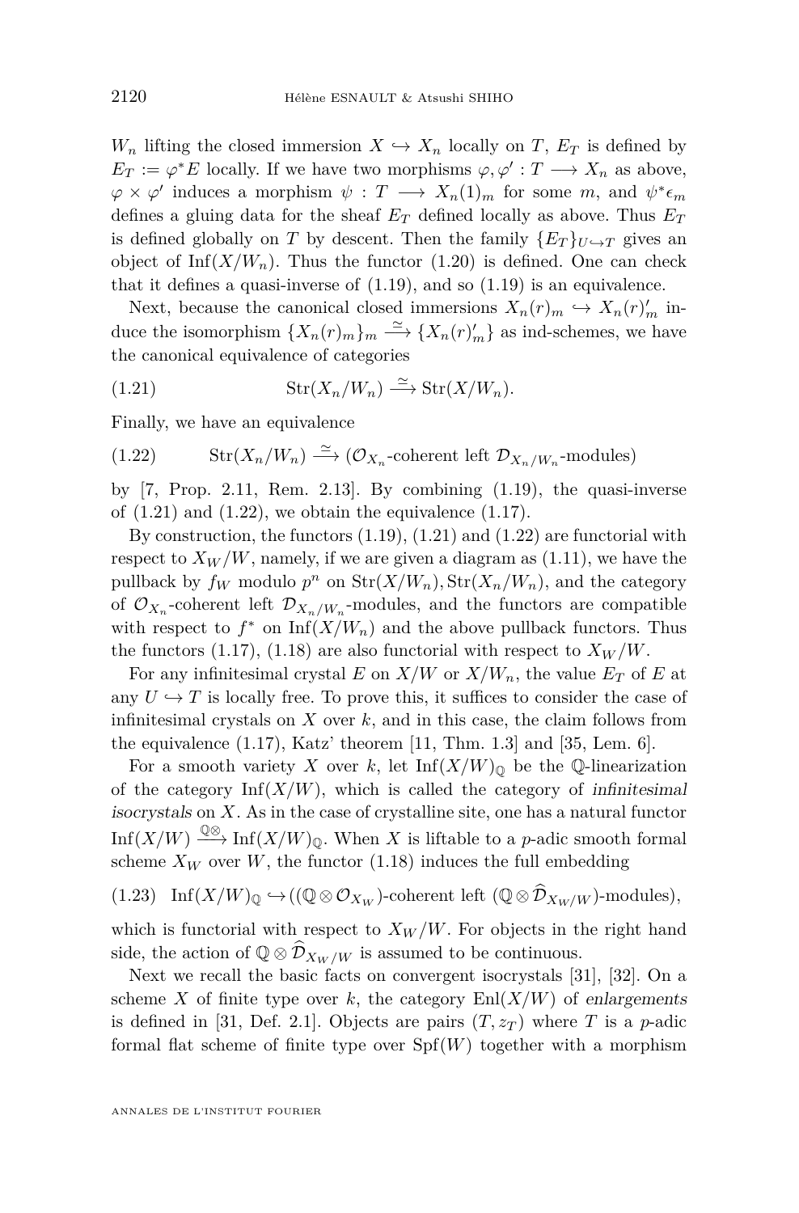$W_n$ lifting the closed immersion $X \hookrightarrow X_n$ locally on $T$, $E_T$ is defined by $E_T := \varphi^* E$ locally. If we have two morphisms $\varphi, \varphi' : T \longrightarrow X_n$ as above, $\varphi \times \varphi'$ induces a morphism $\psi : T \longrightarrow X_n(1)_m$ for some $m$, and $\psi^* \epsilon_m$ defines a gluing data for the sheaf $E_T$ defined locally as above. Thus $E_T$ is defined globally on $T$ by descent. Then the family $\{E_T\}_{U \hookrightarrow T}$ gives an object of $\mathrm{Inf}(X/W_n)$. Thus the functor (1.20) is defined. One can check that it defines a quasi-inverse of (1.19), and so (1.19) is an equivalence.

Next, because the canonical closed immersions $X_n(r)_m \hookrightarrow X_n(r)'_m$ induce the isomorphism $\{X_n(r)_m\}_m \xrightarrow{\simeq} \{X_n(r)'_m\}$ as ind-schemes, we have the canonical equivalence of categories

$$\mathrm{Str}(X_n/W_n) \xrightarrow{\simeq} \mathrm{Str}(X/W_n). \tag{1.21}$$

Finally, we have an equivalence

$$\mathrm{Str}(X_n/W_n) \xrightarrow{\simeq} (\mathcal{O}_{X_n}\text{-coherent left } \mathcal{D}_{X_n/W_n}\text{-modules}) \tag{1.22}$$

by [7, Prop. 2.11, Rem. 2.13]. By combining (1.19), the quasi-inverse of (1.21) and (1.22), we obtain the equivalence (1.17).

By construction, the functors (1.19), (1.21) and (1.22) are functorial with respect to $X_W/W$, namely, if we are given a diagram as (1.11), we have the pullback by $f_W$ modulo $p^n$ on $\mathrm{Str}(X/W_n), \mathrm{Str}(X_n/W_n)$, and the category of $\mathcal{O}_{X_n}$-coherent left $\mathcal{D}_{X_n/W_n}$-modules, and the functors are compatible with respect to $f^*$ on $\mathrm{Inf}(X/W_n)$ and the above pullback functors. Thus the functors (1.17), (1.18) are also functorial with respect to $X_W/W$.

For any infinitesimal crystal $E$ on $X/W$ or $X/W_n$, the value $E_T$ of $E$ at any $U \hookrightarrow T$ is locally free. To prove this, it suffices to consider the case of infinitesimal crystals on $X$ over $k$, and in this case, the claim follows from the equivalence (1.17), Katz' theorem [11, Thm. 1.3] and [35, Lem. 6].

For a smooth variety $X$ over $k$, let $\mathrm{Inf}(X/W)_{\mathbb{Q}}$ be the $\mathbb{Q}$-linearization of the category $\mathrm{Inf}(X/W)$, which is called the category of *infinitesimal isocrystals* on $X$. As in the case of crystalline site, one has a natural functor $\mathrm{Inf}(X/W) \xrightarrow{\mathbb{Q}\otimes} \mathrm{Inf}(X/W)_{\mathbb{Q}}$. When $X$ is liftable to a $p$-adic smooth formal scheme $X_W$ over $W$, the functor (1.18) induces the full embedding

$$\mathrm{Inf}(X/W)_{\mathbb{Q}} \hookrightarrow ((\mathbb{Q} \otimes \mathcal{O}_{X_W})\text{-coherent left } (\mathbb{Q} \otimes \widehat{\mathcal{D}}_{X_W/W})\text{-modules}), \tag{1.23}$$

which is functorial with respect to $X_W/W$. For objects in the right hand side, the action of $\mathbb{Q} \otimes \widehat{\mathcal{D}}_{X_W/W}$ is assumed to be continuous.

Next we recall the basic facts on convergent isocrystals [31], [32]. On a scheme $X$ of finite type over $k$, the category $\mathrm{Enl}(X/W)$ of *enlargements* is defined in [31, Def. 2.1]. Objects are pairs $(T, z_T)$ where $T$ is a $p$-adic formal flat scheme of finite type over $\mathrm{Spf}(W)$ together with a morphism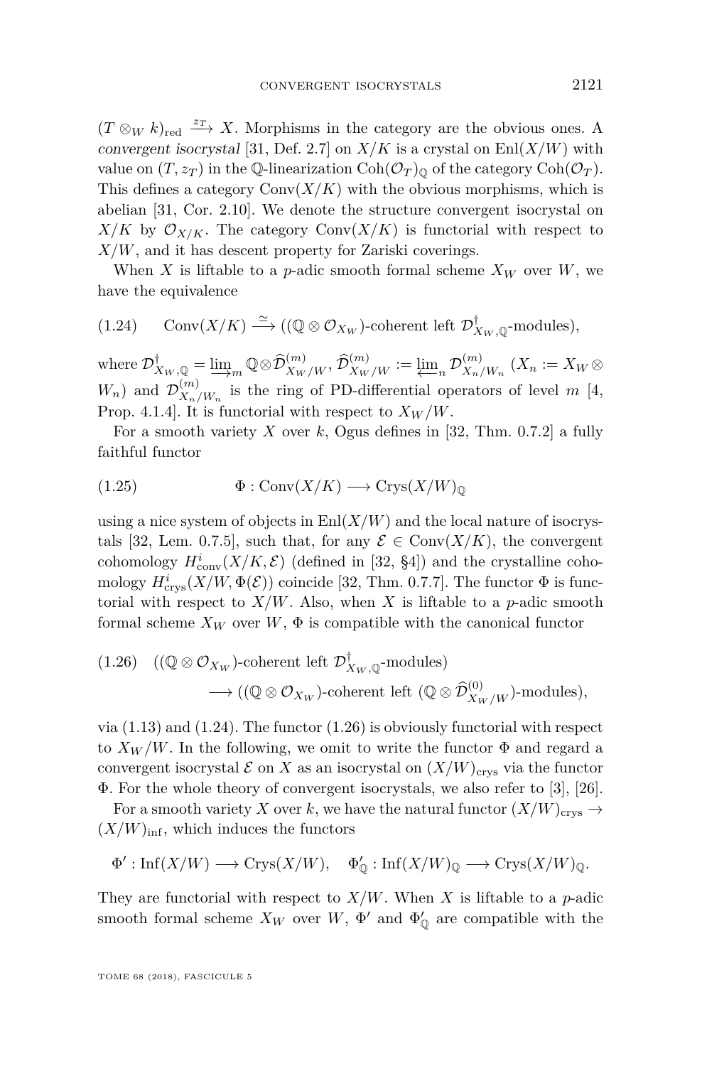$(T \otimes_W k)_{\mathrm{red}} \xrightarrow{z_T} X$. Morphisms in the category are the obvious ones. A *convergent isocrystal* [31, Def. 2.7] on $X/K$ is a crystal on $\mathrm{Enl}(X/W)$ with value on $(T, z_T)$ in the $\mathbb{Q}$-linearization $\mathrm{Coh}(\mathcal{O}_T)_{\mathbb{Q}}$ of the category $\mathrm{Coh}(\mathcal{O}_T)$. This defines a category $\mathrm{Conv}(X/K)$ with the obvious morphisms, which is abelian [31, Cor. 2.10]. We denote the structure convergent isocrystal on $X/K$ by $\mathcal{O}_{X/K}$. The category $\mathrm{Conv}(X/K)$ is functorial with respect to $X/W$, and it has descent property for Zariski coverings.

When $X$ is liftable to a $p$-adic smooth formal scheme $X_W$ over $W$, we have the equivalence

$$(1.24)\qquad \mathrm{Conv}(X/K) \xrightarrow{\simeq} ((\mathbb{Q} \otimes \mathcal{O}_{X_W})\text{-coherent left } \mathcal{D}^{\dagger}_{X_W,\mathbb{Q}}\text{-modules}),$$

where $\mathcal{D}^{\dagger}_{X_W,\mathbb{Q}} = \varinjlim_m \mathbb{Q} \otimes \widehat{\mathcal{D}}^{(m)}_{X_W/W}$, $\widehat{\mathcal{D}}^{(m)}_{X_W/W} := \varprojlim_n \mathcal{D}^{(m)}_{X_n/W_n}$ ($X_n := X_W \otimes W_n$) and $\mathcal{D}^{(m)}_{X_n/W_n}$ is the ring of PD-differential operators of level $m$ [4, Prop. 4.1.4]. It is functorial with respect to $X_W/W$.

For a smooth variety $X$ over $k$, Ogus defines in [32, Thm. 0.7.2] a fully faithful functor

$$(1.25)\qquad \Phi : \mathrm{Conv}(X/K) \longrightarrow \mathrm{Crys}(X/W)_{\mathbb{Q}}$$

using a nice system of objects in $\mathrm{Enl}(X/W)$ and the local nature of isocrystals [32, Lem. 0.7.5], such that, for any $\mathcal{E} \in \mathrm{Conv}(X/K)$, the convergent cohomology $H^i_{\mathrm{conv}}(X/K, \mathcal{E})$ (defined in [32, §4]) and the crystalline cohomology $H^i_{\mathrm{crys}}(X/W, \Phi(\mathcal{E}))$ coincide [32, Thm. 0.7.7]. The functor $\Phi$ is functorial with respect to $X/W$. Also, when $X$ is liftable to a $p$-adic smooth formal scheme $X_W$ over $W$, $\Phi$ is compatible with the canonical functor

$$(1.26)\qquad ((\mathbb{Q} \otimes \mathcal{O}_{X_W})\text{-coherent left } \mathcal{D}^{\dagger}_{X_W,\mathbb{Q}}\text{-modules}) \longrightarrow ((\mathbb{Q} \otimes \mathcal{O}_{X_W})\text{-coherent left } (\mathbb{Q} \otimes \widehat{\mathcal{D}}^{(0)}_{X_W/W})\text{-modules}),$$

via (1.13) and (1.24). The functor (1.26) is obviously functorial with respect to $X_W/W$. In the following, we omit to write the functor $\Phi$ and regard a convergent isocrystal $\mathcal{E}$ on $X$ as an isocrystal on $(X/W)_{\mathrm{crys}}$ via the functor $\Phi$. For the whole theory of convergent isocrystals, we also refer to [3], [26].

For a smooth variety $X$ over $k$, we have the natural functor $(X/W)_{\mathrm{crys}} \to (X/W)_{\mathrm{inf}}$, which induces the functors

$$\Phi' : \mathrm{Inf}(X/W) \longrightarrow \mathrm{Crys}(X/W), \quad \Phi'_{\mathbb{Q}} : \mathrm{Inf}(X/W)_{\mathbb{Q}} \longrightarrow \mathrm{Crys}(X/W)_{\mathbb{Q}}.$$

They are functorial with respect to $X/W$. When $X$ is liftable to a $p$-adic smooth formal scheme $X_W$ over $W$, $\Phi'$ and $\Phi'_{\mathbb{Q}}$ are compatible with the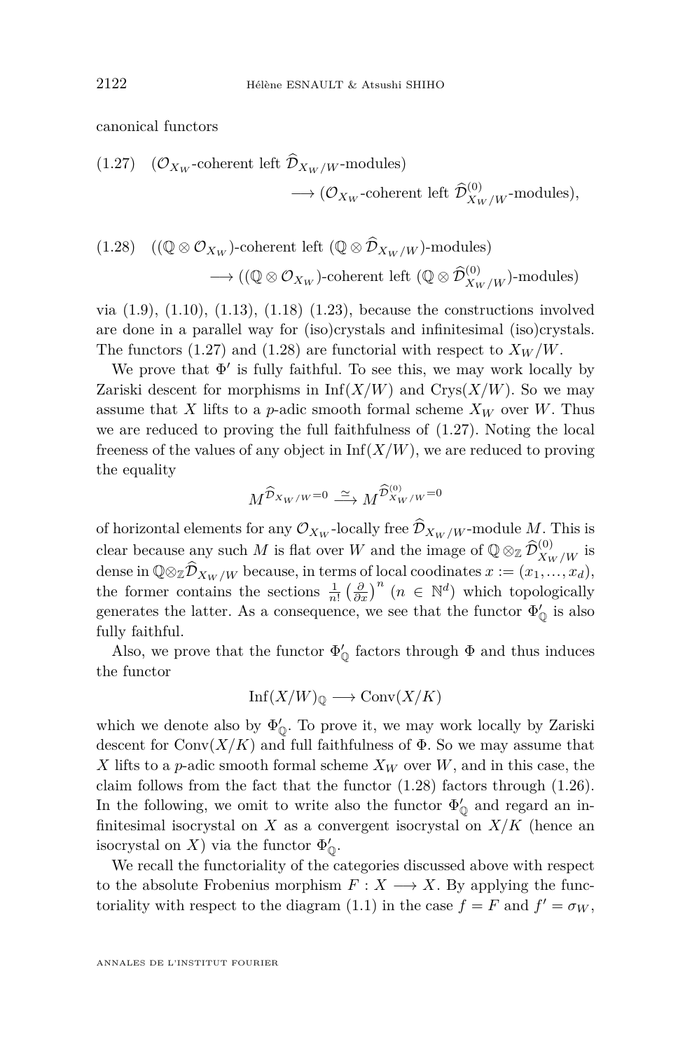canonical functors

$$(1.27)\quad (\mathcal{O}_{X_W}\text{-coherent left } \widehat{\mathcal{D}}_{X_W/W}\text{-modules}) \longrightarrow (\mathcal{O}_{X_W}\text{-coherent left } \widehat{\mathcal{D}}^{(0)}_{X_W/W}\text{-modules}),$$

$$(1.28)\quad ((\mathbb{Q}\otimes\mathcal{O}_{X_W})\text{-coherent left } (\mathbb{Q}\otimes\widehat{\mathcal{D}}_{X_W/W})\text{-modules}) \longrightarrow ((\mathbb{Q}\otimes\mathcal{O}_{X_W})\text{-coherent left } (\mathbb{Q}\otimes\widehat{\mathcal{D}}^{(0)}_{X_W/W})\text{-modules})$$

via (1.9), (1.10), (1.13), (1.18) (1.23), because the constructions involved are done in a parallel way for (iso)crystals and infinitesimal (iso)crystals. The functors (1.27) and (1.28) are functorial with respect to $X_W/W$.

We prove that $\Phi'$ is fully faithful. To see this, we may work locally by Zariski descent for morphisms in $\mathrm{Inf}(X/W)$ and $\mathrm{Crys}(X/W)$. So we may assume that $X$ lifts to a $p$-adic smooth formal scheme $X_W$ over $W$. Thus we are reduced to proving the full faithfulness of (1.27). Noting the local freeness of the values of any object in $\mathrm{Inf}(X/W)$, we are reduced to proving the equality

$$M^{\widehat{\mathcal{D}}_{X_W/W}=0} \xrightarrow{\simeq} M^{\widehat{\mathcal{D}}^{(0)}_{X_W/W}=0}$$

of horizontal elements for any $\mathcal{O}_{X_W}$-locally free $\widehat{\mathcal{D}}_{X_W/W}$-module $M$. This is clear because any such $M$ is flat over $W$ and the image of $\mathbb{Q}\otimes_{\mathbb{Z}}\widehat{\mathcal{D}}^{(0)}_{X_W/W}$ is dense in $\mathbb{Q}\otimes_{\mathbb{Z}}\widehat{\mathcal{D}}_{X_W/W}$ because, in terms of local coodinates $x := (x_1,\ldots,x_d)$, the former contains the sections $\frac{1}{n!}\left(\frac{\partial}{\partial x}\right)^n$ ($n\in\mathbb{N}^d$) which topologically generates the latter. As a consequence, we see that the functor $\Phi'_{\mathbb{Q}}$ is also fully faithful.

Also, we prove that the functor $\Phi'_{\mathbb{Q}}$ factors through $\Phi$ and thus induces the functor

$$\mathrm{Inf}(X/W)_{\mathbb{Q}} \longrightarrow \mathrm{Conv}(X/K)$$

which we denote also by $\Phi'_{\mathbb{Q}}$. To prove it, we may work locally by Zariski descent for $\mathrm{Conv}(X/K)$ and full faithfulness of $\Phi$. So we may assume that $X$ lifts to a $p$-adic smooth formal scheme $X_W$ over $W$, and in this case, the claim follows from the fact that the functor (1.28) factors through (1.26). In the following, we omit to write also the functor $\Phi'_{\mathbb{Q}}$ and regard an infinitesimal isocrystal on $X$ as a convergent isocrystal on $X/K$ (hence an isocrystal on $X$) via the functor $\Phi'_{\mathbb{Q}}$.

We recall the functoriality of the categories discussed above with respect to the absolute Frobenius morphism $F: X \longrightarrow X$. By applying the functoriality with respect to the diagram (1.1) in the case $f = F$ and $f' = \sigma_W$,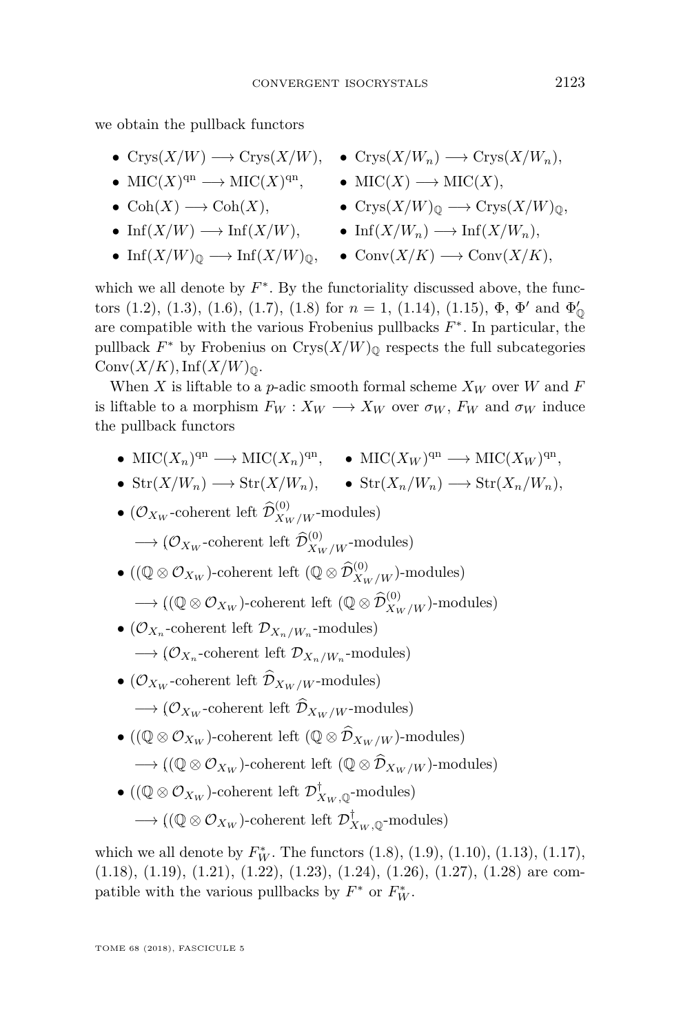we obtain the pullback functors

- $\mathrm{Crys}(X/W) \longrightarrow \mathrm{Crys}(X/W)$,
- $\mathrm{Crys}(X/W_n) \longrightarrow \mathrm{Crys}(X/W_n)$,
- $\mathrm{MIC}(X)^{\mathrm{qn}} \longrightarrow \mathrm{MIC}(X)^{\mathrm{qn}}$,
- $\mathrm{MIC}(X) \longrightarrow \mathrm{MIC}(X)$,
- $\mathrm{Coh}(X) \longrightarrow \mathrm{Coh}(X)$,
- $\mathrm{Crys}(X/W)_{\mathbb{Q}} \longrightarrow \mathrm{Crys}(X/W)_{\mathbb{Q}}$,
- $\mathrm{Inf}(X/W) \longrightarrow \mathrm{Inf}(X/W)$,
- $\mathrm{Inf}(X/W_n) \longrightarrow \mathrm{Inf}(X/W_n)$,
- $\mathrm{Inf}(X/W)_{\mathbb{Q}} \longrightarrow \mathrm{Inf}(X/W)_{\mathbb{Q}}$,
- $\mathrm{Conv}(X/K) \longrightarrow \mathrm{Conv}(X/K)$,

which we all denote by $F^*$. By the functoriality discussed above, the functors (1.2), (1.3), (1.6), (1.7), (1.8) for $n = 1$, (1.14), (1.15), $\Phi$, $\Phi'$ and $\Phi'_{\mathbb{Q}}$ are compatible with the various Frobenius pullbacks $F^*$. In particular, the pullback $F^*$ by Frobenius on $\mathrm{Crys}(X/W)_{\mathbb{Q}}$ respects the full subcategories $\mathrm{Conv}(X/K), \mathrm{Inf}(X/W)_{\mathbb{Q}}$.

When $X$ is liftable to a $p$-adic smooth formal scheme $X_W$ over $W$ and $F$ is liftable to a morphism $F_W : X_W \longrightarrow X_W$ over $\sigma_W$, $F_W$ and $\sigma_W$ induce the pullback functors

- $\mathrm{MIC}(X_n)^{\mathrm{qn}} \longrightarrow \mathrm{MIC}(X_n)^{\mathrm{qn}}$,
- $\mathrm{MIC}(X_W)^{\mathrm{qn}} \longrightarrow \mathrm{MIC}(X_W)^{\mathrm{qn}}$,
- $\mathrm{Str}(X/W_n) \longrightarrow \mathrm{Str}(X/W_n)$,
- $\mathrm{Str}(X_n/W_n) \longrightarrow \mathrm{Str}(X_n/W_n)$,
- ($\mathcal{O}_{X_W}$-coherent left $\widehat{\mathcal{D}}^{(0)}_{X_W/W}$-modules)
  $\longrightarrow$ ($\mathcal{O}_{X_W}$-coherent left $\widehat{\mathcal{D}}^{(0)}_{X_W/W}$-modules)
- (($\mathbb{Q} \otimes \mathcal{O}_{X_W}$)-coherent left ($\mathbb{Q} \otimes \widehat{\mathcal{D}}^{(0)}_{X_W/W}$)-modules)
  $\longrightarrow$ (($\mathbb{Q} \otimes \mathcal{O}_{X_W}$)-coherent left ($\mathbb{Q} \otimes \widehat{\mathcal{D}}^{(0)}_{X_W/W}$)-modules)
- ($\mathcal{O}_{X_n}$-coherent left $\mathcal{D}_{X_n/W_n}$-modules)
  $\longrightarrow$ ($\mathcal{O}_{X_n}$-coherent left $\mathcal{D}_{X_n/W_n}$-modules)
- ($\mathcal{O}_{X_W}$-coherent left $\widehat{\mathcal{D}}_{X_W/W}$-modules)
  $\longrightarrow$ ($\mathcal{O}_{X_W}$-coherent left $\widehat{\mathcal{D}}_{X_W/W}$-modules)
- (($\mathbb{Q} \otimes \mathcal{O}_{X_W}$)-coherent left ($\mathbb{Q} \otimes \widehat{\mathcal{D}}_{X_W/W}$)-modules)
  $\longrightarrow$ (($\mathbb{Q} \otimes \mathcal{O}_{X_W}$)-coherent left ($\mathbb{Q} \otimes \widehat{\mathcal{D}}_{X_W/W}$)-modules)
- (($\mathbb{Q} \otimes \mathcal{O}_{X_W}$)-coherent left $\mathcal{D}^{\dagger}_{X_W,\mathbb{Q}}$-modules)
  $\longrightarrow$ (($\mathbb{Q} \otimes \mathcal{O}_{X_W}$)-coherent left $\mathcal{D}^{\dagger}_{X_W,\mathbb{Q}}$-modules)

which we all denote by $F_W^*$. The functors (1.8), (1.9), (1.10), (1.13), (1.17), (1.18), (1.19), (1.21), (1.22), (1.23), (1.24), (1.26), (1.27), (1.28) are compatible with the various pullbacks by $F^*$ or $F_W^*$.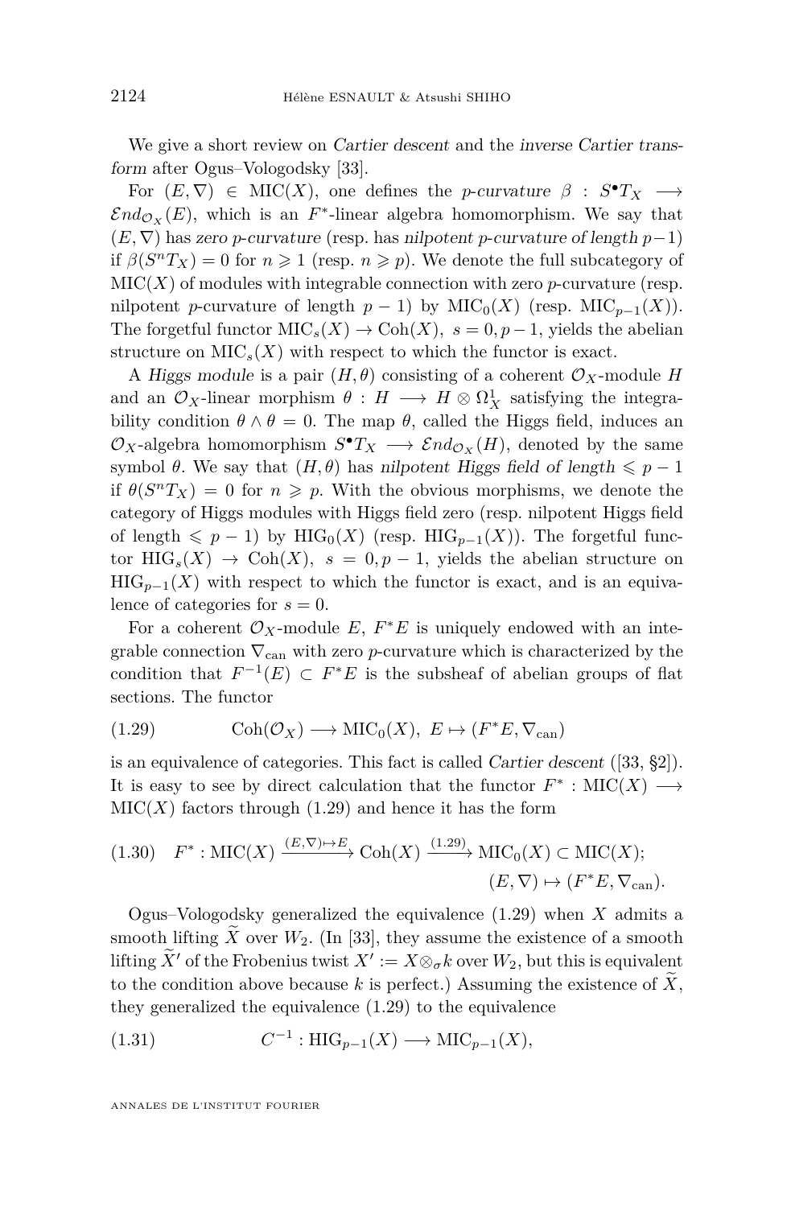We give a short review on *Cartier descent* and the *inverse Cartier transform* after Ogus–Vologodsky [33].

For $(E,\nabla) \in \mathrm{MIC}(X)$, one defines the *p-curvature* $\beta : S^\bullet T_X \longrightarrow \mathcal{E}nd_{\mathcal{O}_X}(E)$, which is an $F^*$-linear algebra homomorphism. We say that $(E,\nabla)$ has *zero p-curvature* (resp. has *nilpotent p-curvature of length* $p-1$) if $\beta(S^nT_X)=0$ for $n \geqslant 1$ (resp. $n \geqslant p$). We denote the full subcategory of $\mathrm{MIC}(X)$ of modules with integrable connection with zero $p$-curvature (resp. nilpotent $p$-curvature of length $p-1$) by $\mathrm{MIC}_0(X)$ (resp. $\mathrm{MIC}_{p-1}(X)$). The forgetful functor $\mathrm{MIC}_s(X) \to \mathrm{Coh}(X)$, $s=0,p-1$, yields the abelian structure on $\mathrm{MIC}_s(X)$ with respect to which the functor is exact.

A *Higgs module* is a pair $(H,\theta)$ consisting of a coherent $\mathcal{O}_X$-module $H$ and an $\mathcal{O}_X$-linear morphism $\theta : H \longrightarrow H \otimes \Omega^1_X$ satisfying the integrability condition $\theta \wedge \theta = 0$. The map $\theta$, called the Higgs field, induces an $\mathcal{O}_X$-algebra homomorphism $S^\bullet T_X \longrightarrow \mathcal{E}nd_{\mathcal{O}_X}(H)$, denoted by the same symbol $\theta$. We say that $(H,\theta)$ has *nilpotent Higgs field of length* $\leqslant p-1$ if $\theta(S^nT_X)=0$ for $n \geqslant p$. With the obvious morphisms, we denote the category of Higgs modules with Higgs field zero (resp. nilpotent Higgs field of length $\leqslant p-1$) by $\mathrm{HIG}_0(X)$ (resp. $\mathrm{HIG}_{p-1}(X)$). The forgetful functor $\mathrm{HIG}_s(X) \to \mathrm{Coh}(X)$, $s=0,p-1$, yields the abelian structure on $\mathrm{HIG}_{p-1}(X)$ with respect to which the functor is exact, and is an equivalence of categories for $s=0$.

For a coherent $\mathcal{O}_X$-module $E$, $F^*E$ is uniquely endowed with an integrable connection $\nabla_{\mathrm{can}}$ with zero $p$-curvature which is characterized by the condition that $F^{-1}(E) \subset F^*E$ is the subsheaf of abelian groups of flat sections. The functor

$$\mathrm{Coh}(\mathcal{O}_X) \longrightarrow \mathrm{MIC}_0(X),\ E \mapsto (F^*E, \nabla_{\mathrm{can}}) \tag{1.29}$$

is an equivalence of categories. This fact is called *Cartier descent* ([33, §2]). It is easy to see by direct calculation that the functor $F^* : \mathrm{MIC}(X) \longrightarrow \mathrm{MIC}(X)$ factors through (1.29) and hence it has the form

$$F^* : \mathrm{MIC}(X) \xrightarrow{(E,\nabla)\mapsto E} \mathrm{Coh}(X) \xrightarrow{(1.29)} \mathrm{MIC}_0(X) \subset \mathrm{MIC}(X); \quad (E,\nabla) \mapsto (F^*E, \nabla_{\mathrm{can}}). \tag{1.30}$$

Ogus–Vologodsky generalized the equivalence (1.29) when $X$ admits a smooth lifting $\widetilde{X}$ over $W_2$. (In [33], they assume the existence of a smooth lifting $\widetilde{X}'$ of the Frobenius twist $X' := X \otimes_\sigma k$ over $W_2$, but this is equivalent to the condition above because $k$ is perfect.) Assuming the existence of $\widetilde{X}$, they generalized the equivalence (1.29) to the equivalence

$$C^{-1} : \mathrm{HIG}_{p-1}(X) \longrightarrow \mathrm{MIC}_{p-1}(X), \tag{1.31}$$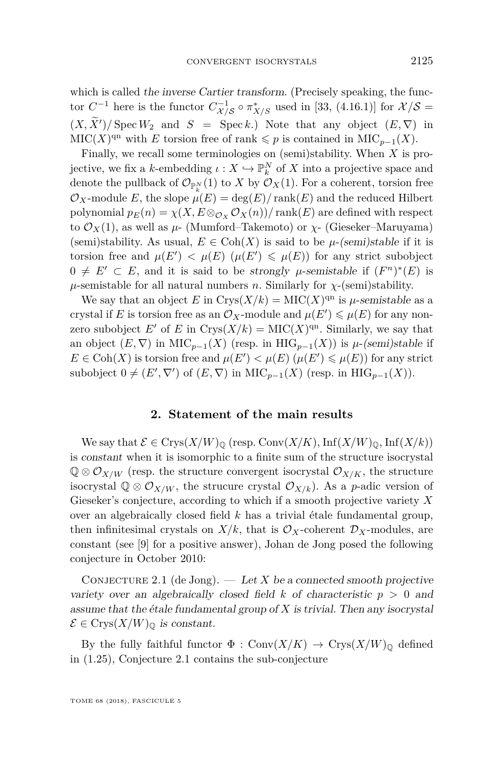which is called *the inverse Cartier transform*. (Precisely speaking, the functor $C^{-1}$ here is the functor $C^{-1}_{\mathcal{X}/\mathcal{S}} \circ \pi^*_{X/S}$ used in [33, (4.16.1)] for $\mathcal{X}/\mathcal{S} = (X, \widetilde{X}')/\operatorname{Spec} W_2$ and $S = \operatorname{Spec} k$.) Note that any object $(E, \nabla)$ in $\mathrm{MIC}(X)^{\mathrm{qn}}$ with $E$ torsion free of rank $\leqslant p$ is contained in $\mathrm{MIC}_{p-1}(X)$.

Finally, we recall some terminologies on (semi)stability. When $X$ is projective, we fix a $k$-embedding $\iota : X \hookrightarrow \mathbb{P}^N_k$ of $X$ into a projective space and denote the pullback of $\mathcal{O}_{\mathbb{P}^N_k}(1)$ to $X$ by $\mathcal{O}_X(1)$. For a coherent, torsion free $\mathcal{O}_X$-module $E$, the slope $\mu(E) = \deg(E)/\operatorname{rank}(E)$ and the reduced Hilbert polynomial $p_E(n) = \chi(X, E \otimes_{\mathcal{O}_X} \mathcal{O}_X(n))/\operatorname{rank}(E)$ are defined with respect to $\mathcal{O}_X(1)$, as well as $\mu$- (Mumford–Takemoto) or $\chi$- (Gieseker–Maruyama) (semi)stability. As usual, $E \in \mathrm{Coh}(X)$ is said to be *$\mu$-(semi)stable* if it is torsion free and $\mu(E') < \mu(E)$ ($\mu(E') \leqslant \mu(E)$) for any strict subobject $0 \neq E' \subset E$, and it is said to be *strongly $\mu$-semistable* if $(F^n)^*(E)$ is $\mu$-semistable for all natural numbers $n$. Similarly for $\chi$-(semi)stability.

We say that an object $E$ in $\mathrm{Crys}(X/k) = \mathrm{MIC}(X)^{\mathrm{qn}}$ is *$\mu$-semistable* as a crystal if $E$ is torsion free as an $\mathcal{O}_X$-module and $\mu(E') \leqslant \mu(E)$ for any nonzero subobject $E'$ of $E$ in $\mathrm{Crys}(X/k) = \mathrm{MIC}(X)^{\mathrm{qn}}$. Similarly, we say that an object $(E, \nabla)$ in $\mathrm{MIC}_{p-1}(X)$ (resp. in $\mathrm{HIG}_{p-1}(X)$) is *$\mu$-(semi)stable* if $E \in \mathrm{Coh}(X)$ is torsion free and $\mu(E') < \mu(E)$ ($\mu(E') \leqslant \mu(E)$) for any strict subobject $0 \neq (E', \nabla')$ of $(E, \nabla)$ in $\mathrm{MIC}_{p-1}(X)$ (resp. in $\mathrm{HIG}_{p-1}(X)$).

## 2. Statement of the main results

We say that $\mathcal{E} \in \mathrm{Crys}(X/W)_{\mathbb{Q}}$ (resp. $\mathrm{Conv}(X/K), \mathrm{Inf}(X/W)_{\mathbb{Q}}, \mathrm{Inf}(X/k)$) is *constant* when it is isomorphic to a finite sum of the structure isocrystal $\mathbb{Q} \otimes \mathcal{O}_{X/W}$ (resp. the structure convergent isocrystal $\mathcal{O}_{X/K}$, the structure isocrystal $\mathbb{Q} \otimes \mathcal{O}_{X/W}$, the strucure crystal $\mathcal{O}_{X/k}$). As a $p$-adic version of Gieseker's conjecture, according to which if a smooth projective variety $X$ over an algebraically closed field $k$ has a trivial étale fundamental group, then infinitesimal crystals on $X/k$, that is $\mathcal{O}_X$-coherent $\mathcal{D}_X$-modules, are constant (see [9] for a positive answer), Johan de Jong posed the following conjecture in October 2010:

Conjecture 2.1 (de Jong). — *Let $X$ be a connected smooth projective variety over an algebraically closed field $k$ of characteristic $p > 0$ and assume that the étale fundamental group of $X$ is trivial. Then any isocrystal $\mathcal{E} \in \mathrm{Crys}(X/W)_{\mathbb{Q}}$ is constant.*

By the fully faithful functor $\Phi : \mathrm{Conv}(X/K) \to \mathrm{Crys}(X/W)_{\mathbb{Q}}$ defined in (1.25), Conjecture 2.1 contains the sub-conjecture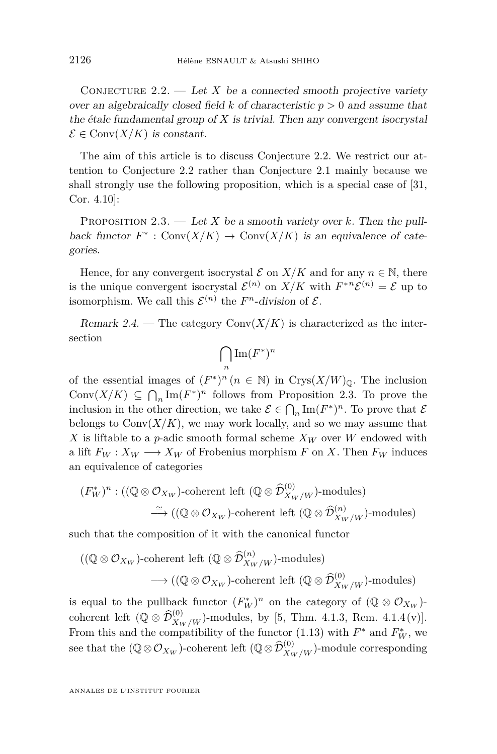Conjecture 2.2. — *Let $X$ be a connected smooth projective variety over an algebraically closed field $k$ of characteristic $p > 0$ and assume that the étale fundamental group of $X$ is trivial. Then any convergent isocrystal $\mathcal{E} \in \mathrm{Conv}(X/K)$ is constant.*

The aim of this article is to discuss Conjecture 2.2. We restrict our attention to Conjecture 2.2 rather than Conjecture 2.1 mainly because we shall strongly use the following proposition, which is a special case of [31, Cor. 4.10]:

Proposition 2.3. — *Let $X$ be a smooth variety over $k$. Then the pullback functor $F^* : \mathrm{Conv}(X/K) \to \mathrm{Conv}(X/K)$ is an equivalence of categories.*

Hence, for any convergent isocrystal $\mathcal{E}$ on $X/K$ and for any $n \in \mathbb{N}$, there is the unique convergent isocrystal $\mathcal{E}^{(n)}$ on $X/K$ with $F^{*n}\mathcal{E}^{(n)} = \mathcal{E}$ up to isomorphism. We call this $\mathcal{E}^{(n)}$ the *$F^n$-division* of $\mathcal{E}$.

*Remark 2.4.* — The category $\mathrm{Conv}(X/K)$ is characterized as the intersection

$$\bigcap_n \mathrm{Im}(F^*)^n$$

of the essential images of $(F^*)^n$ $(n \in \mathbb{N})$ in $\mathrm{Crys}(X/W)_{\mathbb{Q}}$. The inclusion $\mathrm{Conv}(X/K) \subseteq \bigcap_n \mathrm{Im}(F^*)^n$ follows from Proposition 2.3. To prove the inclusion in the other direction, we take $\mathcal{E} \in \bigcap_n \mathrm{Im}(F^*)^n$. To prove that $\mathcal{E}$ belongs to $\mathrm{Conv}(X/K)$, we may work locally, and so we may assume that $X$ is liftable to a $p$-adic smooth formal scheme $X_W$ over $W$ endowed with a lift $F_W : X_W \longrightarrow X_W$ of Frobenius morphism $F$ on $X$. Then $F_W$ induces an equivalence of categories

$$(F_W^*)^n : ((\mathbb{Q} \otimes \mathcal{O}_{X_W})\text{-coherent left } (\mathbb{Q} \otimes \widehat{\mathcal{D}}^{(0)}_{X_W/W})\text{-modules}) \xrightarrow{\simeq} ((\mathbb{Q} \otimes \mathcal{O}_{X_W})\text{-coherent left } (\mathbb{Q} \otimes \widehat{\mathcal{D}}^{(n)}_{X_W/W})\text{-modules})$$

such that the composition of it with the canonical functor

$$((\mathbb{Q} \otimes \mathcal{O}_{X_W})\text{-coherent left } (\mathbb{Q} \otimes \widehat{\mathcal{D}}^{(n)}_{X_W/W})\text{-modules}) \longrightarrow ((\mathbb{Q} \otimes \mathcal{O}_{X_W})\text{-coherent left } (\mathbb{Q} \otimes \widehat{\mathcal{D}}^{(0)}_{X_W/W})\text{-modules})$$

is equal to the pullback functor $(F_W^*)^n$ on the category of $(\mathbb{Q} \otimes \mathcal{O}_{X_W})$-coherent left $(\mathbb{Q} \otimes \widehat{\mathcal{D}}^{(0)}_{X_W/W})$-modules, by [5, Thm. 4.1.3, Rem. 4.1.4(v)]. From this and the compatibility of the functor (1.13) with $F^*$ and $F_W^*$, we see that the $(\mathbb{Q} \otimes \mathcal{O}_{X_W})$-coherent left $(\mathbb{Q} \otimes \widehat{\mathcal{D}}^{(0)}_{X_W/W})$-module corresponding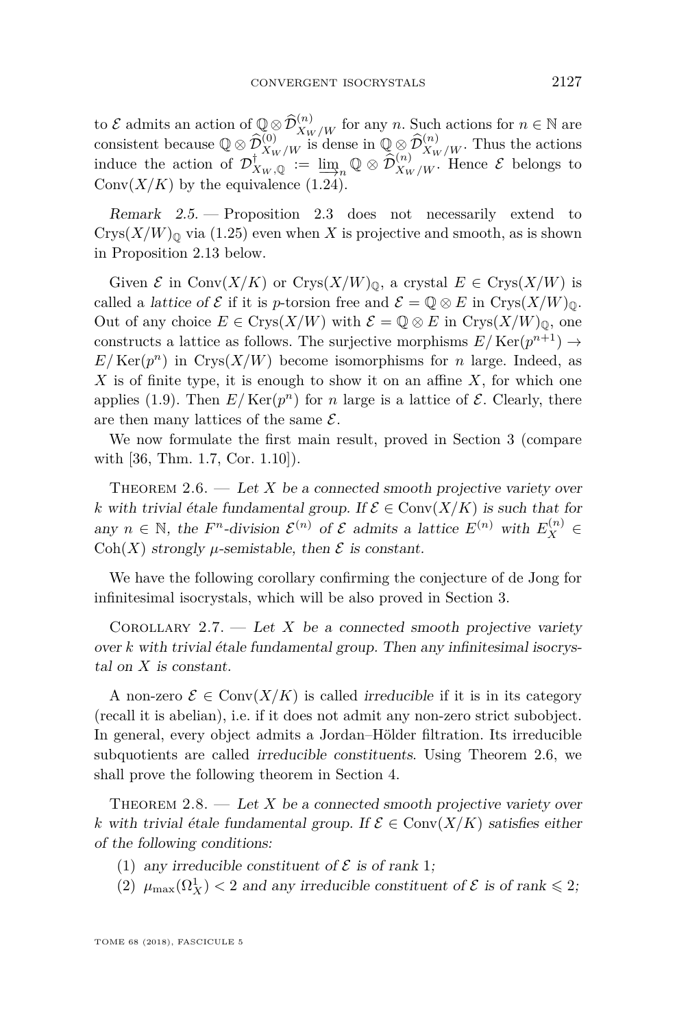to $\mathcal{E}$ admits an action of $\mathbb{Q}\otimes\widehat{\mathcal{D}}^{(n)}_{X_W/W}$ for any $n$. Such actions for $n\in\mathbb{N}$ are consistent because $\mathbb{Q}\otimes\widehat{\mathcal{D}}^{(0)}_{X_W/W}$ is dense in $\mathbb{Q}\otimes\widehat{\mathcal{D}}^{(n)}_{X_W/W}$. Thus the actions induce the action of $\mathcal{D}^{\dagger}_{X_W,\mathbb{Q}} := \varinjlim_n \mathbb{Q}\otimes\widehat{\mathcal{D}}^{(n)}_{X_W/W}$. Hence $\mathcal{E}$ belongs to $\mathrm{Conv}(X/K)$ by the equivalence (1.24).

*Remark 2.5.* — Proposition 2.3 does not necessarily extend to $\mathrm{Crys}(X/W)_{\mathbb{Q}}$ via (1.25) even when $X$ is projective and smooth, as is shown in Proposition 2.13 below.

Given $\mathcal{E}$ in $\mathrm{Conv}(X/K)$ or $\mathrm{Crys}(X/W)_{\mathbb{Q}}$, a crystal $E\in\mathrm{Crys}(X/W)$ is called a *lattice of* $\mathcal{E}$ if it is $p$-torsion free and $\mathcal{E}=\mathbb{Q}\otimes E$ in $\mathrm{Crys}(X/W)_{\mathbb{Q}}$. Out of any choice $E\in\mathrm{Crys}(X/W)$ with $\mathcal{E}=\mathbb{Q}\otimes E$ in $\mathrm{Crys}(X/W)_{\mathbb{Q}}$, one constructs a lattice as follows. The surjective morphisms $E/\mathrm{Ker}(p^{n+1})\to E/\mathrm{Ker}(p^n)$ in $\mathrm{Crys}(X/W)$ become isomorphisms for $n$ large. Indeed, as $X$ is of finite type, it is enough to show it on an affine $X$, for which one applies (1.9). Then $E/\mathrm{Ker}(p^n)$ for $n$ large is a lattice of $\mathcal{E}$. Clearly, there are then many lattices of the same $\mathcal{E}$.

We now formulate the first main result, proved in Section 3 (compare with [36, Thm. 1.7, Cor. 1.10]).

Theorem 2.6. — *Let $X$ be a connected smooth projective variety over $k$ with trivial étale fundamental group. If $\mathcal{E}\in\mathrm{Conv}(X/K)$ is such that for any $n\in\mathbb{N}$, the $F^n$-division $\mathcal{E}^{(n)}$ of $\mathcal{E}$ admits a lattice $E^{(n)}$ with $E^{(n)}_X\in\mathrm{Coh}(X)$ strongly $\mu$-semistable, then $\mathcal{E}$ is constant.*

We have the following corollary confirming the conjecture of de Jong for infinitesimal isocrystals, which will be also proved in Section 3.

Corollary 2.7. — *Let $X$ be a connected smooth projective variety over $k$ with trivial étale fundamental group. Then any infinitesimal isocrystal on $X$ is constant.*

A non-zero $\mathcal{E}\in\mathrm{Conv}(X/K)$ is called *irreducible* if it is in its category (recall it is abelian), i.e. if it does not admit any non-zero strict subobject. In general, every object admits a Jordan–Hölder filtration. Its irreducible subquotients are called *irreducible constituents*. Using Theorem 2.6, we shall prove the following theorem in Section 4.

Theorem 2.8. — *Let $X$ be a connected smooth projective variety over $k$ with trivial étale fundamental group. If $\mathcal{E}\in\mathrm{Conv}(X/K)$ satisfies either of the following conditions:*

1. *any irreducible constituent of $\mathcal{E}$ is of rank 1;*
2. *$\mu_{\max}(\Omega^1_X)<2$ and any irreducible constituent of $\mathcal{E}$ is of rank $\leqslant 2$;*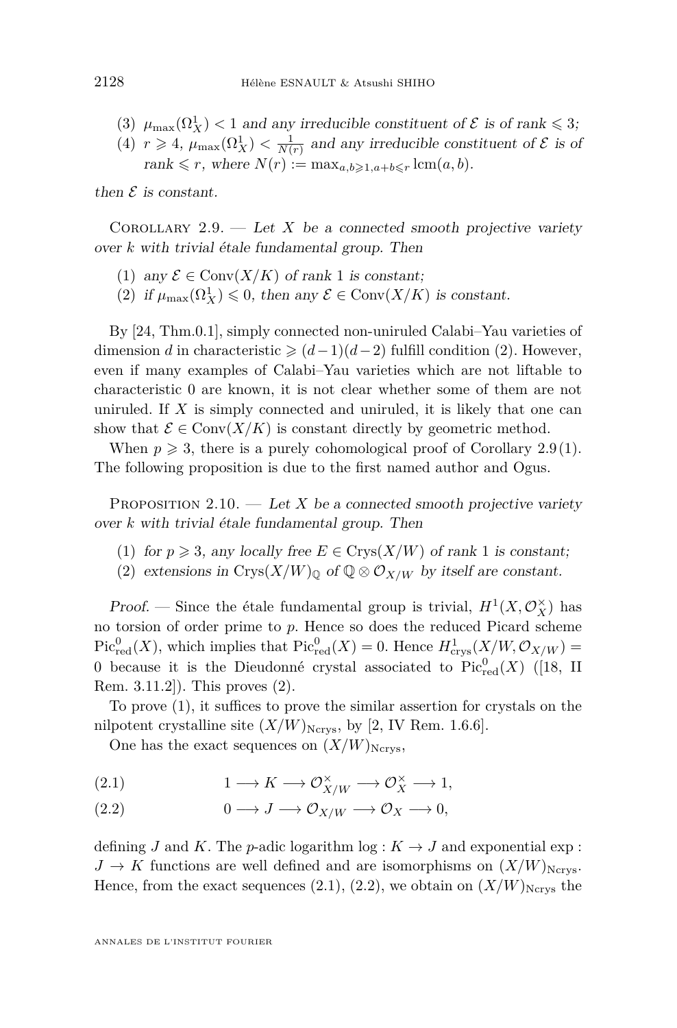(3) $\mu_{\max}(\Omega^1_X) < 1$ *and any irreducible constituent of $\mathcal{E}$ is of rank* $\leqslant 3$*;*

(4) $r \geqslant 4$, $\mu_{\max}(\Omega^1_X) < \frac{1}{N(r)}$ *and any irreducible constituent of $\mathcal{E}$ is of rank* $\leqslant r$*, where* $N(r) := \max_{a,b \geqslant 1, a+b \leqslant r} \operatorname{lcm}(a,b)$.

*then $\mathcal{E}$ is constant.*

Corollary 2.9. — *Let $X$ be a connected smooth projective variety over $k$ with trivial étale fundamental group. Then*

(1) *any $\mathcal{E} \in \operatorname{Conv}(X/K)$ of rank 1 is constant;*

(2) *if $\mu_{\max}(\Omega^1_X) \leqslant 0$, then any $\mathcal{E} \in \operatorname{Conv}(X/K)$ is constant.*

By [24, Thm.0.1], simply connected non-uniruled Calabi–Yau varieties of dimension $d$ in characteristic $\geqslant (d-1)(d-2)$ fulfill condition (2). However, even if many examples of Calabi–Yau varieties which are not liftable to characteristic 0 are known, it is not clear whether some of them are not uniruled. If $X$ is simply connected and uniruled, it is likely that one can show that $\mathcal{E} \in \operatorname{Conv}(X/K)$ is constant directly by geometric method.

When $p \geqslant 3$, there is a purely cohomological proof of Corollary 2.9(1). The following proposition is due to the first named author and Ogus.

Proposition 2.10. — *Let $X$ be a connected smooth projective variety over $k$ with trivial étale fundamental group. Then*

(1) *for $p \geqslant 3$, any locally free $E \in \operatorname{Crys}(X/W)$ of rank 1 is constant;*

(2) *extensions in $\operatorname{Crys}(X/W)_{\mathbb{Q}}$ of $\mathbb{Q} \otimes \mathcal{O}_{X/W}$ by itself are constant.*

*Proof.* — Since the étale fundamental group is trivial, $H^1(X, \mathcal{O}_X^\times)$ has no torsion of order prime to $p$. Hence so does the reduced Picard scheme $\operatorname{Pic}^0_{\mathrm{red}}(X)$, which implies that $\operatorname{Pic}^0_{\mathrm{red}}(X) = 0$. Hence $H^1_{\mathrm{crys}}(X/W, \mathcal{O}_{X/W}) = 0$ because it is the Dieudonné crystal associated to $\operatorname{Pic}^0_{\mathrm{red}}(X)$ ([18, II Rem. 3.11.2]). This proves (2).

To prove (1), it suffices to prove the similar assertion for crystals on the nilpotent crystalline site $(X/W)_{\mathrm{Ncrys}}$, by [2, IV Rem. 1.6.6].

One has the exact sequences on $(X/W)_{\mathrm{Ncrys}}$,

$$1 \longrightarrow K \longrightarrow \mathcal{O}_{X/W}^\times \longrightarrow \mathcal{O}_X^\times \longrightarrow 1, \tag{2.1}$$

$$0 \longrightarrow J \longrightarrow \mathcal{O}_{X/W} \longrightarrow \mathcal{O}_X \longrightarrow 0, \tag{2.2}$$

defining $J$ and $K$. The $p$-adic logarithm $\log : K \to J$ and exponential $\exp : J \to K$ functions are well defined and are isomorphisms on $(X/W)_{\mathrm{Ncrys}}$. Hence, from the exact sequences (2.1), (2.2), we obtain on $(X/W)_{\mathrm{Ncrys}}$ the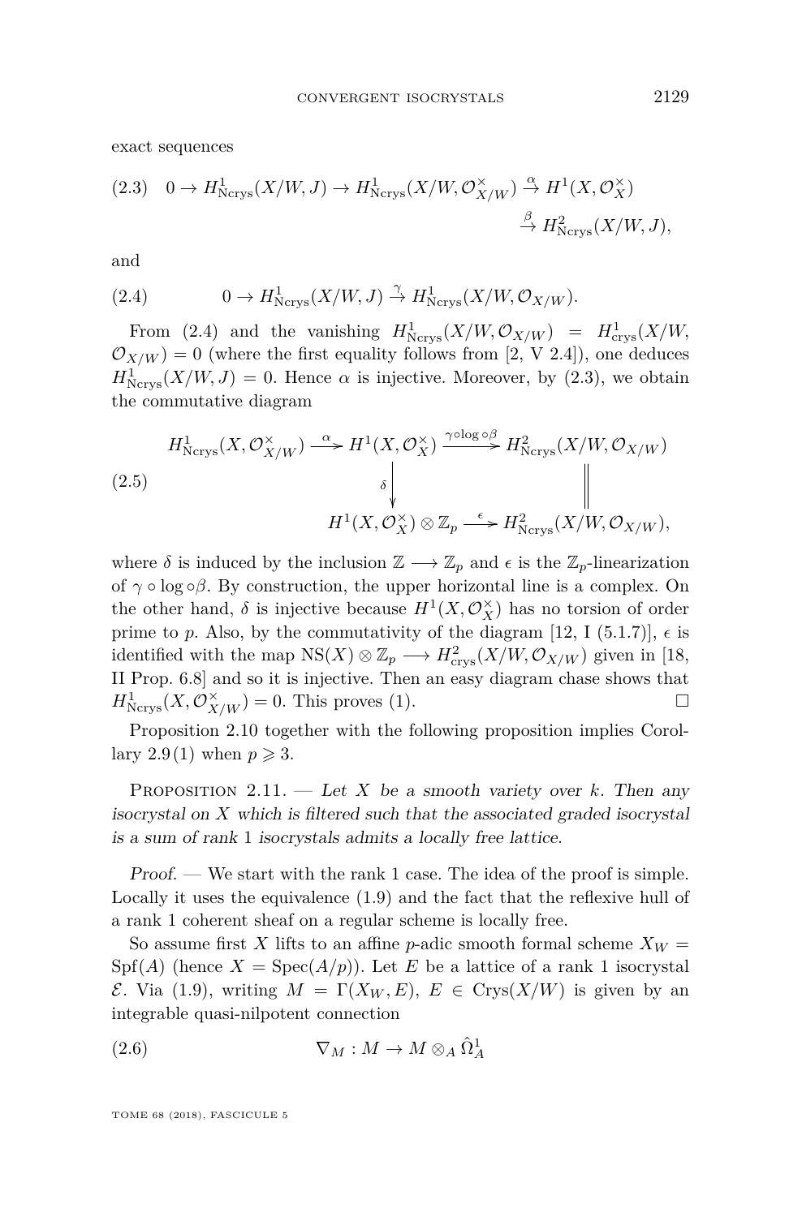exact sequences

$$0 \to H^1_{\mathrm{Ncrys}}(X/W, J) \to H^1_{\mathrm{Ncrys}}(X/W, \mathcal{O}^\times_{X/W}) \xrightarrow{\alpha} H^1(X, \mathcal{O}^\times_X) \xrightarrow{\beta} H^2_{\mathrm{Ncrys}}(X/W, J), \tag{2.3}$$

and

$$0 \to H^1_{\mathrm{Ncrys}}(X/W, J) \xrightarrow{\gamma} H^1_{\mathrm{Ncrys}}(X/W, \mathcal{O}_{X/W}). \tag{2.4}$$

From (2.4) and the vanishing $H^1_{\mathrm{Ncrys}}(X/W, \mathcal{O}_{X/W}) = H^1_{\mathrm{crys}}(X/W, \mathcal{O}_{X/W}) = 0$ (where the first equality follows from [2, V 2.4]), one deduces $H^1_{\mathrm{Ncrys}}(X/W, J) = 0$. Hence $\alpha$ is injective. Moreover, by (2.3), we obtain the commutative diagram

$$\begin{array}{ccccc} H^1_{\mathrm{Ncrys}}(X, \mathcal{O}^\times_{X/W}) & \xrightarrow{\alpha} & H^1(X, \mathcal{O}^\times_X) & \xrightarrow{\gamma\circ\log\circ\beta} & H^2_{\mathrm{Ncrys}}(X/W, \mathcal{O}_{X/W}) \\ & & \downarrow{\scriptstyle\delta} & & \| \\ & & H^1(X, \mathcal{O}^\times_X)\otimes \mathbb{Z}_p & \xrightarrow{\epsilon} & H^2_{\mathrm{Ncrys}}(X/W, \mathcal{O}_{X/W}), \end{array} \tag{2.5}$$

where $\delta$ is induced by the inclusion $\mathbb{Z} \longrightarrow \mathbb{Z}_p$ and $\epsilon$ is the $\mathbb{Z}_p$-linearization of $\gamma \circ \log \circ \beta$. By construction, the upper horizontal line is a complex. On the other hand, $\delta$ is injective because $H^1(X, \mathcal{O}^\times_X)$ has no torsion of order prime to $p$. Also, by the commutativity of the diagram [12, I (5.1.7)], $\epsilon$ is identified with the map $\mathrm{NS}(X)\otimes\mathbb{Z}_p \longrightarrow H^2_{\mathrm{crys}}(X/W, \mathcal{O}_{X/W})$ given in [18, II Prop. 6.8] and so it is injective. Then an easy diagram chase shows that $H^1_{\mathrm{Ncrys}}(X, \mathcal{O}^\times_{X/W}) = 0$. This proves (1). □

Proposition 2.10 together with the following proposition implies Corollary 2.9 (1) when $p \geqslant 3$.

Proposition 2.11. — *Let $X$ be a smooth variety over $k$. Then any isocrystal on $X$ which is filtered such that the associated graded isocrystal is a sum of rank 1 isocrystals admits a locally free lattice.*

*Proof.* — We start with the rank 1 case. The idea of the proof is simple. Locally it uses the equivalence (1.9) and the fact that the reflexive hull of a rank 1 coherent sheaf on a regular scheme is locally free.

So assume first $X$ lifts to an affine $p$-adic smooth formal scheme $X_W = \mathrm{Spf}(A)$ (hence $X = \mathrm{Spec}(A/p)$). Let $E$ be a lattice of a rank 1 isocrystal $\mathcal{E}$. Via (1.9), writing $M = \Gamma(X_W, E)$, $E \in \mathrm{Crys}(X/W)$ is given by an integrable quasi-nilpotent connection

$$\nabla_M : M \to M \otimes_A \hat{\Omega}^1_A \tag{2.6}$$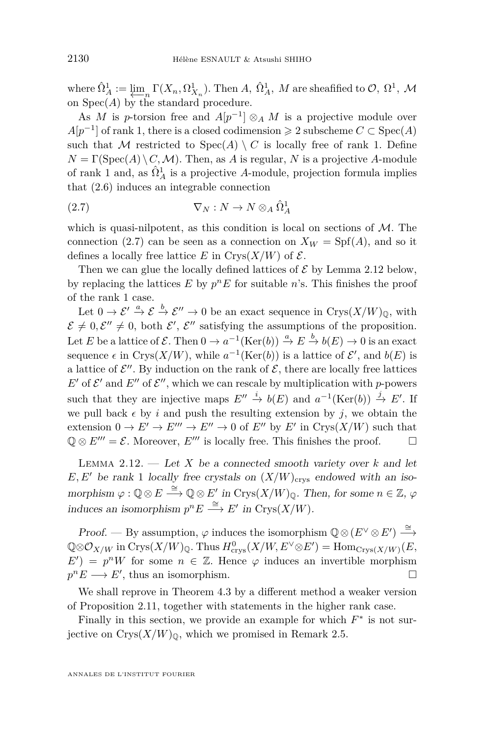where $\hat{\Omega}^1_A := \varprojlim_n \Gamma(X_n, \Omega^1_{X_n})$. Then $A$, $\hat{\Omega}^1_A$, $M$ are sheafified to $\mathcal{O}$, $\Omega^1$, $\mathcal{M}$ on $\mathrm{Spec}(A)$ by the standard procedure.

As $M$ is $p$-torsion free and $A[p^{-1}] \otimes_A M$ is a projective module over $A[p^{-1}]$ of rank 1, there is a closed codimension $\geqslant 2$ subscheme $C \subset \mathrm{Spec}(A)$ such that $\mathcal{M}$ restricted to $\mathrm{Spec}(A) \setminus C$ is locally free of rank 1. Define $N = \Gamma(\mathrm{Spec}(A) \setminus C, \mathcal{M})$. Then, as $A$ is regular, $N$ is a projective $A$-module of rank 1 and, as $\hat{\Omega}^1_A$ is a projective $A$-module, projection formula implies that (2.6) induces an integrable connection

$$\nabla_N : N \to N \otimes_A \hat{\Omega}^1_A \tag{2.7}$$

which is quasi-nilpotent, as this condition is local on sections of $\mathcal{M}$. The connection (2.7) can be seen as a connection on $X_W = \mathrm{Spf}(A)$, and so it defines a locally free lattice $E$ in $\mathrm{Crys}(X/W)$ of $\mathcal{E}$.

Then we can glue the locally defined lattices of $\mathcal{E}$ by Lemma 2.12 below, by replacing the lattices $E$ by $p^n E$ for suitable $n$'s. This finishes the proof of the rank 1 case.

Let $0 \to \mathcal{E}' \xrightarrow{a} \mathcal{E} \xrightarrow{b} \mathcal{E}'' \to 0$ be an exact sequence in $\mathrm{Crys}(X/W)_{\mathbb{Q}}$, with $\mathcal{E} \neq 0, \mathcal{E}'' \neq 0$, both $\mathcal{E}'$, $\mathcal{E}''$ satisfying the assumptions of the proposition. Let $E$ be a lattice of $\mathcal{E}$. Then $0 \to a^{-1}(\mathrm{Ker}(b)) \xrightarrow{a} E \xrightarrow{b} b(E) \to 0$ is an exact sequence $\epsilon$ in $\mathrm{Crys}(X/W)$, while $a^{-1}(\mathrm{Ker}(b))$ is a lattice of $\mathcal{E}'$, and $b(E)$ is a lattice of $\mathcal{E}''$. By induction on the rank of $\mathcal{E}$, there are locally free lattices $E'$ of $\mathcal{E}'$ and $E''$ of $\mathcal{E}''$, which we can rescale by multiplication with $p$-powers such that they are injective maps $E'' \xrightarrow{i} b(E)$ and $a^{-1}(\mathrm{Ker}(b)) \xrightarrow{j} E'$. If we pull back $\epsilon$ by $i$ and push the resulting extension by $j$, we obtain the extension $0 \to E' \to E''' \to E'' \to 0$ of $E''$ by $E'$ in $\mathrm{Crys}(X/W)$ such that $\mathbb{Q} \otimes E''' = \mathcal{E}$. Moreover, $E'''$ is locally free. This finishes the proof. $\square$

Lemma 2.12. — *Let $X$ be a connected smooth variety over $k$ and let $E, E'$ be rank 1 locally free crystals on $(X/W)_{\mathrm{crys}}$ endowed with an isomorphism $\varphi : \mathbb{Q} \otimes E \xrightarrow{\cong} \mathbb{Q} \otimes E'$ in $\mathrm{Crys}(X/W)_{\mathbb{Q}}$. Then, for some $n \in \mathbb{Z}$, $\varphi$ induces an isomorphism $p^n E \xrightarrow{\cong} E'$ in $\mathrm{Crys}(X/W)$.*

*Proof.* — By assumption, $\varphi$ induces the isomorphism $\mathbb{Q} \otimes (E^\vee \otimes E') \xrightarrow{\cong} \mathbb{Q} \otimes \mathcal{O}_{X/W}$ in $\mathrm{Crys}(X/W)_{\mathbb{Q}}$. Thus $H^0_{\mathrm{crys}}(X/W, E^\vee \otimes E') = \mathrm{Hom}_{\mathrm{Crys}(X/W)}(E, E') = p^n W$ for some $n \in \mathbb{Z}$. Hence $\varphi$ induces an invertible morphism $p^n E \longrightarrow E'$, thus an isomorphism. $\square$

We shall reprove in Theorem 4.3 by a different method a weaker version of Proposition 2.11, together with statements in the higher rank case.

Finally in this section, we provide an example for which $F^*$ is not surjective on $\mathrm{Crys}(X/W)_{\mathbb{Q}}$, which we promised in Remark 2.5.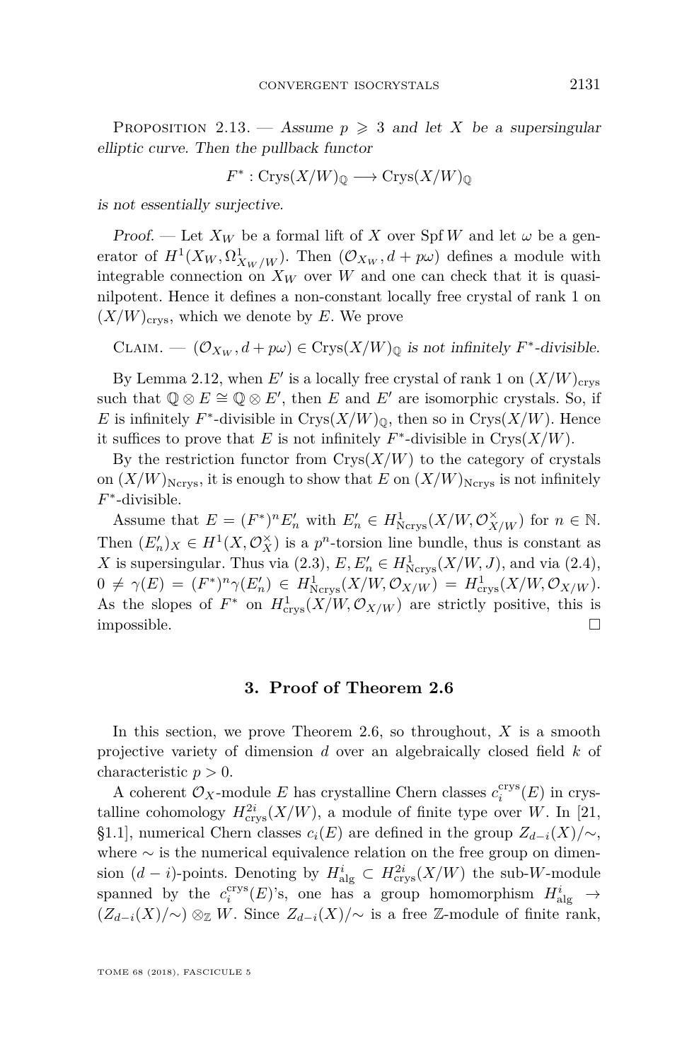Proposition 2.13. — *Assume $p \geqslant 3$ and let $X$ be a supersingular elliptic curve. Then the pullback functor*

$$F^* : \mathrm{Crys}(X/W)_{\mathbb{Q}} \longrightarrow \mathrm{Crys}(X/W)_{\mathbb{Q}}$$

*is not essentially surjective.*

*Proof.* — Let $X_W$ be a formal lift of $X$ over $\mathrm{Spf}\, W$ and let $\omega$ be a generator of $H^1(X_W, \Omega^1_{X_W/W})$. Then $(\mathcal{O}_{X_W}, d + p\omega)$ defines a module with integrable connection on $X_W$ over $W$ and one can check that it is quasi-nilpotent. Hence it defines a non-constant locally free crystal of rank 1 on $(X/W)_{\mathrm{crys}}$, which we denote by $E$. We prove

Claim. — *$(\mathcal{O}_{X_W}, d + p\omega) \in \mathrm{Crys}(X/W)_{\mathbb{Q}}$ is not infinitely $F^*$-divisible.*

By Lemma 2.12, when $E'$ is a locally free crystal of rank 1 on $(X/W)_{\mathrm{crys}}$ such that $\mathbb{Q} \otimes E \cong \mathbb{Q} \otimes E'$, then $E$ and $E'$ are isomorphic crystals. So, if $E$ is infinitely $F^*$-divisible in $\mathrm{Crys}(X/W)_{\mathbb{Q}}$, then so in $\mathrm{Crys}(X/W)$. Hence it suffices to prove that $E$ is not infinitely $F^*$-divisible in $\mathrm{Crys}(X/W)$.

By the restriction functor from $\mathrm{Crys}(X/W)$ to the category of crystals on $(X/W)_{\mathrm{Ncrys}}$, it is enough to show that $E$ on $(X/W)_{\mathrm{Ncrys}}$ is not infinitely $F^*$-divisible.

Assume that $E = (F^*)^n E'_n$ with $E'_n \in H^1_{\mathrm{Ncrys}}(X/W, \mathcal{O}^\times_{X/W})$ for $n \in \mathbb{N}$. Then $(E'_n)_X \in H^1(X, \mathcal{O}^\times_X)$ is a $p^n$-torsion line bundle, thus is constant as $X$ is supersingular. Thus via (2.3), $E, E'_n \in H^1_{\mathrm{Ncrys}}(X/W, J)$, and via (2.4), $0 \neq \gamma(E) = (F^*)^n \gamma(E'_n) \in H^1_{\mathrm{Ncrys}}(X/W, \mathcal{O}_{X/W}) = H^1_{\mathrm{crys}}(X/W, \mathcal{O}_{X/W})$. As the slopes of $F^*$ on $H^1_{\mathrm{crys}}(X/W, \mathcal{O}_{X/W})$ are strictly positive, this is impossible. $\square$

## 3. Proof of Theorem 2.6

In this section, we prove Theorem 2.6, so throughout, $X$ is a smooth projective variety of dimension $d$ over an algebraically closed field $k$ of characteristic $p > 0$.

A coherent $\mathcal{O}_X$-module $E$ has crystalline Chern classes $c_i^{\mathrm{crys}}(E)$ in crystalline cohomology $H^{2i}_{\mathrm{crys}}(X/W)$, a module of finite type over $W$. In [21, §1.1], numerical Chern classes $c_i(E)$ are defined in the group $Z_{d-i}(X)/\sim$, where $\sim$ is the numerical equivalence relation on the free group on dimension $(d-i)$-points. Denoting by $H^i_{\mathrm{alg}} \subset H^{2i}_{\mathrm{crys}}(X/W)$ the sub-$W$-module spanned by the $c_i^{\mathrm{crys}}(E)$'s, one has a group homomorphism $H^i_{\mathrm{alg}} \to (Z_{d-i}(X)/\sim) \otimes_{\mathbb{Z}} W$. Since $Z_{d-i}(X)/\sim$ is a free $\mathbb{Z}$-module of finite rank,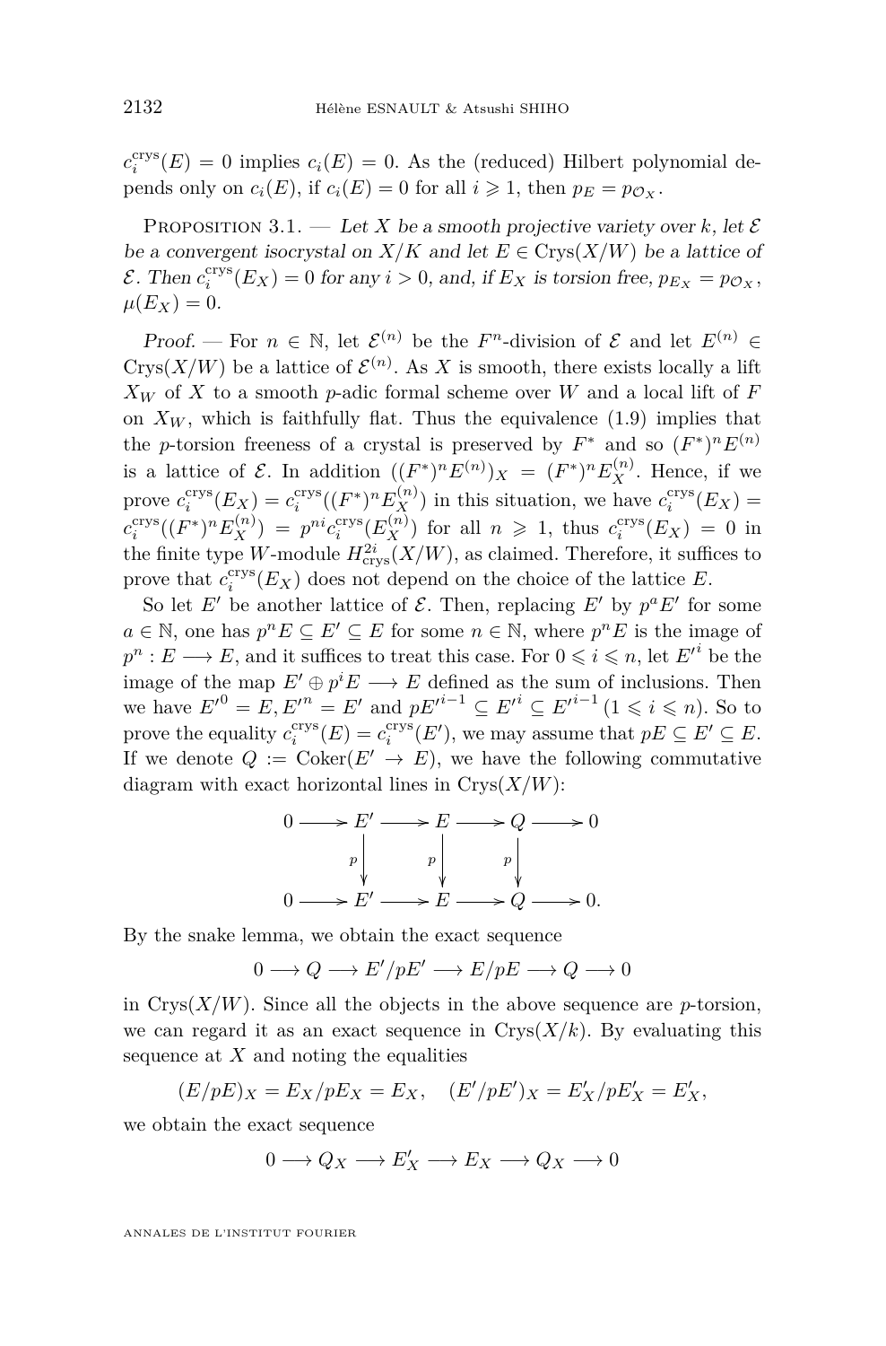$c_i^{\text{crys}}(E) = 0$ implies $c_i(E) = 0$. As the (reduced) Hilbert polynomial depends only on $c_i(E)$, if $c_i(E) = 0$ for all $i \geqslant 1$, then $p_E = p_{\mathcal{O}_X}$.

Proposition 3.1. — *Let $X$ be a smooth projective variety over $k$, let $\mathcal{E}$ be a convergent isocrystal on $X/K$ and let $E \in \text{Crys}(X/W)$ be a lattice of $\mathcal{E}$. Then $c_i^{\text{crys}}(E_X) = 0$ for any $i > 0$, and, if $E_X$ is torsion free, $p_{E_X} = p_{\mathcal{O}_X}$, $\mu(E_X) = 0$.*

*Proof.* — For $n \in \mathbb{N}$, let $\mathcal{E}^{(n)}$ be the $F^n$-division of $\mathcal{E}$ and let $E^{(n)} \in \text{Crys}(X/W)$ be a lattice of $\mathcal{E}^{(n)}$. As $X$ is smooth, there exists locally a lift $X_W$ of $X$ to a smooth $p$-adic formal scheme over $W$ and a local lift of $F$ on $X_W$, which is faithfully flat. Thus the equivalence (1.9) implies that the $p$-torsion freeness of a crystal is preserved by $F^*$ and so $(F^*)^n E^{(n)}$ is a lattice of $\mathcal{E}$. In addition $((F^*)^n E^{(n)})_X = (F^*)^n E_X^{(n)}$. Hence, if we prove $c_i^{\text{crys}}(E_X) = c_i^{\text{crys}}((F^*)^n E_X^{(n)})$ in this situation, we have $c_i^{\text{crys}}(E_X) = c_i^{\text{crys}}((F^*)^n E_X^{(n)}) = p^{ni} c_i^{\text{crys}}(E_X^{(n)})$ for all $n \geqslant 1$, thus $c_i^{\text{crys}}(E_X) = 0$ in the finite type $W$-module $H^{2i}_{\text{crys}}(X/W)$, as claimed. Therefore, it suffices to prove that $c_i^{\text{crys}}(E_X)$ does not depend on the choice of the lattice $E$.

So let $E'$ be another lattice of $\mathcal{E}$. Then, replacing $E'$ by $p^a E'$ for some $a \in \mathbb{N}$, one has $p^n E \subseteq E' \subseteq E$ for some $n \in \mathbb{N}$, where $p^n E$ is the image of $p^n : E \longrightarrow E$, and it suffices to treat this case. For $0 \leqslant i \leqslant n$, let $E'^i$ be the image of the map $E' \oplus p^i E \longrightarrow E$ defined as the sum of inclusions. Then we have $E'^0 = E, E'^n = E'$ and $pE'^{i-1} \subseteq E'^i \subseteq E'^{i-1}$ $(1 \leqslant i \leqslant n)$. So to prove the equality $c_i^{\text{crys}}(E) = c_i^{\text{crys}}(E')$, we may assume that $pE \subseteq E' \subseteq E$. If we denote $Q := \text{Coker}(E' \to E)$, we have the following commutative diagram with exact horizontal lines in $\text{Crys}(X/W)$:

$$\begin{array}{ccccccccc}
0 & \longrightarrow & E' & \longrightarrow & E & \longrightarrow & Q & \longrightarrow & 0 \\
 & & \downarrow{\scriptstyle p} & & \downarrow{\scriptstyle p} & & \downarrow{\scriptstyle p} & & \\
0 & \longrightarrow & E' & \longrightarrow & E & \longrightarrow & Q & \longrightarrow & 0.
\end{array}$$

By the snake lemma, we obtain the exact sequence

$$0 \longrightarrow Q \longrightarrow E'/pE' \longrightarrow E/pE \longrightarrow Q \longrightarrow 0$$

in $\text{Crys}(X/W)$. Since all the objects in the above sequence are $p$-torsion, we can regard it as an exact sequence in $\text{Crys}(X/k)$. By evaluating this sequence at $X$ and noting the equalities

$$(E/pE)_X = E_X/pE_X = E_X, \quad (E'/pE')_X = E'_X/pE'_X = E'_X,$$

we obtain the exact sequence

$$0 \longrightarrow Q_X \longrightarrow E'_X \longrightarrow E_X \longrightarrow Q_X \longrightarrow 0$$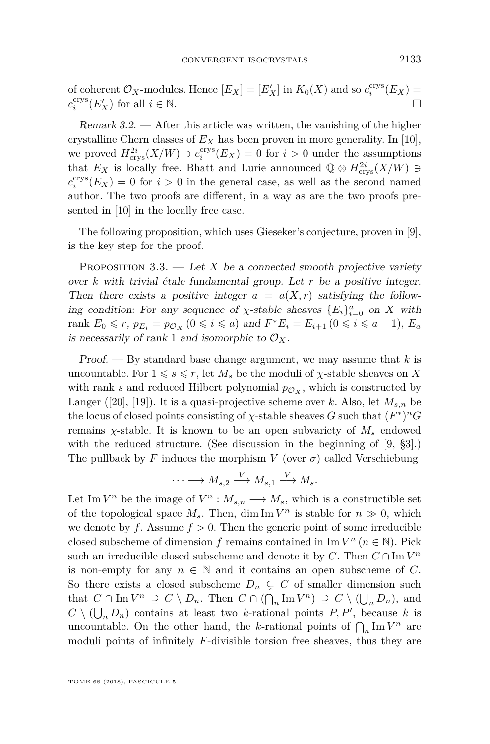of coherent $\mathcal{O}_X$-modules. Hence $[E_X] = [E'_X]$ in $K_0(X)$ and so $c_i^{\mathrm{crys}}(E_X) = c_i^{\mathrm{crys}}(E'_X)$ for all $i \in \mathbb{N}$. □

*Remark 3.2.* — After this article was written, the vanishing of the higher crystalline Chern classes of $E_X$ has been proven in more generality. In [10], we proved $H^{2i}_{\mathrm{crys}}(X/W) \ni c_i^{\mathrm{crys}}(E_X) = 0$ for $i > 0$ under the assumptions that $E_X$ is locally free. Bhatt and Lurie announced $\mathbb{Q} \otimes H^{2i}_{\mathrm{crys}}(X/W) \ni c_i^{\mathrm{crys}}(E_X) = 0$ for $i > 0$ in the general case, as well as the second named author. The two proofs are different, in a way as are the two proofs presented in [10] in the locally free case.

The following proposition, which uses Gieseker's conjecture, proven in [9], is the key step for the proof.

Proposition 3.3. — *Let $X$ be a connected smooth projective variety over $k$ with trivial étale fundamental group. Let $r$ be a positive integer. Then there exists a positive integer $a = a(X, r)$ satisfying the following condition: For any sequence of $\chi$-stable sheaves $\{E_i\}_{i=0}^{a}$ on $X$ with $\operatorname{rank} E_0 \leqslant r$, $p_{E_i} = p_{\mathcal{O}_X}$ $(0 \leqslant i \leqslant a)$ and $F^*E_i = E_{i+1}$ $(0 \leqslant i \leqslant a-1)$, $E_a$ is necessarily of rank 1 and isomorphic to $\mathcal{O}_X$.*

*Proof.* — By standard base change argument, we may assume that $k$ is uncountable. For $1 \leqslant s \leqslant r$, let $M_s$ be the moduli of $\chi$-stable sheaves on $X$ with rank $s$ and reduced Hilbert polynomial $p_{\mathcal{O}_X}$, which is constructed by Langer ([20], [19]). It is a quasi-projective scheme over $k$. Also, let $M_{s,n}$ be the locus of closed points consisting of $\chi$-stable sheaves $G$ such that $(F^*)^n G$ remains $\chi$-stable. It is known to be an open subvariety of $M_s$ endowed with the reduced structure. (See discussion in the beginning of [9, §3].) The pullback by $F$ induces the morphism $V$ (over $\sigma$) called Verschiebung

$$\cdots \longrightarrow M_{s,2} \xrightarrow{V} M_{s,1} \xrightarrow{V} M_s.$$

Let $\operatorname{Im} V^n$ be the image of $V^n : M_{s,n} \longrightarrow M_s$, which is a constructible set of the topological space $M_s$. Then, $\dim \operatorname{Im} V^n$ is stable for $n \gg 0$, which we denote by $f$. Assume $f > 0$. Then the generic point of some irreducible closed subscheme of dimension $f$ remains contained in $\operatorname{Im} V^n$ $(n \in \mathbb{N})$. Pick such an irreducible closed subscheme and denote it by $C$. Then $C \cap \operatorname{Im} V^n$ is non-empty for any $n \in \mathbb{N}$ and it contains an open subscheme of $C$. So there exists a closed subscheme $D_n \subsetneq C$ of smaller dimension such that $C \cap \operatorname{Im} V^n \supseteq C \setminus D_n$. Then $C \cap (\bigcap_n \operatorname{Im} V^n) \supseteq C \setminus (\bigcup_n D_n)$, and $C \setminus (\bigcup_n D_n)$ contains at least two $k$-rational points $P, P'$, because $k$ is uncountable. On the other hand, the $k$-rational points of $\bigcap_n \operatorname{Im} V^n$ are moduli points of infinitely $F$-divisible torsion free sheaves, thus they are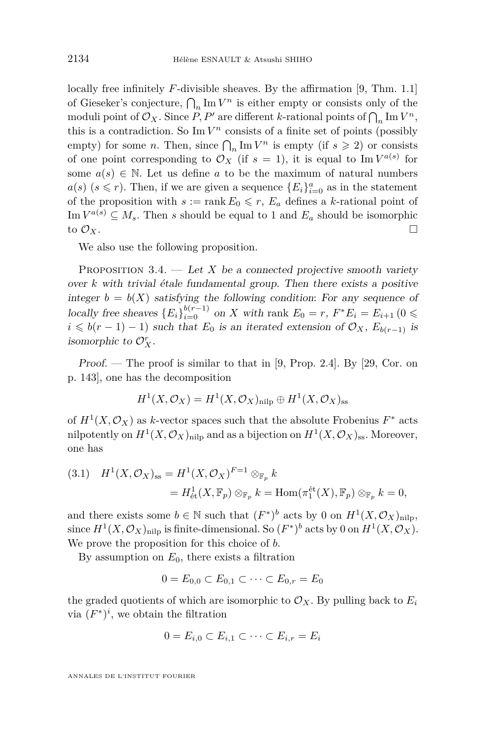locally free infinitely $F$-divisible sheaves. By the affirmation [9, Thm. 1.1] of Gieseker's conjecture, $\bigcap_n \operatorname{Im} V^n$ is either empty or consists only of the moduli point of $\mathcal{O}_X$. Since $P, P'$ are different $k$-rational points of $\bigcap_n \operatorname{Im} V^n$, this is a contradiction. So $\operatorname{Im} V^n$ consists of a finite set of points (possibly empty) for some $n$. Then, since $\bigcap_n \operatorname{Im} V^n$ is empty (if $s \geqslant 2$) or consists of one point corresponding to $\mathcal{O}_X$ (if $s = 1$), it is equal to $\operatorname{Im} V^{a(s)}$ for some $a(s) \in \mathbb{N}$. Let us define $a$ to be the maximum of natural numbers $a(s)$ ($s \leqslant r$). Then, if we are given a sequence $\{E_i\}_{i=0}^a$ as in the statement of the proposition with $s := \operatorname{rank} E_0 \leqslant r$, $E_a$ defines a $k$-rational point of $\operatorname{Im} V^{a(s)} \subseteq M_s$. Then $s$ should be equal to 1 and $E_a$ should be isomorphic to $\mathcal{O}_X$. □

We also use the following proposition.

Proposition 3.4. — *Let $X$ be a connected projective smooth variety over $k$ with trivial étale fundamental group. Then there exists a positive integer $b = b(X)$ satisfying the following condition: For any sequence of locally free sheaves $\{E_i\}_{i=0}^{b(r-1)}$ on $X$ with* rank $E_0 = r$, $F^*E_i = E_{i+1}$ ($0 \leqslant i \leqslant b(r-1) - 1$) *such that $E_0$ is an iterated extension of $\mathcal{O}_X$, $E_{b(r-1)}$ is isomorphic to $\mathcal{O}_X^r$.*

*Proof.* — The proof is similar to that in [9, Prop. 2.4]. By [29, Cor. on p. 143], one has the decomposition

$$H^1(X, \mathcal{O}_X) = H^1(X, \mathcal{O}_X)_{\mathrm{nilp}} \oplus H^1(X, \mathcal{O}_X)_{\mathrm{ss}}$$

of $H^1(X, \mathcal{O}_X)$ as $k$-vector spaces such that the absolute Frobenius $F^*$ acts nilpotently on $H^1(X, \mathcal{O}_X)_{\mathrm{nilp}}$ and as a bijection on $H^1(X, \mathcal{O}_X)_{\mathrm{ss}}$. Moreover, one has

$$\begin{aligned} H^1(X, \mathcal{O}_X)_{\mathrm{ss}} &= H^1(X, \mathcal{O}_X)^{F=1} \otimes_{\mathbb{F}_p} k \\ &= H^1_{\text{ét}}(X, \mathbb{F}_p) \otimes_{\mathbb{F}_p} k = \operatorname{Hom}(\pi_1^{\text{ét}}(X), \mathbb{F}_p) \otimes_{\mathbb{F}_p} k = 0, \end{aligned} \tag{3.1}$$

and there exists some $b \in \mathbb{N}$ such that $(F^*)^b$ acts by 0 on $H^1(X, \mathcal{O}_X)_{\mathrm{nilp}}$, since $H^1(X, \mathcal{O}_X)_{\mathrm{nilp}}$ is finite-dimensional. So $(F^*)^b$ acts by 0 on $H^1(X, \mathcal{O}_X)$. We prove the proposition for this choice of $b$.

By assumption on $E_0$, there exists a filtration

$$0 = E_{0,0} \subset E_{0,1} \subset \cdots \subset E_{0,r} = E_0$$

the graded quotients of which are isomorphic to $\mathcal{O}_X$. By pulling back to $E_i$ via $(F^*)^i$, we obtain the filtration

$$0 = E_{i,0} \subset E_{i,1} \subset \cdots \subset E_{i,r} = E_i$$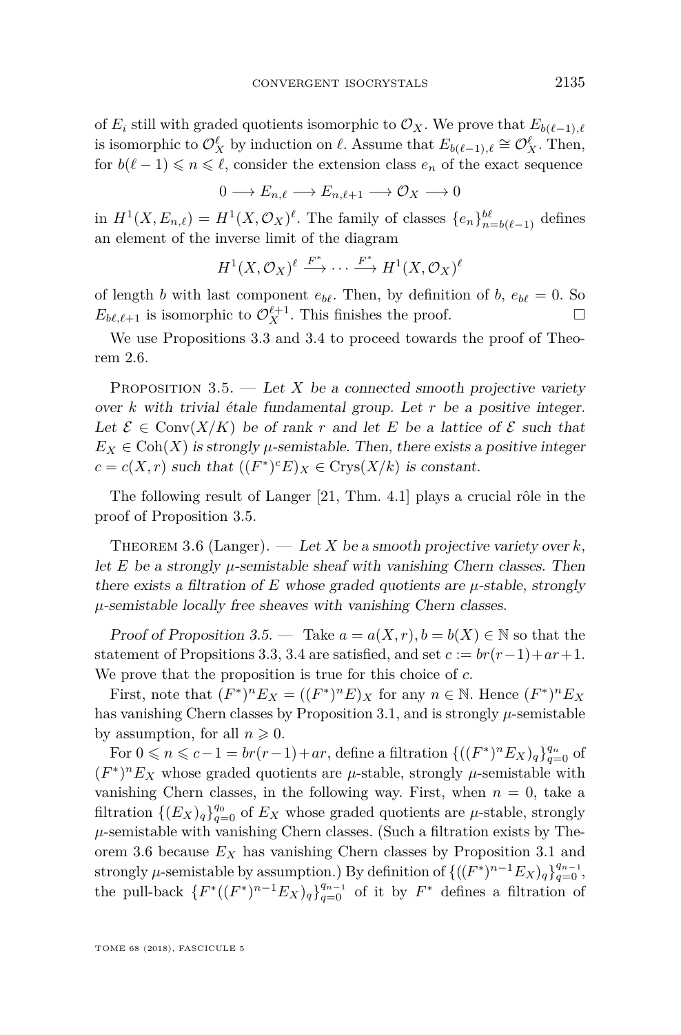of $E_i$ still with graded quotients isomorphic to $\mathcal{O}_X$. We prove that $E_{b(\ell-1),\ell}$ is isomorphic to $\mathcal{O}_X^\ell$ by induction on $\ell$. Assume that $E_{b(\ell-1),\ell} \cong \mathcal{O}_X^\ell$. Then, for $b(\ell-1) \leqslant n \leqslant \ell$, consider the extension class $e_n$ of the exact sequence

$$0 \longrightarrow E_{n,\ell} \longrightarrow E_{n,\ell+1} \longrightarrow \mathcal{O}_X \longrightarrow 0$$

in $H^1(X, E_{n,\ell}) = H^1(X, \mathcal{O}_X)^\ell$. The family of classes $\{e_n\}_{n=b(\ell-1)}^{b\ell}$ defines an element of the inverse limit of the diagram

$$H^1(X, \mathcal{O}_X)^\ell \xrightarrow{F^*} \cdots \xrightarrow{F^*} H^1(X, \mathcal{O}_X)^\ell$$

of length $b$ with last component $e_{b\ell}$. Then, by definition of $b$, $e_{b\ell} = 0$. So $E_{b\ell,\ell+1}$ is isomorphic to $\mathcal{O}_X^{\ell+1}$. This finishes the proof. $\square$

We use Propositions 3.3 and 3.4 to proceed towards the proof of Theorem 2.6.

Proposition 3.5. — *Let $X$ be a connected smooth projective variety over $k$ with trivial étale fundamental group. Let $r$ be a positive integer. Let $\mathcal{E} \in \mathrm{Conv}(X/K)$ be of rank $r$ and let $E$ be a lattice of $\mathcal{E}$ such that $E_X \in \mathrm{Coh}(X)$ is strongly $\mu$-semistable. Then, there exists a positive integer $c = c(X, r)$ such that $((F^*)^c E)_X \in \mathrm{Crys}(X/k)$ is constant.*

The following result of Langer [21, Thm. 4.1] plays a crucial rôle in the proof of Proposition 3.5.

Theorem 3.6 (Langer). — *Let $X$ be a smooth projective variety over $k$, let $E$ be a strongly $\mu$-semistable sheaf with vanishing Chern classes. Then there exists a filtration of $E$ whose graded quotients are $\mu$-stable, strongly $\mu$-semistable locally free sheaves with vanishing Chern classes.*

*Proof of Proposition 3.5.* — Take $a = a(X, r), b = b(X) \in \mathbb{N}$ so that the statement of Propsitions 3.3, 3.4 are satisfied, and set $c := br(r-1) + ar + 1$. We prove that the proposition is true for this choice of $c$.

First, note that $(F^*)^n E_X = ((F^*)^n E)_X$ for any $n \in \mathbb{N}$. Hence $(F^*)^n E_X$ has vanishing Chern classes by Proposition 3.1, and is strongly $\mu$-semistable by assumption, for all $n \geqslant 0$.

For $0 \leqslant n \leqslant c-1 = br(r-1) + ar$, define a filtration $\{((F^*)^n E_X)_q\}_{q=0}^{q_n}$ of $(F^*)^n E_X$ whose graded quotients are $\mu$-stable, strongly $\mu$-semistable with vanishing Chern classes, in the following way. First, when $n = 0$, take a filtration $\{(E_X)_q\}_{q=0}^{q_0}$ of $E_X$ whose graded quotients are $\mu$-stable, strongly $\mu$-semistable with vanishing Chern classes. (Such a filtration exists by Theorem 3.6 because $E_X$ has vanishing Chern classes by Proposition 3.1 and strongly $\mu$-semistable by assumption.) By definition of $\{((F^*)^{n-1} E_X)_q\}_{q=0}^{q_{n-1}}$, the pull-back $\{F^*((F^*)^{n-1} E_X)_q\}_{q=0}^{q_{n-1}}$ of it by $F^*$ defines a filtration of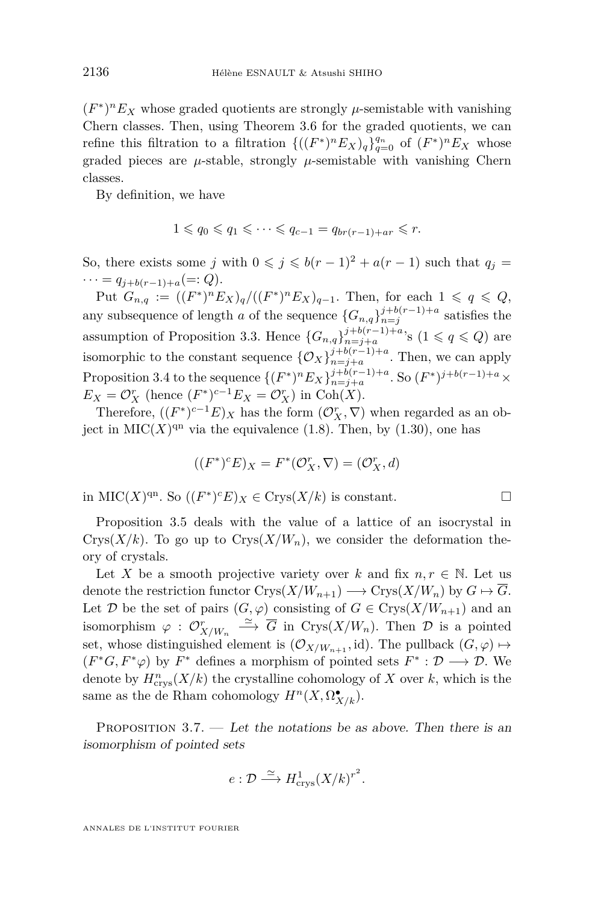$(F^*)^n E_X$ whose graded quotients are strongly $\mu$-semistable with vanishing Chern classes. Then, using Theorem 3.6 for the graded quotients, we can refine this filtration to a filtration $\{((F^*)^n E_X)_q\}_{q=0}^{q_n}$ of $(F^*)^n E_X$ whose graded pieces are $\mu$-stable, strongly $\mu$-semistable with vanishing Chern classes.

By definition, we have

$$1 \leqslant q_0 \leqslant q_1 \leqslant \cdots \leqslant q_{c-1} = q_{br(r-1)+ar} \leqslant r.$$

So, there exists some $j$ with $0 \leqslant j \leqslant b(r-1)^2 + a(r-1)$ such that $q_j = \cdots = q_{j+b(r-1)+a} (=: Q)$.

Put $G_{n,q} := ((F^*)^n E_X)_q / ((F^*)^n E_X)_{q-1}$. Then, for each $1 \leqslant q \leqslant Q$, any subsequence of length $a$ of the sequence $\{G_{n,q}\}_{n=j}^{j+b(r-1)+a}$ satisfies the assumption of Proposition 3.3. Hence $\{G_{n,q}\}_{n=j+a}^{j+b(r-1)+a}$'s $(1 \leqslant q \leqslant Q)$ are isomorphic to the constant sequence $\{\mathcal{O}_X\}_{n=j+a}^{j+b(r-1)+a}$. Then, we can apply Proposition 3.4 to the sequence $\{(F^*)^n E_X\}_{n=j+a}^{j+b(r-1)+a}$. So $(F^*)^{j+b(r-1)+a} \times E_X = \mathcal{O}_X^r$ (hence $(F^*)^{c-1} E_X = \mathcal{O}_X^r$) in $\mathrm{Coh}(X)$.

Therefore, $((F^*)^{c-1}E)_X$ has the form $(\mathcal{O}_X^r, \nabla)$ when regarded as an object in $\mathrm{MIC}(X)^{\mathrm{qn}}$ via the equivalence (1.8). Then, by (1.30), one has

$$((F^*)^c E)_X = F^*(\mathcal{O}_X^r, \nabla) = (\mathcal{O}_X^r, d)$$

in $\mathrm{MIC}(X)^{\mathrm{qn}}$. So $((F^*)^c E)_X \in \mathrm{Crys}(X/k)$ is constant. $\square$

Proposition 3.5 deals with the value of a lattice of an isocrystal in $\mathrm{Crys}(X/k)$. To go up to $\mathrm{Crys}(X/W_n)$, we consider the deformation theory of crystals.

Let $X$ be a smooth projective variety over $k$ and fix $n, r \in \mathbb{N}$. Let us denote the restriction functor $\mathrm{Crys}(X/W_{n+1}) \longrightarrow \mathrm{Crys}(X/W_n)$ by $G \mapsto \overline{G}$. Let $\mathcal{D}$ be the set of pairs $(G, \varphi)$ consisting of $G \in \mathrm{Crys}(X/W_{n+1})$ and an isomorphism $\varphi : \mathcal{O}_{X/W_n}^r \xrightarrow{\simeq} \overline{G}$ in $\mathrm{Crys}(X/W_n)$. Then $\mathcal{D}$ is a pointed set, whose distinguished element is $(\mathcal{O}_{X/W_{n+1}}, \mathrm{id})$. The pullback $(G, \varphi) \mapsto (F^*G, F^*\varphi)$ by $F^*$ defines a morphism of pointed sets $F^* : \mathcal{D} \longrightarrow \mathcal{D}$. We denote by $H^n_{\mathrm{crys}}(X/k)$ the crystalline cohomology of $X$ over $k$, which is the same as the de Rham cohomology $H^n(X, \Omega^\bullet_{X/k})$.

Proposition 3.7. — *Let the notations be as above. Then there is an isomorphism of pointed sets*

$$e : \mathcal{D} \xrightarrow{\simeq} H^1_{\mathrm{crys}}(X/k)^{r^2}.$$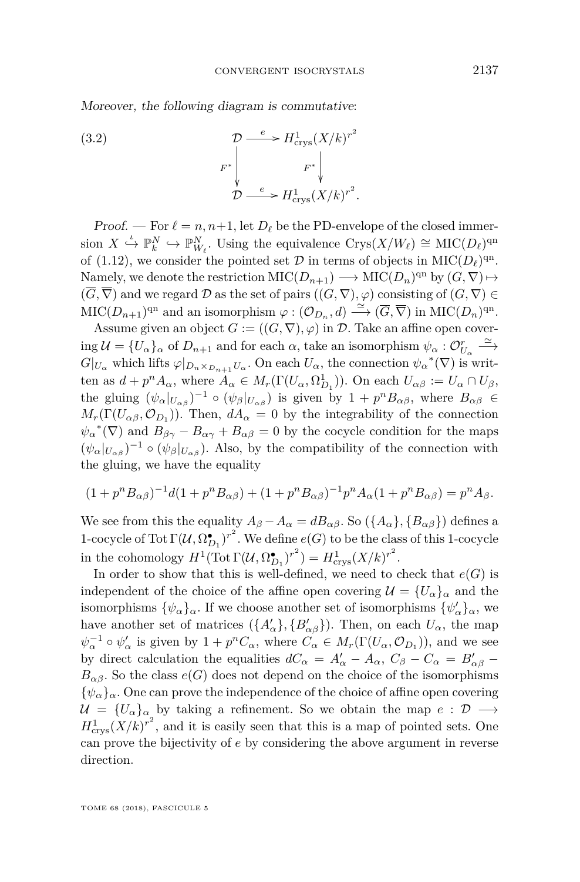*Moreover, the following diagram is commutative*:

$$
\begin{array}{ccc}
\mathcal{D} & \xrightarrow{\;e\;} & H^1_{\mathrm{crys}}(X/k)^{r^2} \\
{\scriptstyle F^*}\downarrow & & \downarrow{\scriptstyle F^*} \\
\mathcal{D} & \xrightarrow{\;e\;} & H^1_{\mathrm{crys}}(X/k)^{r^2}.
\end{array}
\tag{3.2}
$$

*Proof.* — For $\ell = n, n{+}1$, let $D_\ell$ be the PD-envelope of the closed immersion $X \overset{\iota}{\hookrightarrow} \mathbb{P}^N_k \hookrightarrow \mathbb{P}^N_{W_\ell}$. Using the equivalence $\mathrm{Crys}(X/W_\ell) \cong \mathrm{MIC}(D_\ell)^{\mathrm{qn}}$ of (1.12), we consider the pointed set $\mathcal{D}$ in terms of objects in $\mathrm{MIC}(D_\ell)^{\mathrm{qn}}$. Namely, we denote the restriction $\mathrm{MIC}(D_{n+1}) \longrightarrow \mathrm{MIC}(D_n)^{\mathrm{qn}}$ by $(G, \nabla) \mapsto (\overline{G}, \overline{\nabla})$ and we regard $\mathcal{D}$ as the set of pairs $((G, \nabla), \varphi)$ consisting of $(G, \nabla) \in \mathrm{MIC}(D_{n+1})^{\mathrm{qn}}$ and an isomorphism $\varphi : (\mathcal{O}_{D_n}, d) \xrightarrow{\simeq} (\overline{G}, \overline{\nabla})$ in $\mathrm{MIC}(D_n)^{\mathrm{qn}}$.

Assume given an object $G := ((G, \nabla), \varphi)$ in $\mathcal{D}$. Take an affine open covering $\mathcal{U} = \{U_\alpha\}_\alpha$ of $D_{n+1}$ and for each $\alpha$, take an isomorphism $\psi_\alpha : \mathcal{O}^r_{U_\alpha} \xrightarrow{\simeq} G|_{U_\alpha}$ which lifts $\varphi|_{D_n \times_{D_{n+1}} U_\alpha}$. On each $U_\alpha$, the connection ${\psi_\alpha}^*(\nabla)$ is written as $d + p^n A_\alpha$, where $A_\alpha \in M_r(\Gamma(U_\alpha, \Omega^1_{D_1}))$. On each $U_{\alpha\beta} := U_\alpha \cap U_\beta$, the gluing $(\psi_\alpha|_{U_{\alpha\beta}})^{-1} \circ (\psi_\beta|_{U_{\alpha\beta}})$ is given by $1 + p^n B_{\alpha\beta}$, where $B_{\alpha\beta} \in M_r(\Gamma(U_{\alpha\beta}, \mathcal{O}_{D_1}))$. Then, $dA_\alpha = 0$ by the integrability of the connection ${\psi_\alpha}^*(\nabla)$ and $B_{\beta\gamma} - B_{\alpha\gamma} + B_{\alpha\beta} = 0$ by the cocycle condition for the maps $(\psi_\alpha|_{U_{\alpha\beta}})^{-1} \circ (\psi_\beta|_{U_{\alpha\beta}})$. Also, by the compatibility of the connection with the gluing, we have the equality

$$(1 + p^n B_{\alpha\beta})^{-1} d(1 + p^n B_{\alpha\beta}) + (1 + p^n B_{\alpha\beta})^{-1} p^n A_\alpha (1 + p^n B_{\alpha\beta}) = p^n A_\beta.$$

We see from this the equality $A_\beta - A_\alpha = dB_{\alpha\beta}$. So $(\{A_\alpha\}, \{B_{\alpha\beta}\})$ defines a 1-cocycle of $\mathrm{Tot}\, \Gamma(\mathcal{U}, \Omega^\bullet_{D_1})^{r^2}$. We define $e(G)$ to be the class of this 1-cocycle in the cohomology $H^1(\mathrm{Tot}\, \Gamma(\mathcal{U}, \Omega^\bullet_{D_1})^{r^2}) = H^1_{\mathrm{crys}}(X/k)^{r^2}$.

In order to show that this is well-defined, we need to check that $e(G)$ is independent of the choice of the affine open covering $\mathcal{U} = \{U_\alpha\}_\alpha$ and the isomorphisms $\{\psi_\alpha\}_\alpha$. If we choose another set of isomorphisms $\{\psi'_\alpha\}_\alpha$, we have another set of matrices $(\{A'_\alpha\}, \{B'_{\alpha\beta}\})$. Then, on each $U_\alpha$, the map $\psi_\alpha^{-1} \circ \psi'_\alpha$ is given by $1 + p^n C_\alpha$, where $C_\alpha \in M_r(\Gamma(U_\alpha, \mathcal{O}_{D_1}))$, and we see by direct calculation the equalities $dC_\alpha = A'_\alpha - A_\alpha$, $C_\beta - C_\alpha = B'_{\alpha\beta} - B_{\alpha\beta}$. So the class $e(G)$ does not depend on the choice of the isomorphisms $\{\psi_\alpha\}_\alpha$. One can prove the independence of the choice of affine open covering $\mathcal{U} = \{U_\alpha\}_\alpha$ by taking a refinement. So we obtain the map $e : \mathcal{D} \longrightarrow H^1_{\mathrm{crys}}(X/k)^{r^2}$, and it is easily seen that this is a map of pointed sets. One can prove the bijectivity of $e$ by considering the above argument in reverse direction.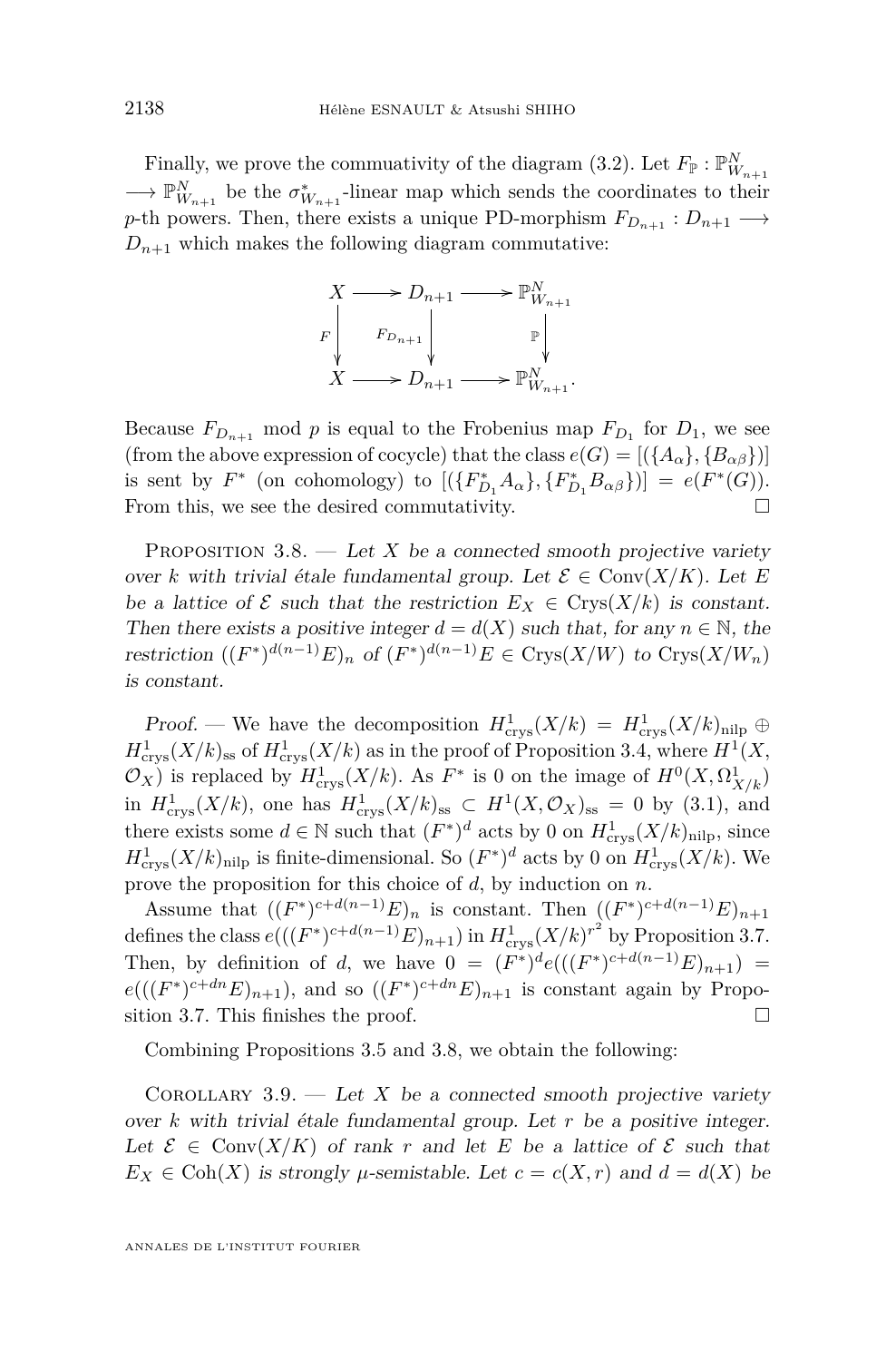Finally, we prove the commuativity of the diagram (3.2). Let $F_{\mathbb{P}} : \mathbb{P}^N_{W_{n+1}} \longrightarrow \mathbb{P}^N_{W_{n+1}}$ be the $\sigma^*_{W_{n+1}}$-linear map which sends the coordinates to their $p$-th powers. Then, there exists a unique PD-morphism $F_{D_{n+1}} : D_{n+1} \longrightarrow D_{n+1}$ which makes the following diagram commutative:

$$\begin{array}{ccccc} X & \longrightarrow & D_{n+1} & \longrightarrow & \mathbb{P}^N_{W_{n+1}} \\ {\scriptstyle F}\downarrow & & {\scriptstyle F_{D_{n+1}}}\downarrow & & {\scriptstyle \mathbb{P}}\downarrow \\ X & \longrightarrow & D_{n+1} & \longrightarrow & \mathbb{P}^N_{W_{n+1}}. \end{array}$$

Because $F_{D_{n+1}}$ mod $p$ is equal to the Frobenius map $F_{D_1}$ for $D_1$, we see (from the above expression of cocycle) that the class $e(G) = [(\{A_\alpha\}, \{B_{\alpha\beta}\})]$ is sent by $F^*$ (on cohomology) to $[(\{F^*_{D_1} A_\alpha\}, \{F^*_{D_1} B_{\alpha\beta}\})] = e(F^*(G))$. From this, we see the desired commutativity. □

Proposition 3.8. — *Let $X$ be a connected smooth projective variety over $k$ with trivial étale fundamental group. Let $\mathcal{E} \in \mathrm{Conv}(X/K)$. Let $E$ be a lattice of $\mathcal{E}$ such that the restriction $E_X \in \mathrm{Crys}(X/k)$ is constant. Then there exists a positive integer $d = d(X)$ such that, for any $n \in \mathbb{N}$, the restriction $((F^*)^{d(n-1)}E)_n$ of $(F^*)^{d(n-1)}E \in \mathrm{Crys}(X/W)$ to $\mathrm{Crys}(X/W_n)$ is constant.*

*Proof.* — We have the decomposition $H^1_{\mathrm{crys}}(X/k) = H^1_{\mathrm{crys}}(X/k)_{\mathrm{nilp}} \oplus H^1_{\mathrm{crys}}(X/k)_{\mathrm{ss}}$ of $H^1_{\mathrm{crys}}(X/k)$ as in the proof of Proposition 3.4, where $H^1(X, \mathcal{O}_X)$ is replaced by $H^1_{\mathrm{crys}}(X/k)$. As $F^*$ is 0 on the image of $H^0(X, \Omega^1_{X/k})$ in $H^1_{\mathrm{crys}}(X/k)$, one has $H^1_{\mathrm{crys}}(X/k)_{\mathrm{ss}} \subset H^1(X, \mathcal{O}_X)_{\mathrm{ss}} = 0$ by (3.1), and there exists some $d \in \mathbb{N}$ such that $(F^*)^d$ acts by 0 on $H^1_{\mathrm{crys}}(X/k)_{\mathrm{nilp}}$, since $H^1_{\mathrm{crys}}(X/k)_{\mathrm{nilp}}$ is finite-dimensional. So $(F^*)^d$ acts by 0 on $H^1_{\mathrm{crys}}(X/k)$. We prove the proposition for this choice of $d$, by induction on $n$.

Assume that $((F^*)^{c+d(n-1)}E)_n$ is constant. Then $((F^*)^{c+d(n-1)}E)_{n+1}$ defines the class $e(((F^*)^{c+d(n-1)}E)_{n+1})$ in $H^1_{\mathrm{crys}}(X/k)^{r^2}$ by Proposition 3.7. Then, by definition of $d$, we have $0 = (F^*)^d e(((F^*)^{c+d(n-1)}E)_{n+1}) = e(((F^*)^{c+dn}E)_{n+1})$, and so $((F^*)^{c+dn}E)_{n+1}$ is constant again by Proposition 3.7. This finishes the proof. □

Combining Propositions 3.5 and 3.8, we obtain the following:

Corollary 3.9. — *Let $X$ be a connected smooth projective variety over $k$ with trivial étale fundamental group. Let $r$ be a positive integer. Let $\mathcal{E} \in \mathrm{Conv}(X/K)$ of rank $r$ and let $E$ be a lattice of $\mathcal{E}$ such that $E_X \in \mathrm{Coh}(X)$ is strongly $\mu$-semistable. Let $c = c(X, r)$ and $d = d(X)$ be*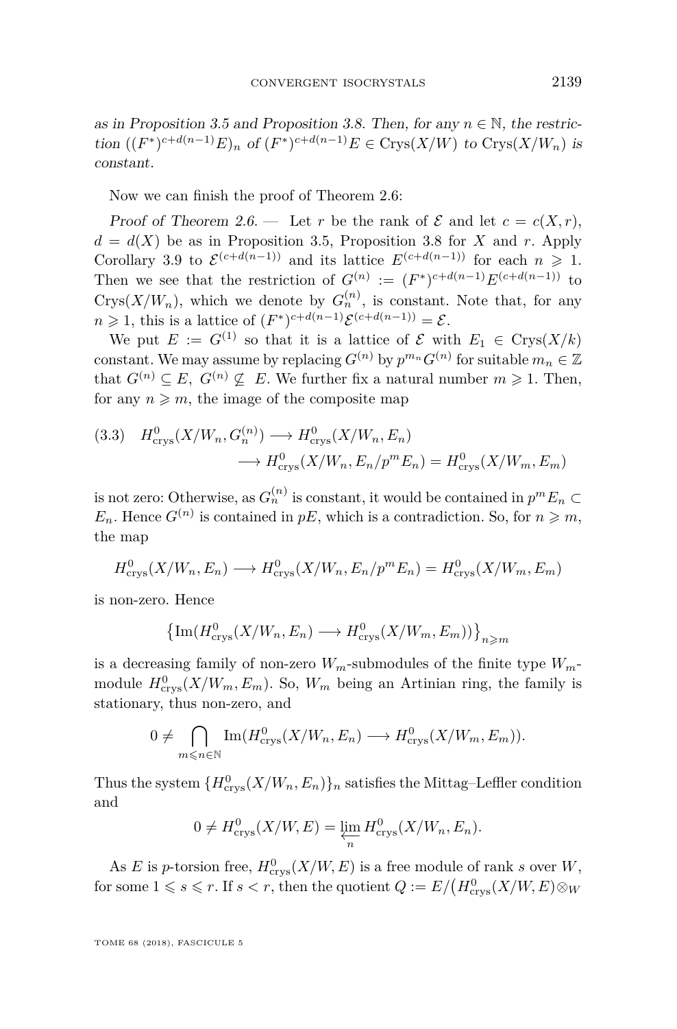*as in Proposition 3.5 and Proposition 3.8. Then, for any $n \in \mathbb{N}$, the restriction $((F^*)^{c+d(n-1)}E)_n$ of $(F^*)^{c+d(n-1)}E \in \mathrm{Crys}(X/W)$ to $\mathrm{Crys}(X/W_n)$ is constant.*

Now we can finish the proof of Theorem 2.6:

*Proof of Theorem 2.6.* — Let $r$ be the rank of $\mathcal{E}$ and let $c = c(X,r)$, $d = d(X)$ be as in Proposition 3.5, Proposition 3.8 for $X$ and $r$. Apply Corollary 3.9 to $\mathcal{E}^{(c+d(n-1))}$ and its lattice $E^{(c+d(n-1))}$ for each $n \geqslant 1$. Then we see that the restriction of $G^{(n)} := (F^*)^{c+d(n-1)}E^{(c+d(n-1))}$ to $\mathrm{Crys}(X/W_n)$, which we denote by $G^{(n)}_n$, is constant. Note that, for any $n \geqslant 1$, this is a lattice of $(F^*)^{c+d(n-1)}\mathcal{E}^{(c+d(n-1))} = \mathcal{E}$.

We put $E := G^{(1)}$ so that it is a lattice of $\mathcal{E}$ with $E_1 \in \mathrm{Crys}(X/k)$ constant. We may assume by replacing $G^{(n)}$ by $p^{m_n}G^{(n)}$ for suitable $m_n \in \mathbb{Z}$ that $G^{(n)} \subseteq E$, $G^{(n)} \nsubseteq E$. We further fix a natural number $m \geqslant 1$. Then, for any $n \geqslant m$, the image of the composite map

$$
\begin{aligned}
(3.3)\quad H^0_{\mathrm{crys}}(X/W_n, G^{(n)}_n) &\longrightarrow H^0_{\mathrm{crys}}(X/W_n, E_n) \\
&\longrightarrow H^0_{\mathrm{crys}}(X/W_n, E_n/p^mE_n) = H^0_{\mathrm{crys}}(X/W_m, E_m)
\end{aligned}
$$

is not zero: Otherwise, as $G^{(n)}_n$ is constant, it would be contained in $p^mE_n \subset E_n$. Hence $G^{(n)}$ is contained in $pE$, which is a contradiction. So, for $n \geqslant m$, the map

$$
H^0_{\mathrm{crys}}(X/W_n, E_n) \longrightarrow H^0_{\mathrm{crys}}(X/W_n, E_n/p^mE_n) = H^0_{\mathrm{crys}}(X/W_m, E_m)
$$

is non-zero. Hence

$$
\left\{\mathrm{Im}(H^0_{\mathrm{crys}}(X/W_n, E_n) \longrightarrow H^0_{\mathrm{crys}}(X/W_m, E_m))\right\}_{n \geqslant m}
$$

is a decreasing family of non-zero $W_m$-submodules of the finite type $W_m$-module $H^0_{\mathrm{crys}}(X/W_m, E_m)$. So, $W_m$ being an Artinian ring, the family is stationary, thus non-zero, and

$$
0 \neq \bigcap_{m \leqslant n \in \mathbb{N}} \mathrm{Im}(H^0_{\mathrm{crys}}(X/W_n, E_n) \longrightarrow H^0_{\mathrm{crys}}(X/W_m, E_m)).
$$

Thus the system $\{H^0_{\mathrm{crys}}(X/W_n, E_n)\}_n$ satisfies the Mittag–Leffler condition and

$$
0 \neq H^0_{\mathrm{crys}}(X/W, E) = \varprojlim_n H^0_{\mathrm{crys}}(X/W_n, E_n).
$$

As $E$ is $p$-torsion free, $H^0_{\mathrm{crys}}(X/W, E)$ is a free module of rank $s$ over $W$, for some $1 \leqslant s \leqslant r$. If $s < r$, then the quotient $Q := E/\big(H^0_{\mathrm{crys}}(X/W, E) \otimes_W$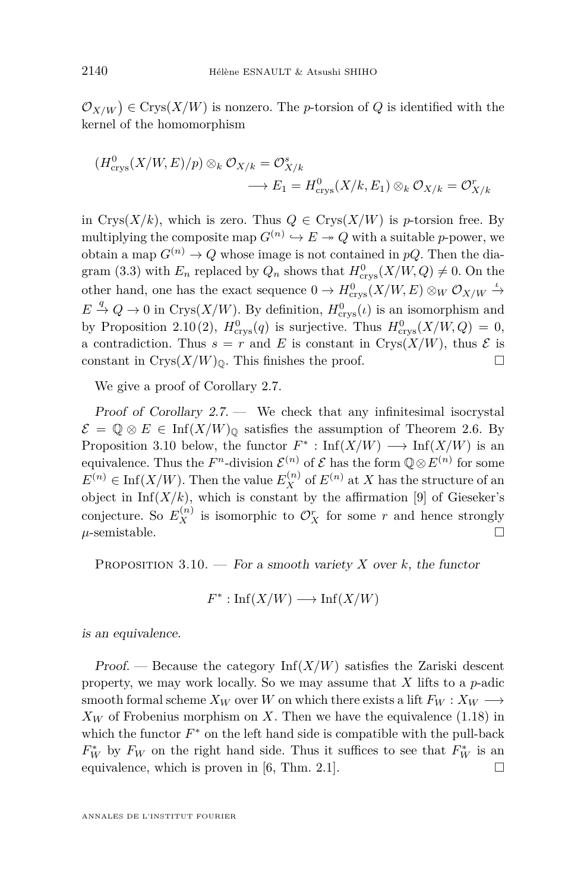$\mathcal{O}_{X/W}) \in \mathrm{Crys}(X/W)$ is nonzero. The $p$-torsion of $Q$ is identified with the kernel of the homomorphism

$$(H^0_{\mathrm{crys}}(X/W, E)/p) \otimes_k \mathcal{O}_{X/k} = \mathcal{O}^s_{X/k} \longrightarrow E_1 = H^0_{\mathrm{crys}}(X/k, E_1) \otimes_k \mathcal{O}_{X/k} = \mathcal{O}^r_{X/k}$$

in $\mathrm{Crys}(X/k)$, which is zero. Thus $Q \in \mathrm{Crys}(X/W)$ is $p$-torsion free. By multiplying the composite map $G^{(n)} \hookrightarrow E \twoheadrightarrow Q$ with a suitable $p$-power, we obtain a map $G^{(n)} \to Q$ whose image is not contained in $pQ$. Then the diagram (3.3) with $E_n$ replaced by $Q_n$ shows that $H^0_{\mathrm{crys}}(X/W, Q) \neq 0$. On the other hand, one has the exact sequence $0 \to H^0_{\mathrm{crys}}(X/W, E) \otimes_W \mathcal{O}_{X/W} \xrightarrow{\iota} E \xrightarrow{q} Q \to 0$ in $\mathrm{Crys}(X/W)$. By definition, $H^0_{\mathrm{crys}}(\iota)$ is an isomorphism and by Proposition 2.10 (2), $H^0_{\mathrm{crys}}(q)$ is surjective. Thus $H^0_{\mathrm{crys}}(X/W, Q) = 0$, a contradiction. Thus $s = r$ and $E$ is constant in $\mathrm{Crys}(X/W)$, thus $\mathcal{E}$ is constant in $\mathrm{Crys}(X/W)_{\mathbb{Q}}$. This finishes the proof. □

We give a proof of Corollary 2.7.

*Proof of Corollary 2.7.* — We check that any infinitesimal isocrystal $\mathcal{E} = \mathbb{Q} \otimes E \in \mathrm{Inf}(X/W)_{\mathbb{Q}}$ satisfies the assumption of Theorem 2.6. By Proposition 3.10 below, the functor $F^* : \mathrm{Inf}(X/W) \longrightarrow \mathrm{Inf}(X/W)$ is an equivalence. Thus the $F^n$-division $\mathcal{E}^{(n)}$ of $\mathcal{E}$ has the form $\mathbb{Q} \otimes E^{(n)}$ for some $E^{(n)} \in \mathrm{Inf}(X/W)$. Then the value $E^{(n)}_X$ of $E^{(n)}$ at $X$ has the structure of an object in $\mathrm{Inf}(X/k)$, which is constant by the affirmation [9] of Gieseker's conjecture. So $E^{(n)}_X$ is isomorphic to $\mathcal{O}^r_X$ for some $r$ and hence strongly $\mu$-semistable. □

Proposition 3.10. — *For a smooth variety $X$ over $k$, the functor*

$$F^* : \mathrm{Inf}(X/W) \longrightarrow \mathrm{Inf}(X/W)$$

*is an equivalence.*

*Proof.* — Because the category $\mathrm{Inf}(X/W)$ satisfies the Zariski descent property, we may work locally. So we may assume that $X$ lifts to a $p$-adic smooth formal scheme $X_W$ over $W$ on which there exists a lift $F_W : X_W \longrightarrow X_W$ of Frobenius morphism on $X$. Then we have the equivalence (1.18) in which the functor $F^*$ on the left hand side is compatible with the pull-back $F^*_W$ by $F_W$ on the right hand side. Thus it suffices to see that $F^*_W$ is an equivalence, which is proven in [6, Thm. 2.1]. □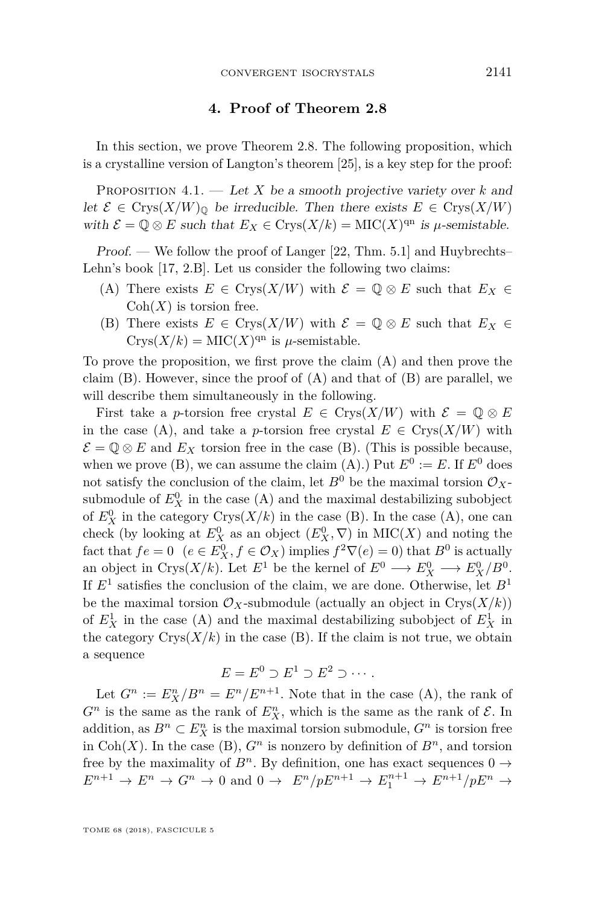## 4. Proof of Theorem 2.8

In this section, we prove Theorem 2.8. The following proposition, which is a crystalline version of Langton's theorem [25], is a key step for the proof:

Proposition 4.1. — *Let $X$ be a smooth projective variety over $k$ and let $\mathcal{E} \in \mathrm{Crys}(X/W)_{\mathbb{Q}}$ be irreducible. Then there exists $E \in \mathrm{Crys}(X/W)$ with $\mathcal{E} = \mathbb{Q} \otimes E$ such that $E_X \in \mathrm{Crys}(X/k) = \mathrm{MIC}(X)^{\mathrm{qn}}$ is $\mu$-semistable.*

*Proof.* — We follow the proof of Langer [22, Thm. 5.1] and Huybrechts–Lehn's book [17, 2.B]. Let us consider the following two claims:

(A) There exists $E \in \mathrm{Crys}(X/W)$ with $\mathcal{E} = \mathbb{Q} \otimes E$ such that $E_X \in \mathrm{Coh}(X)$ is torsion free.

(B) There exists $E \in \mathrm{Crys}(X/W)$ with $\mathcal{E} = \mathbb{Q} \otimes E$ such that $E_X \in \mathrm{Crys}(X/k) = \mathrm{MIC}(X)^{\mathrm{qn}}$ is $\mu$-semistable.

To prove the proposition, we first prove the claim (A) and then prove the claim (B). However, since the proof of (A) and that of (B) are parallel, we will describe them simultaneously in the following.

First take a $p$-torsion free crystal $E \in \mathrm{Crys}(X/W)$ with $\mathcal{E} = \mathbb{Q} \otimes E$ in the case (A), and take a $p$-torsion free crystal $E \in \mathrm{Crys}(X/W)$ with $\mathcal{E} = \mathbb{Q} \otimes E$ and $E_X$ torsion free in the case (B). (This is possible because, when we prove (B), we can assume the claim (A).) Put $E^0 := E$. If $E^0$ does not satisfy the conclusion of the claim, let $B^0$ be the maximal torsion $\mathcal{O}_X$-submodule of $E^0_X$ in the case (A) and the maximal destabilizing subobject of $E^0_X$ in the category $\mathrm{Crys}(X/k)$ in the case (B). In the case (A), one can check (by looking at $E^0_X$ as an object $(E^0_X, \nabla)$ in $\mathrm{MIC}(X)$ and noting the fact that $fe = 0$ $(e \in E^0_X, f \in \mathcal{O}_X)$ implies $f^2\nabla(e) = 0$) that $B^0$ is actually an object in $\mathrm{Crys}(X/k)$. Let $E^1$ be the kernel of $E^0 \longrightarrow E^0_X \longrightarrow E^0_X/B^0$. If $E^1$ satisfies the conclusion of the claim, we are done. Otherwise, let $B^1$ be the maximal torsion $\mathcal{O}_X$-submodule (actually an object in $\mathrm{Crys}(X/k)$) of $E^1_X$ in the case (A) and the maximal destabilizing subobject of $E^1_X$ in the category $\mathrm{Crys}(X/k)$ in the case (B). If the claim is not true, we obtain a sequence

$$E = E^0 \supset E^1 \supset E^2 \supset \cdots.$$

Let $G^n := E^n_X/B^n = E^n/E^{n+1}$. Note that in the case (A), the rank of $G^n$ is the same as the rank of $E^n_X$, which is the same as the rank of $\mathcal{E}$. In addition, as $B^n \subset E^n_X$ is the maximal torsion submodule, $G^n$ is torsion free in $\mathrm{Coh}(X)$. In the case (B), $G^n$ is nonzero by definition of $B^n$, and torsion free by the maximality of $B^n$. By definition, one has exact sequences $0 \to E^{n+1} \to E^n \to G^n \to 0$ and $0 \to E^n/pE^{n+1} \to E^{n+1}_1 \to E^{n+1}/pE^n \to$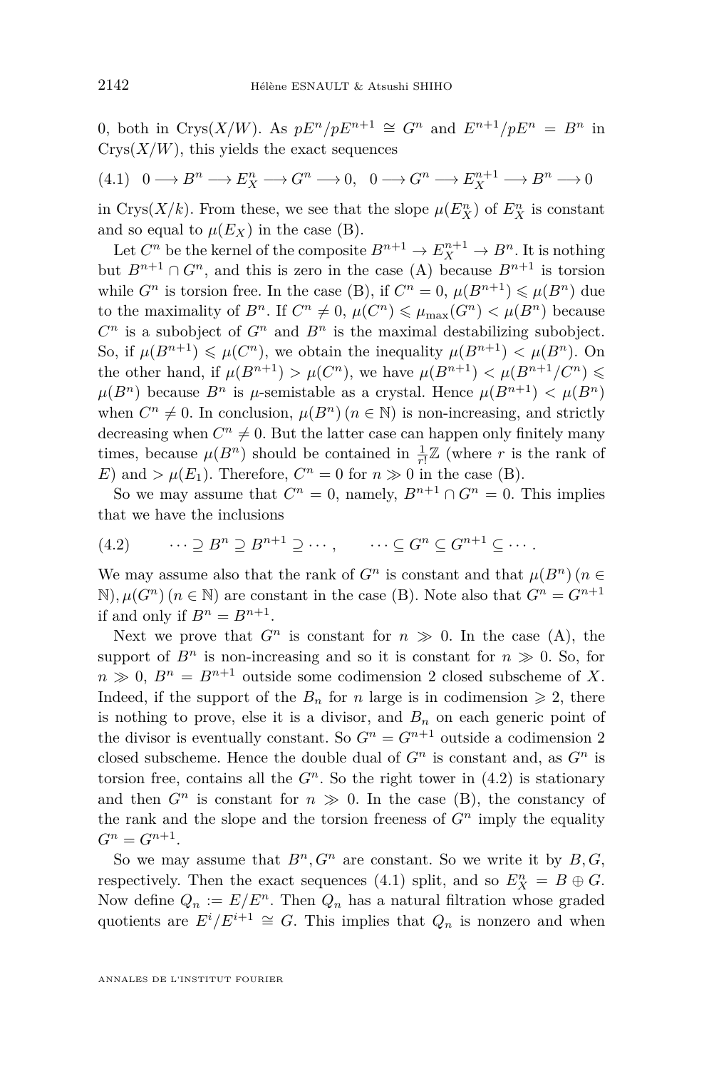0, both in $\mathrm{Crys}(X/W)$. As $pE^n/pE^{n+1} \cong G^n$ and $E^{n+1}/pE^n = B^n$ in $\mathrm{Crys}(X/W)$, this yields the exact sequences

$$(4.1)\quad 0 \longrightarrow B^n \longrightarrow E^n_X \longrightarrow G^n \longrightarrow 0, \quad 0 \longrightarrow G^n \longrightarrow E^{n+1}_X \longrightarrow B^n \longrightarrow 0$$

in $\mathrm{Crys}(X/k)$. From these, we see that the slope $\mu(E^n_X)$ of $E^n_X$ is constant and so equal to $\mu(E_X)$ in the case (B).

Let $C^n$ be the kernel of the composite $B^{n+1} \to E^{n+1}_X \to B^n$. It is nothing but $B^{n+1} \cap G^n$, and this is zero in the case (A) because $B^{n+1}$ is torsion while $G^n$ is torsion free. In the case (B), if $C^n = 0$, $\mu(B^{n+1}) \leqslant \mu(B^n)$ due to the maximality of $B^n$. If $C^n \neq 0$, $\mu(C^n) \leqslant \mu_{\max}(G^n) < \mu(B^n)$ because $C^n$ is a subobject of $G^n$ and $B^n$ is the maximal destabilizing subobject. So, if $\mu(B^{n+1}) \leqslant \mu(C^n)$, we obtain the inequality $\mu(B^{n+1}) < \mu(B^n)$. On the other hand, if $\mu(B^{n+1}) > \mu(C^n)$, we have $\mu(B^{n+1}) < \mu(B^{n+1}/C^n) \leqslant \mu(B^n)$ because $B^n$ is $\mu$-semistable as a crystal. Hence $\mu(B^{n+1}) < \mu(B^n)$ when $C^n \neq 0$. In conclusion, $\mu(B^n)\,(n \in \mathbb{N})$ is non-increasing, and strictly decreasing when $C^n \neq 0$. But the latter case can happen only finitely many times, because $\mu(B^n)$ should be contained in $\frac{1}{r!}\mathbb{Z}$ (where $r$ is the rank of $E$) and $> \mu(E_1)$. Therefore, $C^n = 0$ for $n \gg 0$ in the case (B).

So we may assume that $C^n = 0$, namely, $B^{n+1} \cap G^n = 0$. This implies that we have the inclusions

$$(4.2)\qquad \cdots \supseteq B^n \supseteq B^{n+1} \supseteq \cdots, \qquad \cdots \subseteq G^n \subseteq G^{n+1} \subseteq \cdots.$$

We may assume also that the rank of $G^n$ is constant and that $\mu(B^n)\,(n \in \mathbb{N}), \mu(G^n)\,(n \in \mathbb{N})$ are constant in the case (B). Note also that $G^n = G^{n+1}$ if and only if $B^n = B^{n+1}$.

Next we prove that $G^n$ is constant for $n \gg 0$. In the case (A), the support of $B^n$ is non-increasing and so it is constant for $n \gg 0$. So, for $n \gg 0$, $B^n = B^{n+1}$ outside some codimension 2 closed subscheme of $X$. Indeed, if the support of the $B_n$ for $n$ large is in codimension $\geqslant 2$, there is nothing to prove, else it is a divisor, and $B_n$ on each generic point of the divisor is eventually constant. So $G^n = G^{n+1}$ outside a codimension 2 closed subscheme. Hence the double dual of $G^n$ is constant and, as $G^n$ is torsion free, contains all the $G^n$. So the right tower in (4.2) is stationary and then $G^n$ is constant for $n \gg 0$. In the case (B), the constancy of the rank and the slope and the torsion freeness of $G^n$ imply the equality $G^n = G^{n+1}$.

So we may assume that $B^n, G^n$ are constant. So we write it by $B, G$, respectively. Then the exact sequences (4.1) split, and so $E^n_X = B \oplus G$. Now define $Q_n := E/E^n$. Then $Q_n$ has a natural filtration whose graded quotients are $E^i/E^{i+1} \cong G$. This implies that $Q_n$ is nonzero and when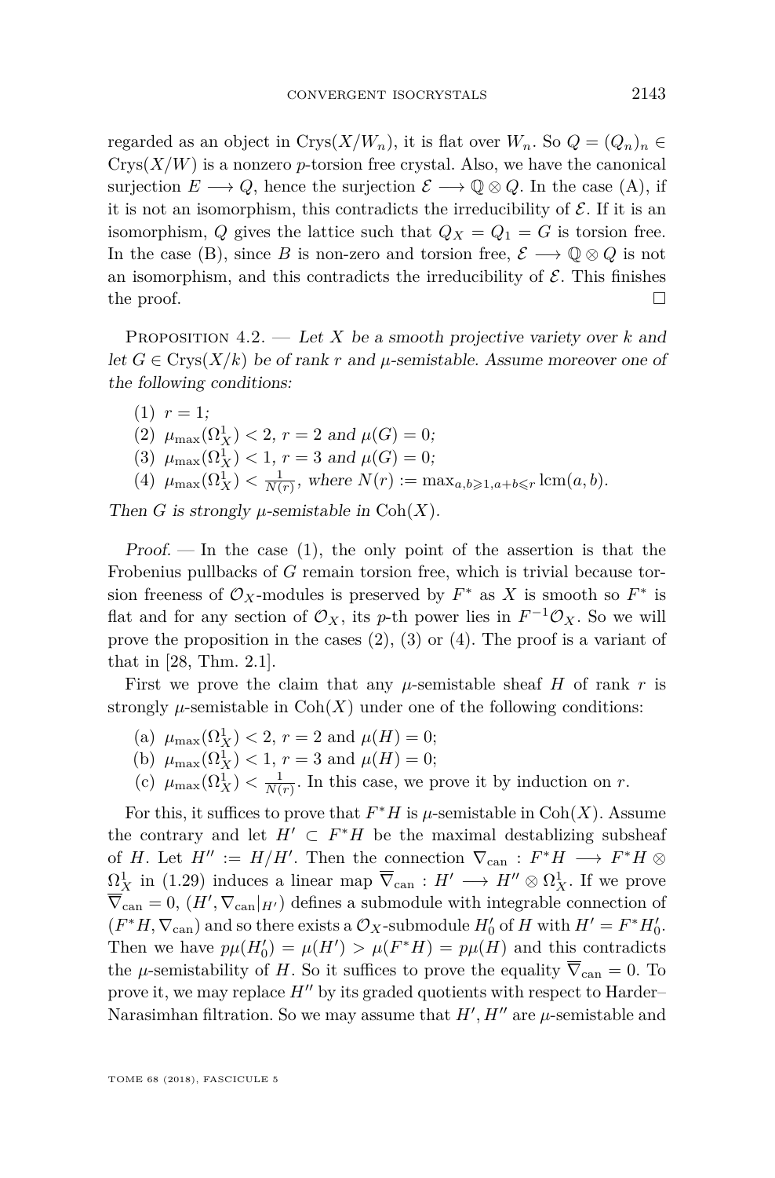regarded as an object in $\mathrm{Crys}(X/W_n)$, it is flat over $W_n$. So $Q = (Q_n)_n \in \mathrm{Crys}(X/W)$ is a nonzero $p$-torsion free crystal. Also, we have the canonical surjection $E \longrightarrow Q$, hence the surjection $\mathcal{E} \longrightarrow \mathbb{Q} \otimes Q$. In the case (A), if it is not an isomorphism, this contradicts the irreducibility of $\mathcal{E}$. If it is an isomorphism, $Q$ gives the lattice such that $Q_X = Q_1 = G$ is torsion free. In the case (B), since $B$ is non-zero and torsion free, $\mathcal{E} \longrightarrow \mathbb{Q} \otimes Q$ is not an isomorphism, and this contradicts the irreducibility of $\mathcal{E}$. This finishes the proof. □

Proposition 4.2. — *Let $X$ be a smooth projective variety over $k$ and let $G \in \mathrm{Crys}(X/k)$ be of rank $r$ and $\mu$-semistable. Assume moreover one of the following conditions:*

(1) $r = 1$;
(2) $\mu_{\max}(\Omega^1_X) < 2$, $r = 2$ *and* $\mu(G) = 0$;
(3) $\mu_{\max}(\Omega^1_X) < 1$, $r = 3$ *and* $\mu(G) = 0$;
(4) $\mu_{\max}(\Omega^1_X) < \frac{1}{N(r)}$, *where* $N(r) := \max_{a,b \geqslant 1, a+b \leqslant r} \mathrm{lcm}(a,b)$.

*Then $G$ is strongly $\mu$-semistable in* $\mathrm{Coh}(X)$.

*Proof.* — In the case (1), the only point of the assertion is that the Frobenius pullbacks of $G$ remain torsion free, which is trivial because torsion freeness of $\mathcal{O}_X$-modules is preserved by $F^*$ as $X$ is smooth so $F^*$ is flat and for any section of $\mathcal{O}_X$, its $p$-th power lies in $F^{-1}\mathcal{O}_X$. So we will prove the proposition in the cases (2), (3) or (4). The proof is a variant of that in [28, Thm. 2.1].

First we prove the claim that any $\mu$-semistable sheaf $H$ of rank $r$ is strongly $\mu$-semistable in $\mathrm{Coh}(X)$ under one of the following conditions:

(a) $\mu_{\max}(\Omega^1_X) < 2$, $r = 2$ and $\mu(H) = 0$;
(b) $\mu_{\max}(\Omega^1_X) < 1$, $r = 3$ and $\mu(H) = 0$;
(c) $\mu_{\max}(\Omega^1_X) < \frac{1}{N(r)}$. In this case, we prove it by induction on $r$.

For this, it suffices to prove that $F^*H$ is $\mu$-semistable in $\mathrm{Coh}(X)$. Assume the contrary and let $H' \subset F^*H$ be the maximal destablizing subsheaf of $H$. Let $H'' := H/H'$. Then the connection $\nabla_{\mathrm{can}} : F^*H \longrightarrow F^*H \otimes \Omega^1_X$ in (1.29) induces a linear map $\overline{\nabla}_{\mathrm{can}} : H' \longrightarrow H'' \otimes \Omega^1_X$. If we prove $\overline{\nabla}_{\mathrm{can}} = 0$, $(H', \nabla_{\mathrm{can}}|_{H'})$ defines a submodule with integrable connection of $(F^*H, \nabla_{\mathrm{can}})$ and so there exists a $\mathcal{O}_X$-submodule $H'_0$ of $H$ with $H' = F^*H'_0$. Then we have $p\mu(H'_0) = \mu(H') > \mu(F^*H) = p\mu(H)$ and this contradicts the $\mu$-semistability of $H$. So it suffices to prove the equality $\overline{\nabla}_{\mathrm{can}} = 0$. To prove it, we may replace $H''$ by its graded quotients with respect to Harder–Narasimhan filtration. So we may assume that $H', H''$ are $\mu$-semistable and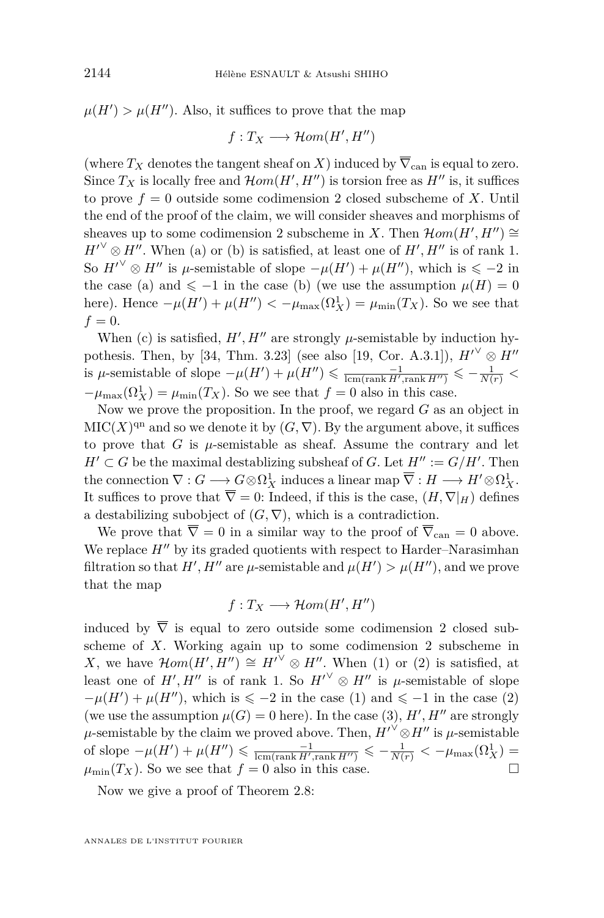$\mu(H') > \mu(H'')$. Also, it suffices to prove that the map

$$f : T_X \longrightarrow \mathcal{H}om(H', H'')$$

(where $T_X$ denotes the tangent sheaf on $X$) induced by $\overline{\nabla}_{\mathrm{can}}$ is equal to zero. Since $T_X$ is locally free and $\mathcal{H}om(H', H'')$ is torsion free as $H''$ is, it suffices to prove $f = 0$ outside some codimension 2 closed subscheme of $X$. Until the end of the proof of the claim, we will consider sheaves and morphisms of sheaves up to some codimension 2 subscheme in $X$. Then $\mathcal{H}om(H', H'') \cong {H'}^{\vee} \otimes H''$. When (a) or (b) is satisfied, at least one of $H', H''$ is of rank 1. So ${H'}^{\vee} \otimes H''$ is $\mu$-semistable of slope $-\mu(H') + \mu(H'')$, which is $\leqslant -2$ in the case (a) and $\leqslant -1$ in the case (b) (we use the assumption $\mu(H) = 0$ here). Hence $-\mu(H') + \mu(H'') < -\mu_{\max}(\Omega^1_X) = \mu_{\min}(T_X)$. So we see that $f = 0$.

When (c) is satisfied, $H', H''$ are strongly $\mu$-semistable by induction hypothesis. Then, by [34, Thm. 3.23] (see also [19, Cor. A.3.1]), ${H'}^{\vee} \otimes H''$ is $\mu$-semistable of slope $-\mu(H') + \mu(H'') \leqslant \frac{-1}{\mathrm{lcm}(\mathrm{rank}\, H', \mathrm{rank}\, H'')} \leqslant -\frac{1}{N(r)} < -\mu_{\max}(\Omega^1_X) = \mu_{\min}(T_X)$. So we see that $f = 0$ also in this case.

Now we prove the proposition. In the proof, we regard $G$ as an object in $\mathrm{MIC}(X)^{\mathrm{qn}}$ and so we denote it by $(G, \nabla)$. By the argument above, it suffices to prove that $G$ is $\mu$-semistable as sheaf. Assume the contrary and let $H' \subset G$ be the maximal destablizing subsheaf of $G$. Let $H'' := G/H'$. Then the connection $\nabla : G \longrightarrow G \otimes \Omega^1_X$ induces a linear map $\overline{\nabla} : H \longrightarrow H' \otimes \Omega^1_X$. It suffices to prove that $\overline{\nabla} = 0$: Indeed, if this is the case, $(H, \nabla|_H)$ defines a destabilizing subobject of $(G, \nabla)$, which is a contradiction.

We prove that $\overline{\nabla} = 0$ in a similar way to the proof of $\overline{\nabla}_{\mathrm{can}} = 0$ above. We replace $H''$ by its graded quotients with respect to Harder–Narasimhan filtration so that $H', H''$ are $\mu$-semistable and $\mu(H') > \mu(H'')$, and we prove that the map

$$f : T_X \longrightarrow \mathcal{H}om(H', H'')$$

induced by $\overline{\nabla}$ is equal to zero outside some codimension 2 closed subscheme of $X$. Working again up to some codimension 2 subscheme in $X$, we have $\mathcal{H}om(H', H'') \cong {H'}^{\vee} \otimes H''$. When (1) or (2) is satisfied, at least one of $H', H''$ is of rank 1. So ${H'}^{\vee} \otimes H''$ is $\mu$-semistable of slope $-\mu(H') + \mu(H'')$, which is $\leqslant -2$ in the case (1) and $\leqslant -1$ in the case (2) (we use the assumption $\mu(G) = 0$ here). In the case (3), $H', H''$ are strongly $\mu$-semistable by the claim we proved above. Then, ${H'}^{\vee} \otimes H''$ is $\mu$-semistable of slope $-\mu(H') + \mu(H'') \leqslant \frac{-1}{\mathrm{lcm}(\mathrm{rank}\, H', \mathrm{rank}\, H'')} \leqslant -\frac{1}{N(r)} < -\mu_{\max}(\Omega^1_X) = \mu_{\min}(T_X)$. So we see that $f = 0$ also in this case. $\square$

Now we give a proof of Theorem 2.8: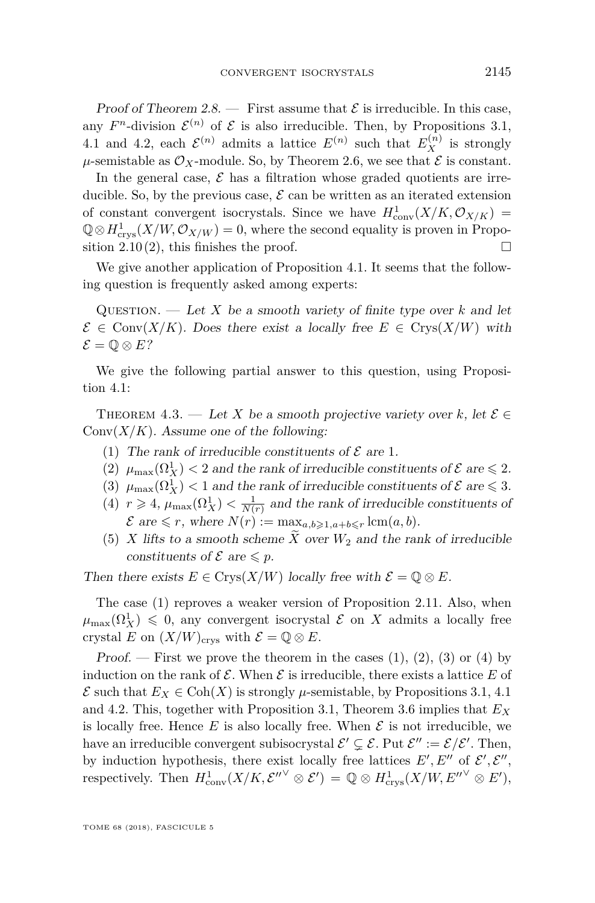*Proof of Theorem 2.8.* — First assume that $\mathcal{E}$ is irreducible. In this case, any $F^n$-division $\mathcal{E}^{(n)}$ of $\mathcal{E}$ is also irreducible. Then, by Propositions 3.1, 4.1 and 4.2, each $\mathcal{E}^{(n)}$ admits a lattice $E^{(n)}$ such that $E^{(n)}_X$ is strongly $\mu$-semistable as $\mathcal{O}_X$-module. So, by Theorem 2.6, we see that $\mathcal{E}$ is constant.

In the general case, $\mathcal{E}$ has a filtration whose graded quotients are irreducible. So, by the previous case, $\mathcal{E}$ can be written as an iterated extension of constant convergent isocrystals. Since we have $H^1_{\mathrm{conv}}(X/K, \mathcal{O}_{X/K}) = \mathbb{Q} \otimes H^1_{\mathrm{crys}}(X/W, \mathcal{O}_{X/W}) = 0$, where the second equality is proven in Proposition 2.10 (2), this finishes the proof. □

We give another application of Proposition 4.1. It seems that the following question is frequently asked among experts:

Question. — *Let $X$ be a smooth variety of finite type over $k$ and let $\mathcal{E} \in \mathrm{Conv}(X/K)$. Does there exist a locally free $E \in \mathrm{Crys}(X/W)$ with $\mathcal{E} = \mathbb{Q} \otimes E$?*

We give the following partial answer to this question, using Proposition 4.1:

Theorem 4.3. — *Let $X$ be a smooth projective variety over $k$, let $\mathcal{E} \in \mathrm{Conv}(X/K)$. Assume one of the following:*

1. *The rank of irreducible constituents of $\mathcal{E}$ are 1.*
2. *$\mu_{\max}(\Omega^1_X) < 2$ and the rank of irreducible constituents of $\mathcal{E}$ are $\leqslant 2$.*
3. *$\mu_{\max}(\Omega^1_X) < 1$ and the rank of irreducible constituents of $\mathcal{E}$ are $\leqslant 3$.*
4. *$r \geqslant 4$, $\mu_{\max}(\Omega^1_X) < \frac{1}{N(r)}$ and the rank of irreducible constituents of $\mathcal{E}$ are $\leqslant r$, where $N(r) := \max_{a,b \geqslant 1, a+b \leqslant r} \mathrm{lcm}(a,b)$.*
5. *$X$ lifts to a smooth scheme $\widehat{X}$ over $W_2$ and the rank of irreducible constituents of $\mathcal{E}$ are $\leqslant p$.*

*Then there exists $E \in \mathrm{Crys}(X/W)$ locally free with $\mathcal{E} = \mathbb{Q} \otimes E$.*

The case (1) reproves a weaker version of Proposition 2.11. Also, when $\mu_{\max}(\Omega^1_X) \leqslant 0$, any convergent isocrystal $\mathcal{E}$ on $X$ admits a locally free crystal $E$ on $(X/W)_{\mathrm{crys}}$ with $\mathcal{E} = \mathbb{Q} \otimes E$.

*Proof.* — First we prove the theorem in the cases (1), (2), (3) or (4) by induction on the rank of $\mathcal{E}$. When $\mathcal{E}$ is irreducible, there exists a lattice $E$ of $\mathcal{E}$ such that $E_X \in \mathrm{Coh}(X)$ is strongly $\mu$-semistable, by Propositions 3.1, 4.1 and 4.2. This, together with Proposition 3.1, Theorem 3.6 implies that $E_X$ is locally free. Hence $E$ is also locally free. When $\mathcal{E}$ is not irreducible, we have an irreducible convergent subisocrystal $\mathcal{E}' \subsetneq \mathcal{E}$. Put $\mathcal{E}'' := \mathcal{E}/\mathcal{E}'$. Then, by induction hypothesis, there exist locally free lattices $E', E''$ of $\mathcal{E}', \mathcal{E}''$, respectively. Then $H^1_{\mathrm{conv}}(X/K, \mathcal{E}''^{\vee} \otimes \mathcal{E}') = \mathbb{Q} \otimes H^1_{\mathrm{crys}}(X/W, E''^{\vee} \otimes E')$,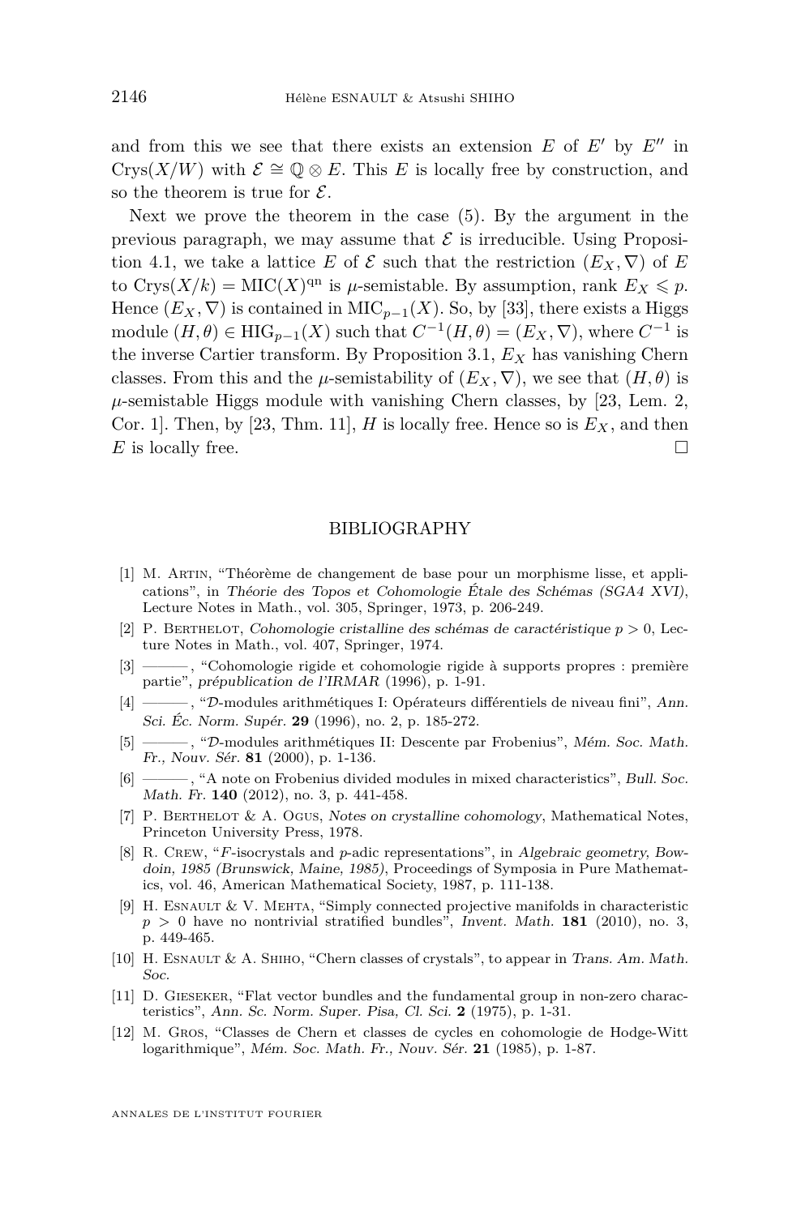and from this we see that there exists an extension $E$ of $E'$ by $E''$ in $\mathrm{Crys}(X/W)$ with $\mathcal{E} \cong \mathbb{Q} \otimes E$. This $E$ is locally free by construction, and so the theorem is true for $\mathcal{E}$.

Next we prove the theorem in the case (5). By the argument in the previous paragraph, we may assume that $\mathcal{E}$ is irreducible. Using Proposition 4.1, we take a lattice $E$ of $\mathcal{E}$ such that the restriction $(E_X, \nabla)$ of $E$ to $\mathrm{Crys}(X/k) = \mathrm{MIC}(X)^{\mathrm{qn}}$ is $\mu$-semistable. By assumption, rank $E_X \leqslant p$. Hence $(E_X, \nabla)$ is contained in $\mathrm{MIC}_{p-1}(X)$. So, by [33], there exists a Higgs module $(H, \theta) \in \mathrm{HIG}_{p-1}(X)$ such that $C^{-1}(H, \theta) = (E_X, \nabla)$, where $C^{-1}$ is the inverse Cartier transform. By Proposition 3.1, $E_X$ has vanishing Chern classes. From this and the $\mu$-semistability of $(E_X, \nabla)$, we see that $(H, \theta)$ is $\mu$-semistable Higgs module with vanishing Chern classes, by [23, Lem. 2, Cor. 1]. Then, by [23, Thm. 11], $H$ is locally free. Hence so is $E_X$, and then $E$ is locally free. □

## BIBLIOGRAPHY

[1] M. Artin, "Théorème de changement de base pour un morphisme lisse, et applications", in *Théorie des Topos et Cohomologie Étale des Schémas (SGA4 XVI)*, Lecture Notes in Math., vol. 305, Springer, 1973, p. 206-249.

[2] P. Berthelot, *Cohomologie cristalline des schémas de caractéristique $p > 0$*, Lecture Notes in Math., vol. 407, Springer, 1974.

[3] ———, "Cohomologie rigide et cohomologie rigide à supports propres : première partie", *prépublication de l'IRMAR* (1996), p. 1-91.

[4] ———, "$\mathcal{D}$-modules arithmétiques I: Opérateurs différentiels de niveau fini", *Ann. Sci. Éc. Norm. Supér.* **29** (1996), no. 2, p. 185-272.

[5] ———, "$\mathcal{D}$-modules arithmétiques II: Descente par Frobenius", *Mém. Soc. Math. Fr., Nouv. Sér.* **81** (2000), p. 1-136.

[6] ———, "A note on Frobenius divided modules in mixed characteristics", *Bull. Soc. Math. Fr.* **140** (2012), no. 3, p. 441-458.

[7] P. Berthelot & A. Ogus, *Notes on crystalline cohomology*, Mathematical Notes, Princeton University Press, 1978.

[8] R. Crew, "$F$-isocrystals and $p$-adic representations", in *Algebraic geometry, Bowdoin, 1985 (Brunswick, Maine, 1985)*, Proceedings of Symposia in Pure Mathematics, vol. 46, American Mathematical Society, 1987, p. 111-138.

[9] H. Esnault & V. Mehta, "Simply connected projective manifolds in characteristic $p > 0$ have no nontrivial stratified bundles", *Invent. Math.* **181** (2010), no. 3, p. 449-465.

[10] H. Esnault & A. Shiho, "Chern classes of crystals", to appear in *Trans. Am. Math. Soc.*

[11] D. Gieseker, "Flat vector bundles and the fundamental group in non-zero characteristics", *Ann. Sc. Norm. Super. Pisa, Cl. Sci.* **2** (1975), p. 1-31.

[12] M. Gros, "Classes de Chern et classes de cycles en cohomologie de Hodge-Witt logarithmique", *Mém. Soc. Math. Fr., Nouv. Sér.* **21** (1985), p. 1-87.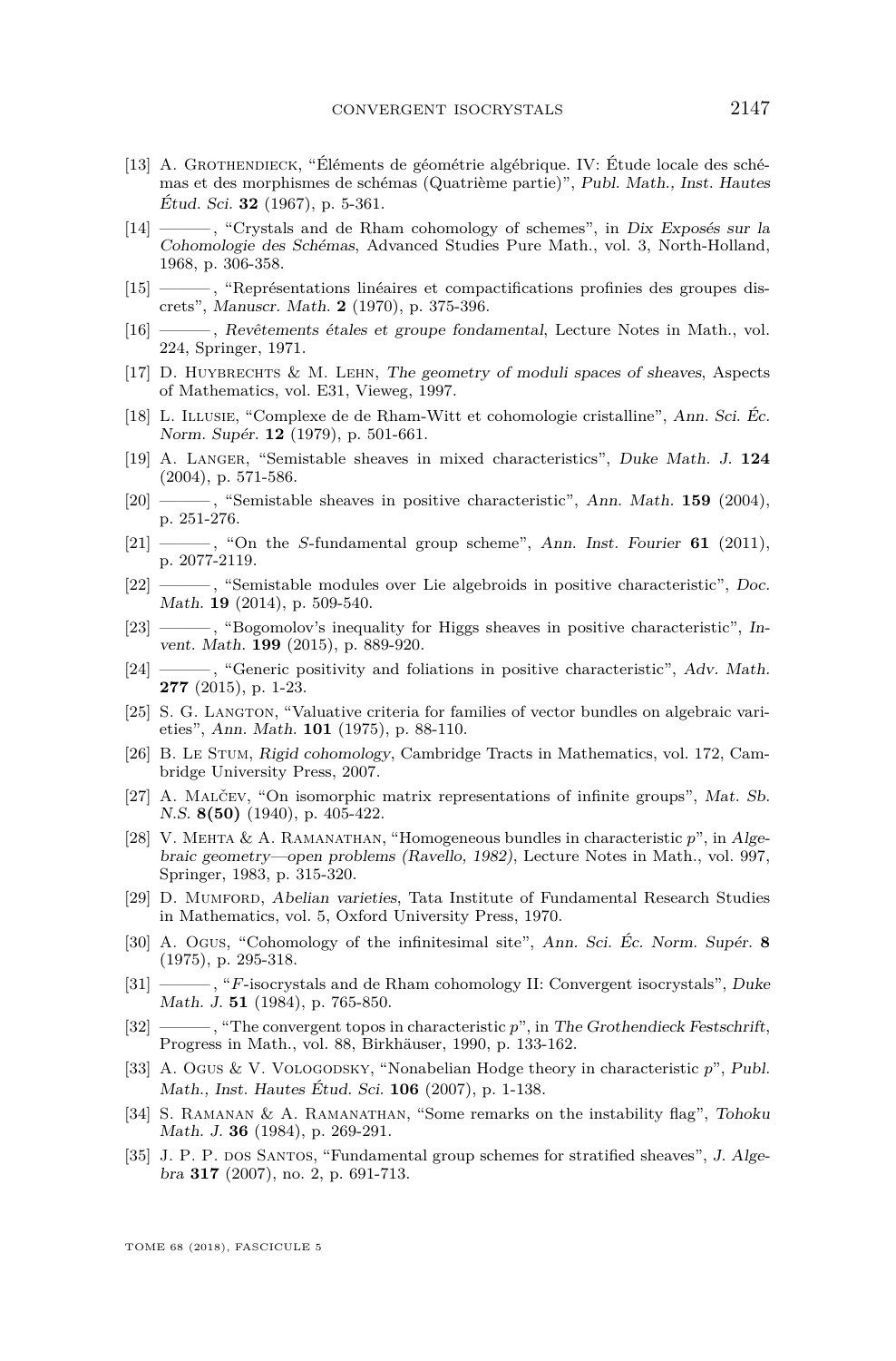[13] A. Grothendieck, “Éléments de géométrie algébrique. IV: Étude locale des schémas et des morphismes de schémas (Quatrième partie)”, *Publ. Math., Inst. Hautes Étud. Sci.* **32** (1967), p. 5-361.

[14] ———, “Crystals and de Rham cohomology of schemes”, in *Dix Exposés sur la Cohomologie des Schémas*, Advanced Studies Pure Math., vol. 3, North-Holland, 1968, p. 306-358.

[15] ———, “Représentations linéaires et compactifications profinies des groupes discrets”, *Manuscr. Math.* **2** (1970), p. 375-396.

[16] ———, *Revêtements étales et groupe fondamental*, Lecture Notes in Math., vol. 224, Springer, 1971.

[17] D. Huybrechts & M. Lehn, *The geometry of moduli spaces of sheaves*, Aspects of Mathematics, vol. E31, Vieweg, 1997.

[18] L. Illusie, “Complexe de de Rham-Witt et cohomologie cristalline”, *Ann. Sci. Éc. Norm. Supér.* **12** (1979), p. 501-661.

[19] A. Langer, “Semistable sheaves in mixed characteristics”, *Duke Math. J.* **124** (2004), p. 571-586.

[20] ———, “Semistable sheaves in positive characteristic”, *Ann. Math.* **159** (2004), p. 251-276.

[21] ———, “On the $S$-fundamental group scheme”, *Ann. Inst. Fourier* **61** (2011), p. 2077-2119.

[22] ———, “Semistable modules over Lie algebroids in positive characteristic”, *Doc. Math.* **19** (2014), p. 509-540.

[23] ———, “Bogomolov's inequality for Higgs sheaves in positive characteristic”, *Invent. Math.* **199** (2015), p. 889-920.

[24] ———, “Generic positivity and foliations in positive characteristic”, *Adv. Math.* **277** (2015), p. 1-23.

[25] S. G. Langton, “Valuative criteria for families of vector bundles on algebraic varieties”, *Ann. Math.* **101** (1975), p. 88-110.

[26] B. Le Stum, *Rigid cohomology*, Cambridge Tracts in Mathematics, vol. 172, Cambridge University Press, 2007.

[27] A. Malčev, “On isomorphic matrix representations of infinite groups”, *Mat. Sb. N.S.* **8(50)** (1940), p. 405-422.

[28] V. Mehta & A. Ramanathan, “Homogeneous bundles in characteristic $p$”, in *Algebraic geometry—open problems (Ravello, 1982)*, Lecture Notes in Math., vol. 997, Springer, 1983, p. 315-320.

[29] D. Mumford, *Abelian varieties*, Tata Institute of Fundamental Research Studies in Mathematics, vol. 5, Oxford University Press, 1970.

[30] A. Ogus, “Cohomology of the infinitesimal site”, *Ann. Sci. Éc. Norm. Supér.* **8** (1975), p. 295-318.

[31] ———, “$F$-isocrystals and de Rham cohomology II: Convergent isocrystals”, *Duke Math. J.* **51** (1984), p. 765-850.

[32] ———, “The convergent topos in characteristic $p$”, in *The Grothendieck Festschrift*, Progress in Math., vol. 88, Birkhäuser, 1990, p. 133-162.

[33] A. Ogus & V. Vologodsky, “Nonabelian Hodge theory in characteristic $p$”, *Publ. Math., Inst. Hautes Étud. Sci.* **106** (2007), p. 1-138.

[34] S. Ramanan & A. Ramanathan, “Some remarks on the instability flag”, *Tohoku Math. J.* **36** (1984), p. 269-291.

[35] J. P. P. dos Santos, “Fundamental group schemes for stratified sheaves”, *J. Algebra* **317** (2007), no. 2, p. 691-713.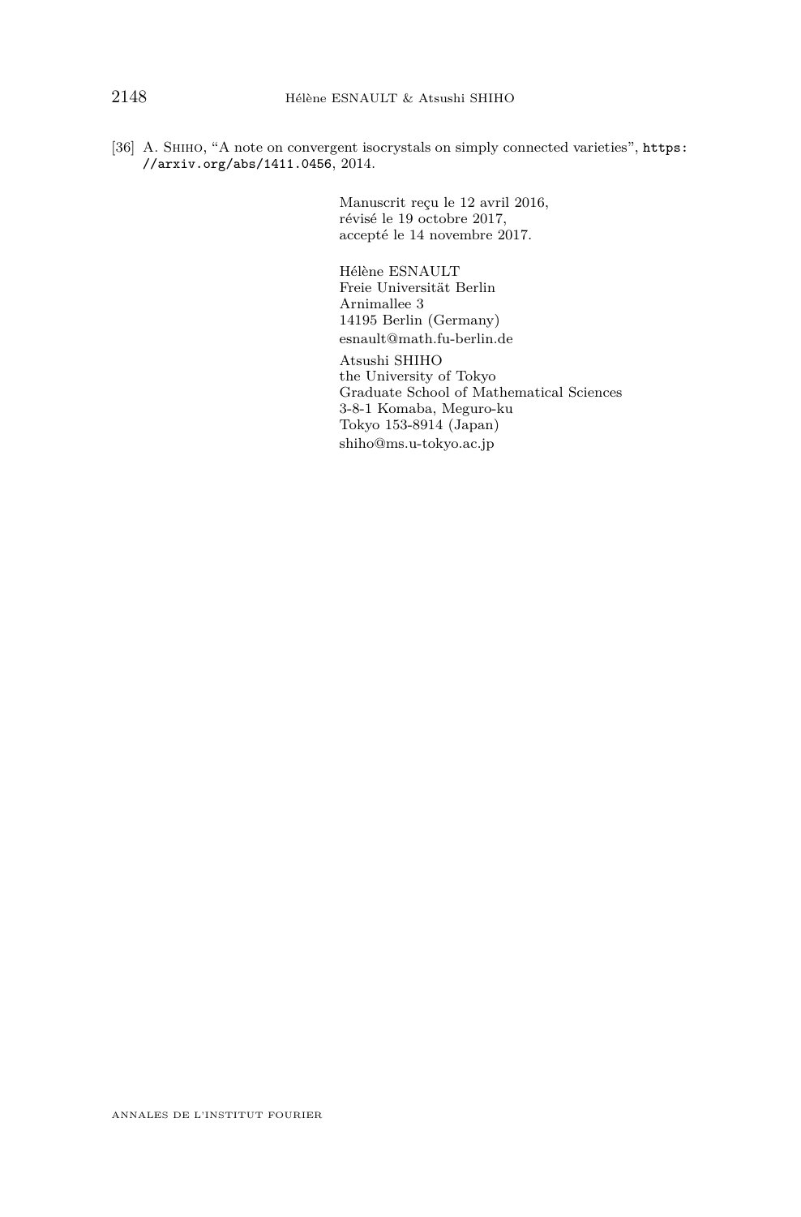[36] A. Shiho, "A note on convergent isocrystals on simply connected varieties", https://arxiv.org/abs/1411.0456, 2014.

Manuscrit reçu le 12 avril 2016,  
révisé le 19 octobre 2017,  
accepté le 14 novembre 2017.

Hélène ESNAULT  
Freie Universität Berlin  
Arnimallee 3  
14195 Berlin (Germany)  
esnault@math.fu-berlin.de

Atsushi SHIHO  
the University of Tokyo  
Graduate School of Mathematical Sciences  
3-8-1 Komaba, Meguro-ku  
Tokyo 153-8914 (Japan)  
shiho@ms.u-tokyo.ac.jp